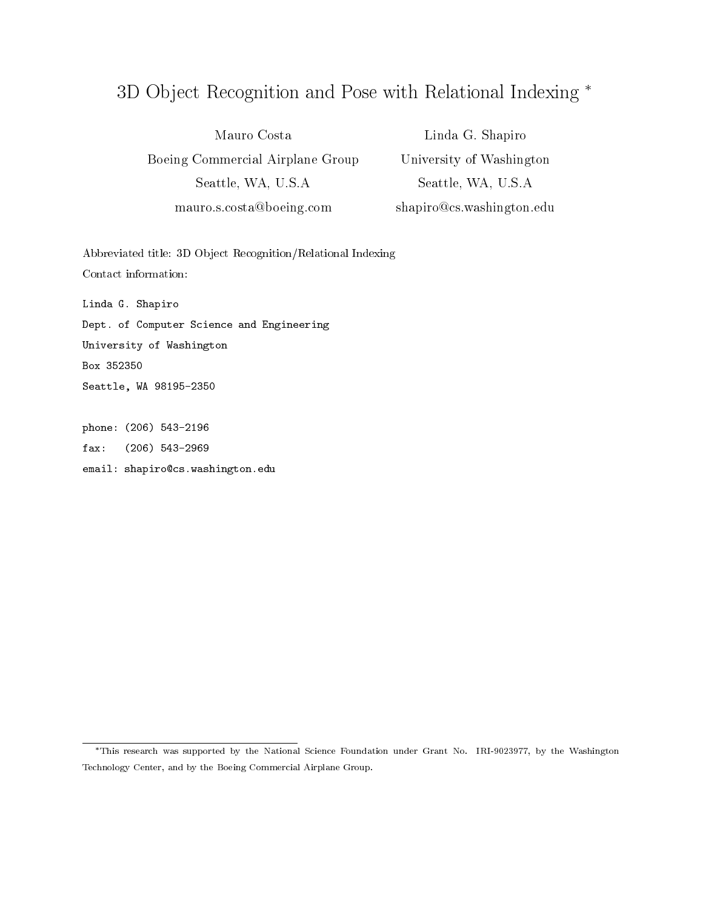# 3D Object Recognition and Pose with Relational Indexing *

| Mauro Costa | Linda G. Shapiro |
|---|---|
| Boeing Commercial Airplane Group | University of Washington |
| Seattle, WA, U.S.A | Seattle, WA, U.S.A |
| mauro.s.costa@boeing.com | shapiro@cs.washington.edu |

Abbreviated title: 3D Object Recognition/Relational Indexing

Contact information:

```
Linda G. Shapiro
Dept. of Computer Science and Engineering
University of Washington
Box 352350
Seattle, WA 98195-2350

phone: (206) 543-2196
fax:   (206) 543-2969
email: shapiro@cs.washington.edu
```

*This research was supported by the National Science Foundation under Grant No. IRI-9023977, by the Washington Technology Center, and by the Boeing Commercial Airplane Group.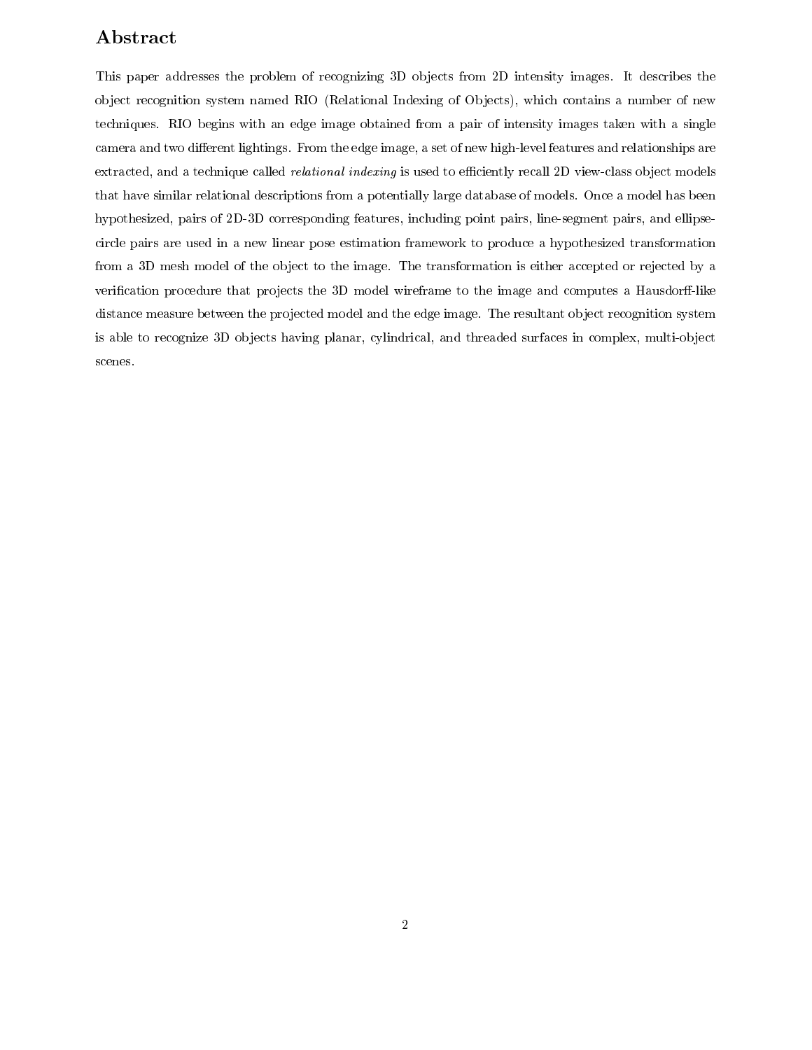## Abstract

This paper addresses the problem of recognizing 3D objects from 2D intensity images. It describes the object recognition system named RIO (Relational Indexing of Objects), which contains a number of new techniques. RIO begins with an edge image obtained from a pair of intensity images taken with a single camera and two different lightings. From the edge image, a set of new high-level features and relationships are extracted, and a technique called *relational indexing* is used to efficiently recall 2D view-class object models that have similar relational descriptions from a potentially large database of models. Once a model has been hypothesized, pairs of 2D-3D corresponding features, including point pairs, line-segment pairs, and ellipse-circle pairs are used in a new linear pose estimation framework to produce a hypothesized transformation from a 3D mesh model of the object to the image. The transformation is either accepted or rejected by a verification procedure that projects the 3D model wireframe to the image and computes a Hausdorff-like distance measure between the projected model and the edge image. The resultant object recognition system is able to recognize 3D objects having planar, cylindrical, and threaded surfaces in complex, multi-object scenes.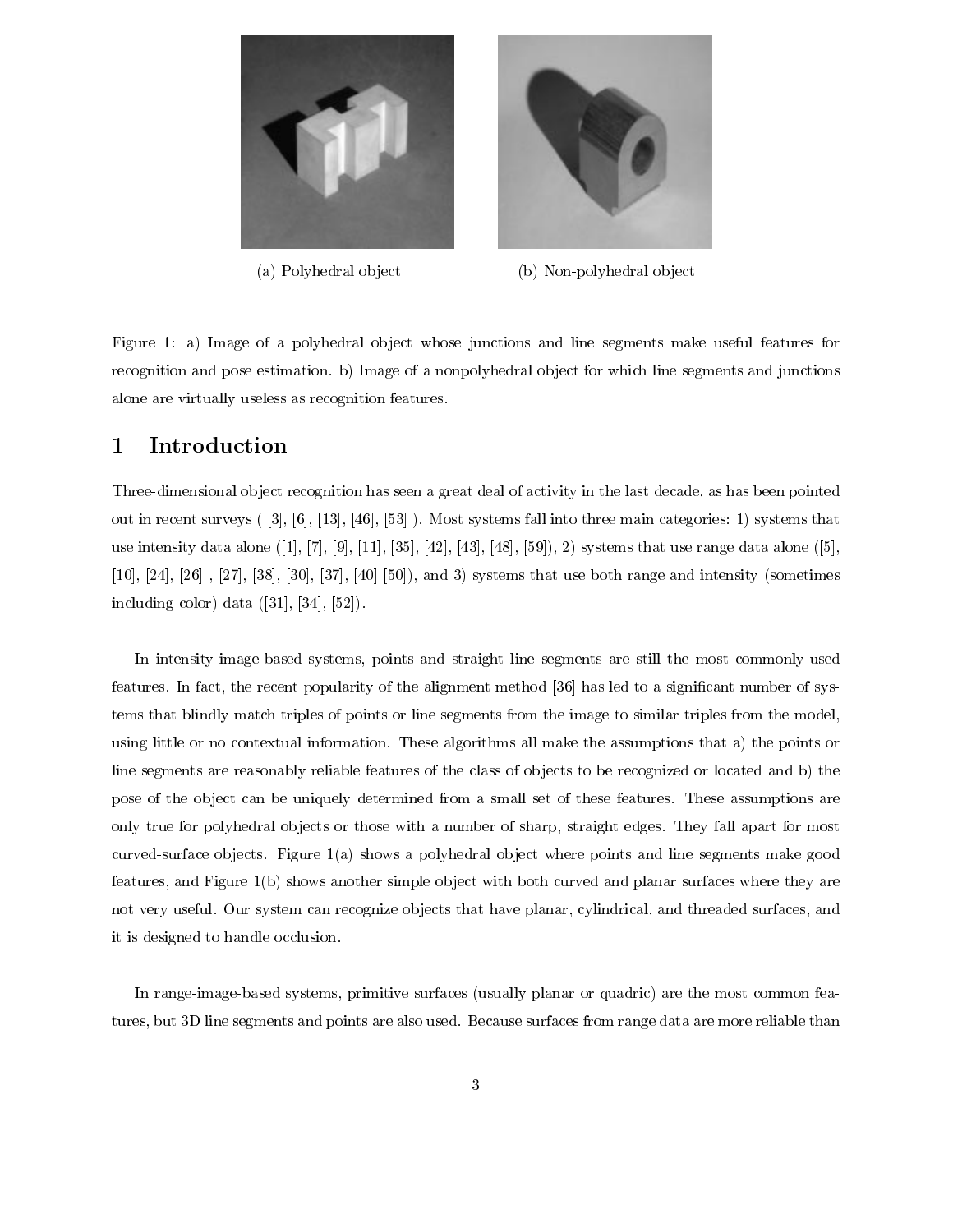(a) Polyhedral object

(b) Non-polyhedral object

Figure 1: a) Image of a polyhedral object whose junctions and line segments make useful features for recognition and pose estimation. b) Image of a nonpolyhedral object for which line segments and junctions alone are virtually useless as recognition features.

## 1 Introduction

Three-dimensional object recognition has seen a great deal of activity in the last decade, as has been pointed out in recent surveys ( [3], [6], [13], [46], [53] ). Most systems fall into three main categories: 1) systems that use intensity data alone ([1], [7], [9], [11], [35], [42], [43], [48], [59]), 2) systems that use range data alone ([5], [10], [24], [26] , [27], [38], [30], [37], [40] [50]), and 3) systems that use both range and intensity (sometimes including color) data ([31], [34], [52]).

In intensity-image-based systems, points and straight line segments are still the most commonly-used features. In fact, the recent popularity of the alignment method [36] has led to a significant number of systems that blindly match triples of points or line segments from the image to similar triples from the model, using little or no contextual information. These algorithms all make the assumptions that a) the points or line segments are reasonably reliable features of the class of objects to be recognized or located and b) the pose of the object can be uniquely determined from a small set of these features. These assumptions are only true for polyhedral objects or those with a number of sharp, straight edges. They fall apart for most curved-surface objects. Figure 1(a) shows a polyhedral object where points and line segments make good features, and Figure 1(b) shows another simple object with both curved and planar surfaces where they are not very useful. Our system can recognize objects that have planar, cylindrical, and threaded surfaces, and it is designed to handle occlusion.

In range-image-based systems, primitive surfaces (usually planar or quadric) are the most common features, but 3D line segments and points are also used. Because surfaces from range data are more reliable than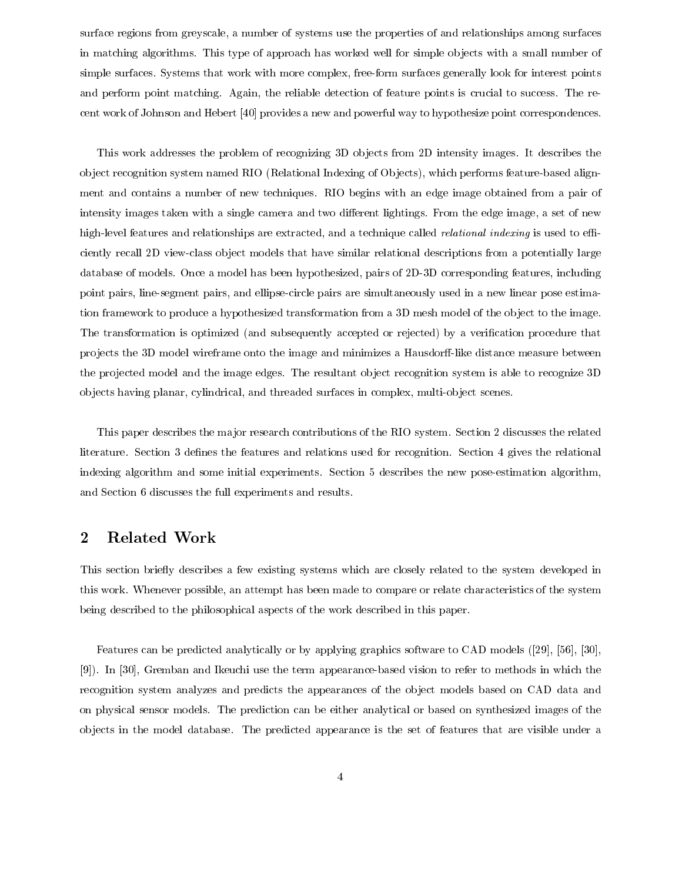surface regions from greyscale, a number of systems use the properties of and relationships among surfaces in matching algorithms. This type of approach has worked well for simple objects with a small number of simple surfaces. Systems that work with more complex, free-form surfaces generally look for interest points and perform point matching. Again, the reliable detection of feature points is crucial to success. The recent work of Johnson and Hebert [40] provides a new and powerful way to hypothesize point correspondences.

This work addresses the problem of recognizing 3D objects from 2D intensity images. It describes the object recognition system named RIO (Relational Indexing of Objects), which performs feature-based alignment and contains a number of new techniques. RIO begins with an edge image obtained from a pair of intensity images taken with a single camera and two different lightings. From the edge image, a set of new high-level features and relationships are extracted, and a technique called *relational indexing* is used to efficiently recall 2D view-class object models that have similar relational descriptions from a potentially large database of models. Once a model has been hypothesized, pairs of 2D-3D corresponding features, including point pairs, line-segment pairs, and ellipse-circle pairs are simultaneously used in a new linear pose estimation framework to produce a hypothesized transformation from a 3D mesh model of the object to the image. The transformation is optimized (and subsequently accepted or rejected) by a verification procedure that projects the 3D model wireframe onto the image and minimizes a Hausdorff-like distance measure between the projected model and the image edges. The resultant object recognition system is able to recognize 3D objects having planar, cylindrical, and threaded surfaces in complex, multi-object scenes.

This paper describes the major research contributions of the RIO system. Section 2 discusses the related literature. Section 3 defines the features and relations used for recognition. Section 4 gives the relational indexing algorithm and some initial experiments. Section 5 describes the new pose-estimation algorithm, and Section 6 discusses the full experiments and results.

## 2 Related Work

This section briefly describes a few existing systems which are closely related to the system developed in this work. Whenever possible, an attempt has been made to compare or relate characteristics of the system being described to the philosophical aspects of the work described in this paper.

Features can be predicted analytically or by applying graphics software to CAD models ([29], [56], [30], [9]). In [30], Gremban and Ikeuchi use the term appearance-based vision to refer to methods in which the recognition system analyzes and predicts the appearances of the object models based on CAD data and on physical sensor models. The prediction can be either analytical or based on synthesized images of the objects in the model database. The predicted appearance is the set of features that are visible under a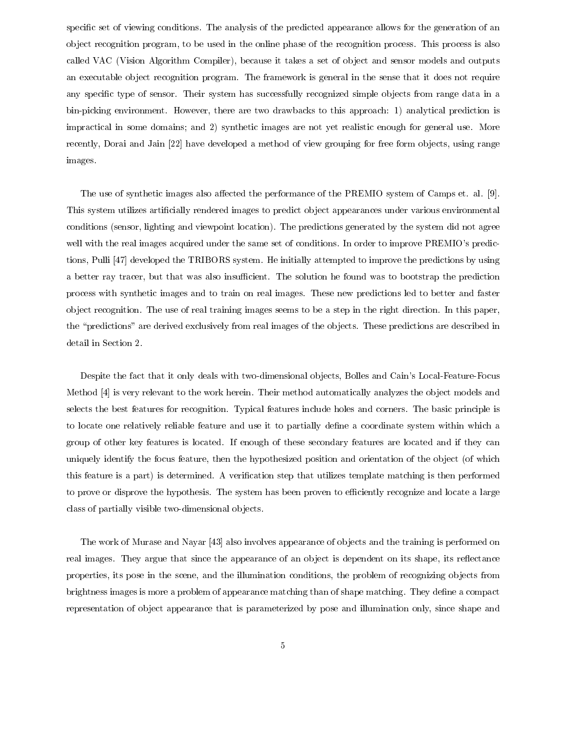specific set of viewing conditions. The analysis of the predicted appearance allows for the generation of an object recognition program, to be used in the online phase of the recognition process. This process is also called VAC (Vision Algorithm Compiler), because it takes a set of object and sensor models and outputs an executable object recognition program. The framework is general in the sense that it does not require any specific type of sensor. Their system has successfully recognized simple objects from range data in a bin-picking environment. However, there are two drawbacks to this approach: 1) analytical prediction is impractical in some domains; and 2) synthetic images are not yet realistic enough for general use. More recently, Dorai and Jain [22] have developed a method of view grouping for free form objects, using range images.

The use of synthetic images also affected the performance of the PREMIO system of Camps et. al. [9]. This system utilizes artificially rendered images to predict object appearances under various environmental conditions (sensor, lighting and viewpoint location). The predictions generated by the system did not agree well with the real images acquired under the same set of conditions. In order to improve PREMIO's predictions, Pulli [47] developed the TRIBORS system. He initially attempted to improve the predictions by using a better ray tracer, but that was also insufficient. The solution he found was to bootstrap the prediction process with synthetic images and to train on real images. These new predictions led to better and faster object recognition. The use of real training images seems to be a step in the right direction. In this paper, the "predictions" are derived exclusively from real images of the objects. These predictions are described in detail in Section 2.

Despite the fact that it only deals with two-dimensional objects, Bolles and Cain's Local-Feature-Focus Method [4] is very relevant to the work herein. Their method automatically analyzes the object models and selects the best features for recognition. Typical features include holes and corners. The basic principle is to locate one relatively reliable feature and use it to partially define a coordinate system within which a group of other key features is located. If enough of these secondary features are located and if they can uniquely identify the focus feature, then the hypothesized position and orientation of the object (of which this feature is a part) is determined. A verification step that utilizes template matching is then performed to prove or disprove the hypothesis. The system has been proven to efficiently recognize and locate a large class of partially visible two-dimensional objects.

The work of Murase and Nayar [43] also involves appearance of objects and the training is performed on real images. They argue that since the appearance of an object is dependent on its shape, its reflectance properties, its pose in the scene, and the illumination conditions, the problem of recognizing objects from brightness images is more a problem of appearance matching than of shape matching. They define a compact representation of object appearance that is parameterized by pose and illumination only, since shape and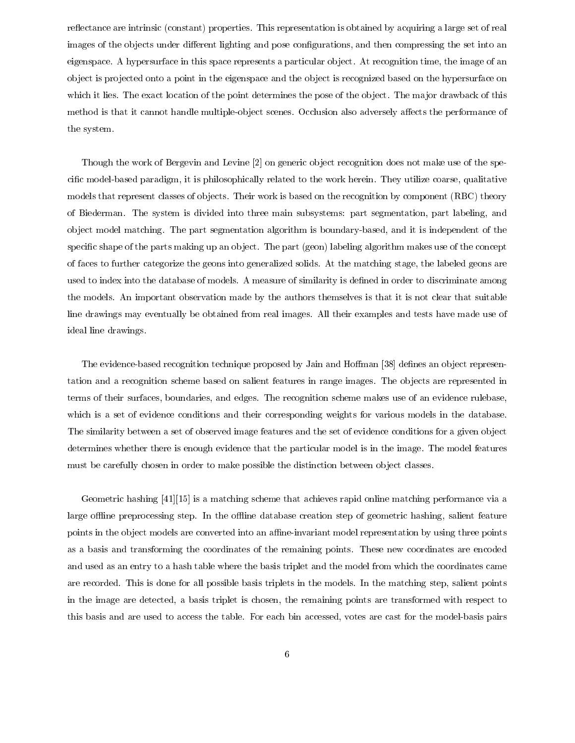reflectance are intrinsic (constant) properties. This representation is obtained by acquiring a large set of real images of the objects under different lighting and pose configurations, and then compressing the set into an eigenspace. A hypersurface in this space represents a particular object. At recognition time, the image of an object is projected onto a point in the eigenspace and the object is recognized based on the hypersurface on which it lies. The exact location of the point determines the pose of the object. The major drawback of this method is that it cannot handle multiple-object scenes. Occlusion also adversely affects the performance of the system.

Though the work of Bergevin and Levine [2] on generic object recognition does not make use of the specific model-based paradigm, it is philosophically related to the work herein. They utilize coarse, qualitative models that represent classes of objects. Their work is based on the recognition by component (RBC) theory of Biederman. The system is divided into three main subsystems: part segmentation, part labeling, and object model matching. The part segmentation algorithm is boundary-based, and it is independent of the specific shape of the parts making up an object. The part (geon) labeling algorithm makes use of the concept of faces to further categorize the geons into generalized solids. At the matching stage, the labeled geons are used to index into the database of models. A measure of similarity is defined in order to discriminate among the models. An important observation made by the authors themselves is that it is not clear that suitable line drawings may eventually be obtained from real images. All their examples and tests have made use of ideal line drawings.

The evidence-based recognition technique proposed by Jain and Hoffman [38] defines an object representation and a recognition scheme based on salient features in range images. The objects are represented in terms of their surfaces, boundaries, and edges. The recognition scheme makes use of an evidence rulebase, which is a set of evidence conditions and their corresponding weights for various models in the database. The similarity between a set of observed image features and the set of evidence conditions for a given object determines whether there is enough evidence that the particular model is in the image. The model features must be carefully chosen in order to make possible the distinction between object classes.

Geometric hashing [41][15] is a matching scheme that achieves rapid online matching performance via a large offline preprocessing step. In the offline database creation step of geometric hashing, salient feature points in the object models are converted into an affine-invariant model representation by using three points as a basis and transforming the coordinates of the remaining points. These new coordinates are encoded and used as an entry to a hash table where the basis triplet and the model from which the coordinates came are recorded. This is done for all possible basis triplets in the models. In the matching step, salient points in the image are detected, a basis triplet is chosen, the remaining points are transformed with respect to this basis and are used to access the table. For each bin accessed, votes are cast for the model-basis pairs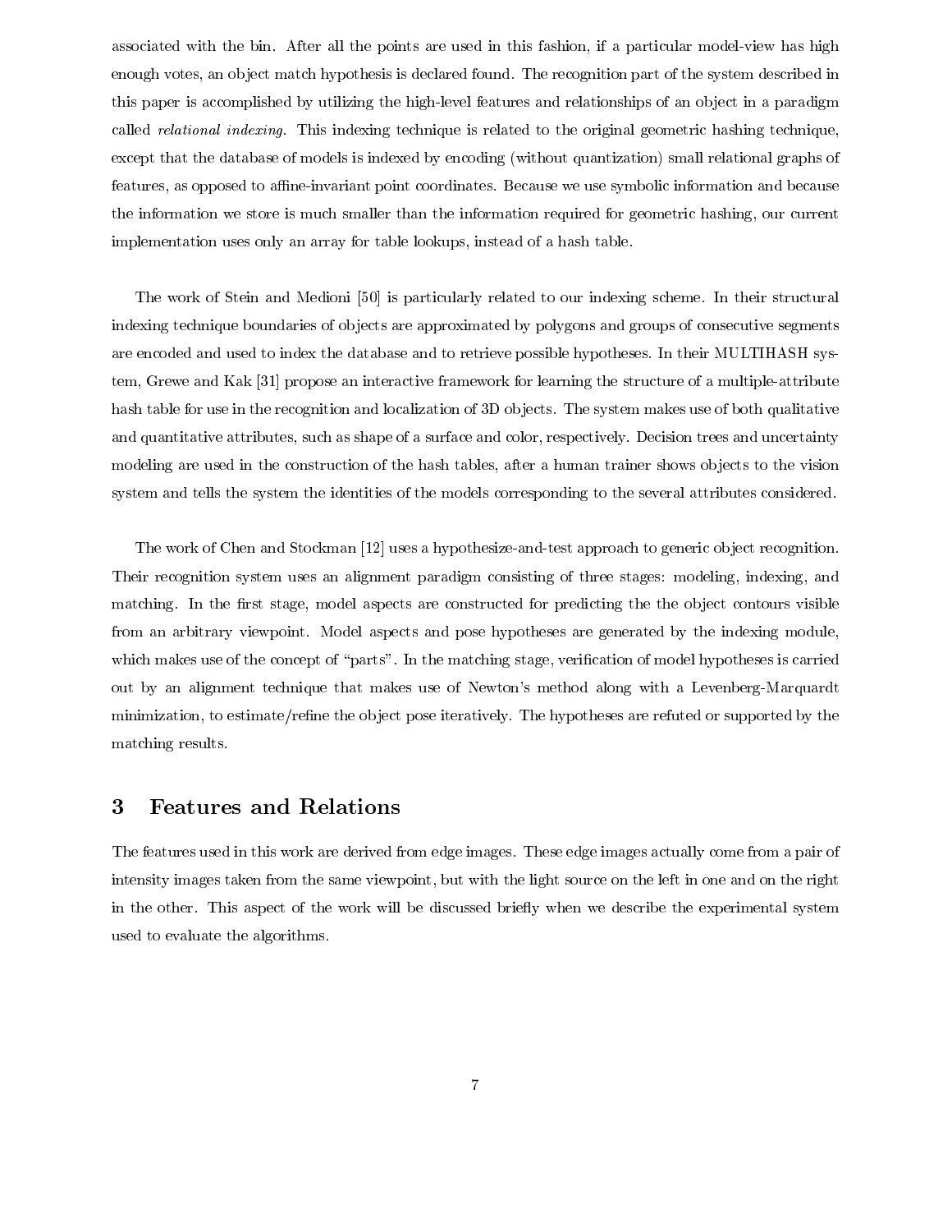associated with the bin. After all the points are used in this fashion, if a particular model-view has high enough votes, an object match hypothesis is declared found. The recognition part of the system described in this paper is accomplished by utilizing the high-level features and relationships of an object in a paradigm called *relational indexing*. This indexing technique is related to the original geometric hashing technique, except that the database of models is indexed by encoding (without quantization) small relational graphs of features, as opposed to affine-invariant point coordinates. Because we use symbolic information and because the information we store is much smaller than the information required for geometric hashing, our current implementation uses only an array for table lookups, instead of a hash table.

The work of Stein and Medioni [50] is particularly related to our indexing scheme. In their structural indexing technique boundaries of objects are approximated by polygons and groups of consecutive segments are encoded and used to index the database and to retrieve possible hypotheses. In their MULTIHASH system, Grewe and Kak [31] propose an interactive framework for learning the structure of a multiple-attribute hash table for use in the recognition and localization of 3D objects. The system makes use of both qualitative and quantitative attributes, such as shape of a surface and color, respectively. Decision trees and uncertainty modeling are used in the construction of the hash tables, after a human trainer shows objects to the vision system and tells the system the identities of the models corresponding to the several attributes considered.

The work of Chen and Stockman [12] uses a hypothesize-and-test approach to generic object recognition. Their recognition system uses an alignment paradigm consisting of three stages: modeling, indexing, and matching. In the first stage, model aspects are constructed for predicting the the object contours visible from an arbitrary viewpoint. Model aspects and pose hypotheses are generated by the indexing module, which makes use of the concept of "parts". In the matching stage, verification of model hypotheses is carried out by an alignment technique that makes use of Newton's method along with a Levenberg-Marquardt minimization, to estimate/refine the object pose iteratively. The hypotheses are refuted or supported by the matching results.

# 3 Features and Relations

The features used in this work are derived from edge images. These edge images actually come from a pair of intensity images taken from the same viewpoint, but with the light source on the left in one and on the right in the other. This aspect of the work will be discussed briefly when we describe the experimental system used to evaluate the algorithms.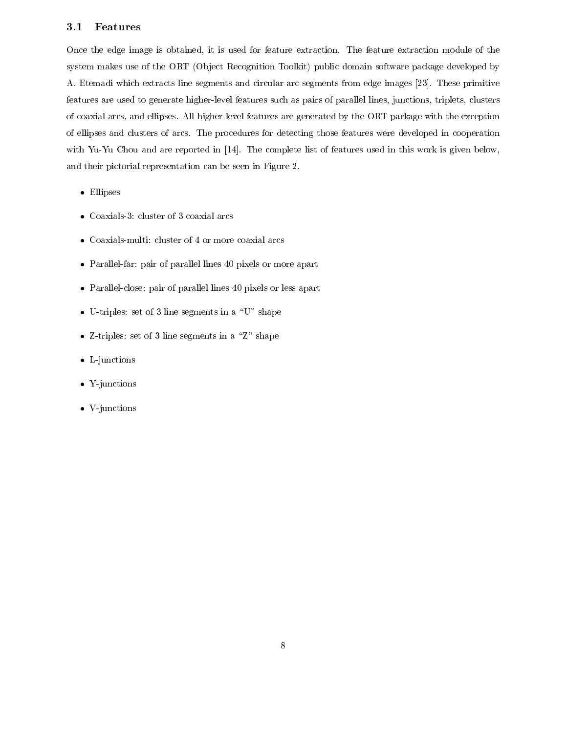### 3.1 Features

Once the edge image is obtained, it is used for feature extraction. The feature extraction module of the system makes use of the ORT (Object Recognition Toolkit) public domain software package developed by A. Etemadi which extracts line segments and circular arc segments from edge images [23]. These primitive features are used to generate higher-level features such as pairs of parallel lines, junctions, triplets, clusters of coaxial arcs, and ellipses. All higher-level features are generated by the ORT package with the exception of ellipses and clusters of arcs. The procedures for detecting those features were developed in cooperation with Yu-Yu Chou and are reported in [14]. The complete list of features used in this work is given below, and their pictorial representation can be seen in Figure 2.

- Ellipses
- Coaxials-3: cluster of 3 coaxial arcs
- Coaxials-multi: cluster of 4 or more coaxial arcs
- Parallel-far: pair of parallel lines 40 pixels or more apart
- Parallel-close: pair of parallel lines 40 pixels or less apart
- U-triples: set of 3 line segments in a "U" shape
- Z-triples: set of 3 line segments in a "Z" shape
- L-junctions
- Y-junctions
- V-junctions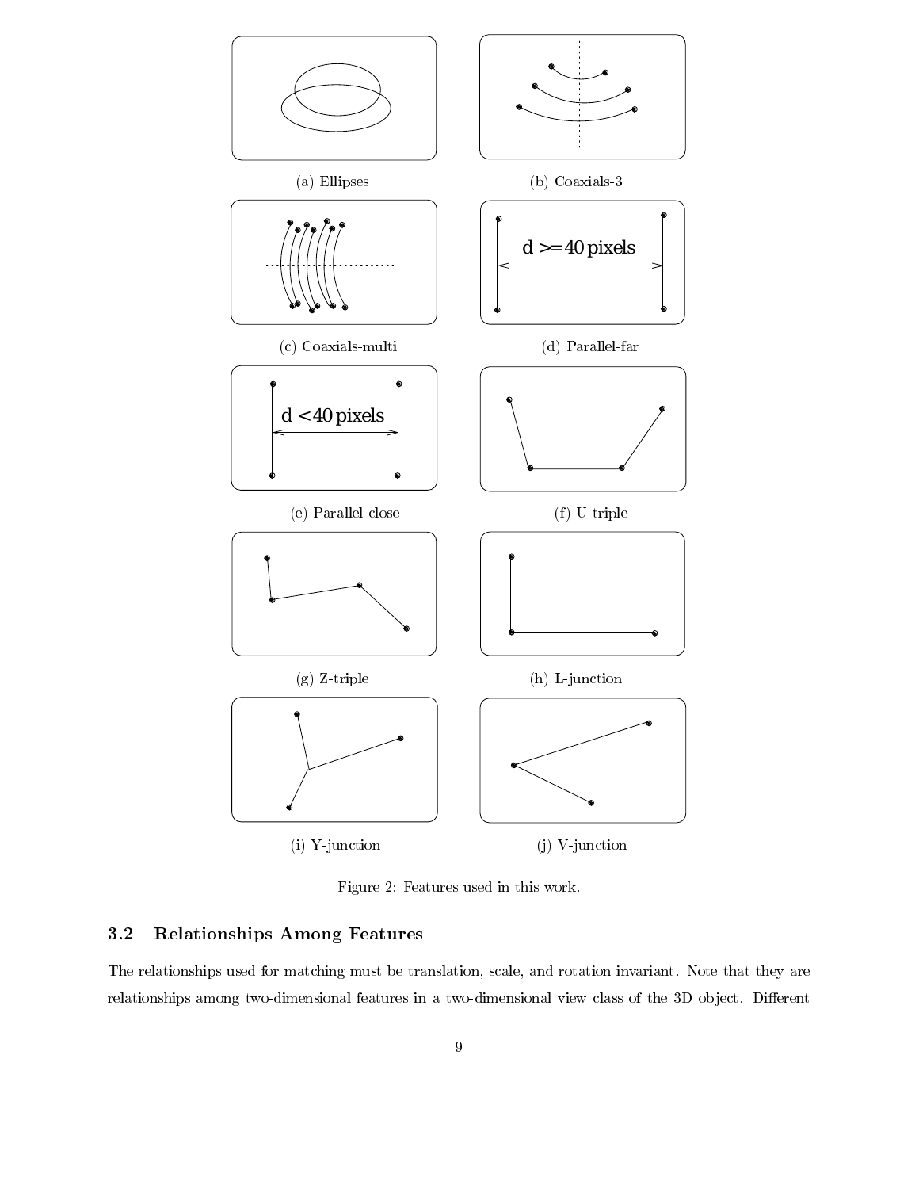(a) Ellipses

(b) Coaxials-3

(c) Coaxials-multi

(d) Parallel-far

(e) Parallel-close

(f) U-triple

(g) Z-triple

(h) L-junction

(i) Y-junction

(j) V-junction

Figure 2: Features used in this work.

### 3.2 Relationships Among Features

The relationships used for matching must be translation, scale, and rotation invariant. Note that they are relationships among two-dimensional features in a two-dimensional view class of the 3D object. Different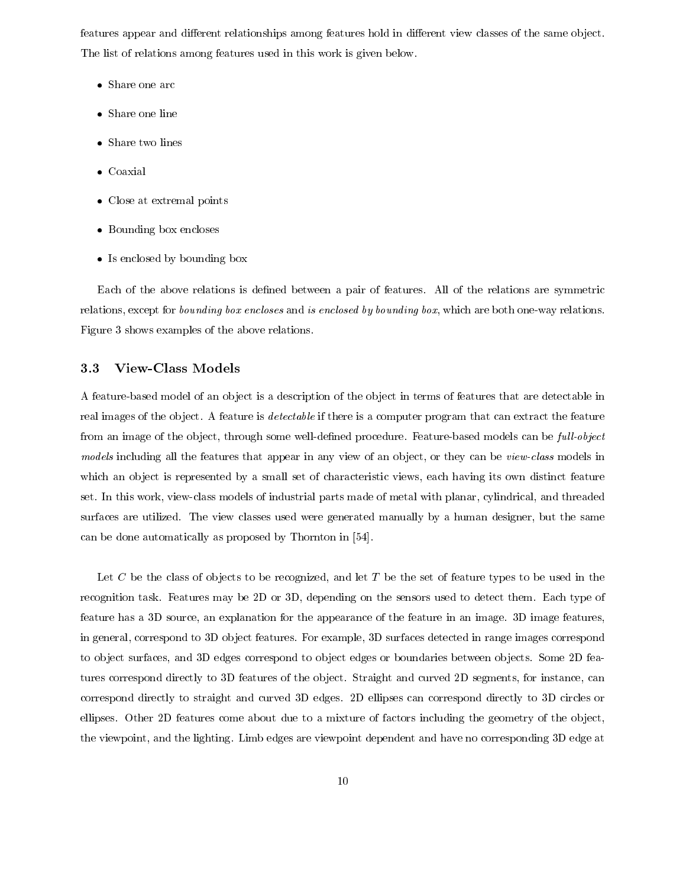features appear and different relationships among features hold in different view classes of the same object. The list of relations among features used in this work is given below.

- Share one arc
- Share one line
- Share two lines
- Coaxial
- Close at extremal points
- Bounding box encloses
- Is enclosed by bounding box

Each of the above relations is defined between a pair of features. All of the relations are symmetric relations, except for *bounding box encloses* and *is enclosed by bounding box*, which are both one-way relations. Figure 3 shows examples of the above relations.

### 3.3 View-Class Models

A feature-based model of an object is a description of the object in terms of features that are detectable in real images of the object. A feature is *detectable* if there is a computer program that can extract the feature from an image of the object, through some well-defined procedure. Feature-based models can be *full-object models* including all the features that appear in any view of an object, or they can be *view-class* models in which an object is represented by a small set of characteristic views, each having its own distinct feature set. In this work, view-class models of industrial parts made of metal with planar, cylindrical, and threaded surfaces are utilized. The view classes used were generated manually by a human designer, but the same can be done automatically as proposed by Thornton in [54].

Let $C$ be the class of objects to be recognized, and let $T$ be the set of feature types to be used in the recognition task. Features may be 2D or 3D, depending on the sensors used to detect them. Each type of feature has a 3D source, an explanation for the appearance of the feature in an image. 3D image features, in general, correspond to 3D object features. For example, 3D surfaces detected in range images correspond to object surfaces, and 3D edges correspond to object edges or boundaries between objects. Some 2D features correspond directly to 3D features of the object. Straight and curved 2D segments, for instance, can correspond directly to straight and curved 3D edges. 2D ellipses can correspond directly to 3D circles or ellipses. Other 2D features come about due to a mixture of factors including the geometry of the object, the viewpoint, and the lighting. Limb edges are viewpoint dependent and have no corresponding 3D edge at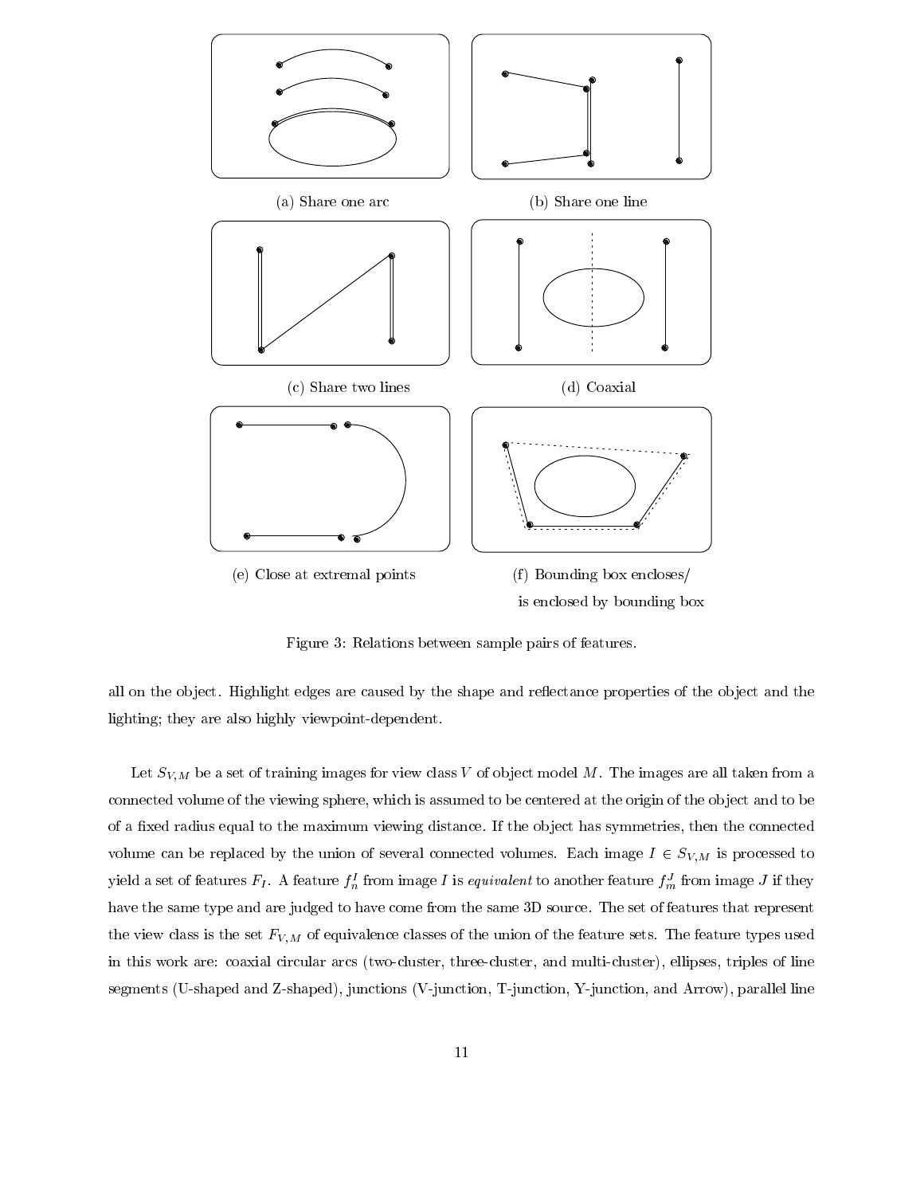(a) Share one arc

(b) Share one line

(c) Share two lines

(d) Coaxial

(e) Close at extremal points

(f) Bounding box encloses/ is enclosed by bounding box

Figure 3: Relations between sample pairs of features.

all on the object. Highlight edges are caused by the shape and reflectance properties of the object and the lighting; they are also highly viewpoint-dependent.

Let $S_{V,M}$ be a set of training images for view class $V$ of object model $M$. The images are all taken from a connected volume of the viewing sphere, which is assumed to be centered at the origin of the object and to be of a fixed radius equal to the maximum viewing distance. If the object has symmetries, then the connected volume can be replaced by the union of several connected volumes. Each image $I \in S_{V,M}$ is processed to yield a set of features $F_I$. A feature $f_n^I$ from image $I$ is *equivalent* to another feature $f_m^J$ from image $J$ if they have the same type and are judged to have come from the same 3D source. The set of features that represent the view class is the set $F_{V,M}$ of equivalence classes of the union of the feature sets. The feature types used in this work are: coaxial circular arcs (two-cluster, three-cluster, and multi-cluster), ellipses, triples of line segments (U-shaped and Z-shaped), junctions (V-junction, T-junction, Y-junction, and Arrow), parallel line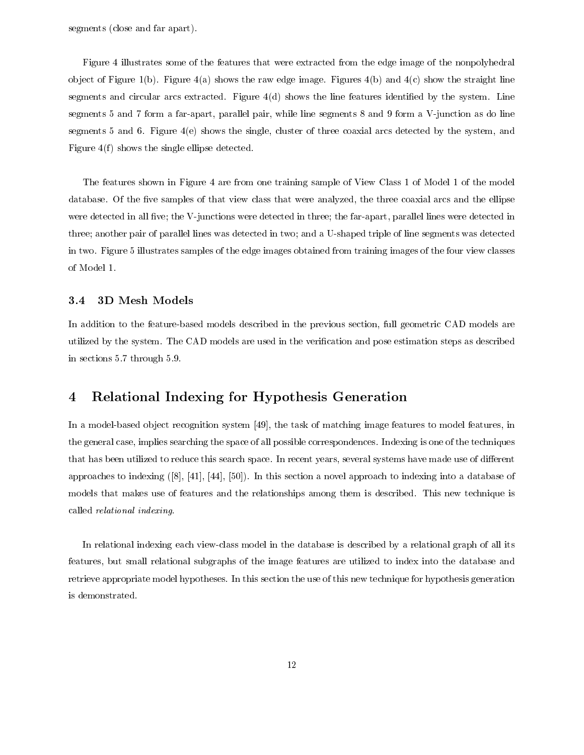segments (close and far apart).

Figure 4 illustrates some of the features that were extracted from the edge image of the nonpolyhedral object of Figure 1(b). Figure 4(a) shows the raw edge image. Figures 4(b) and 4(c) show the straight line segments and circular arcs extracted. Figure 4(d) shows the line features identified by the system. Line segments 5 and 7 form a far-apart, parallel pair, while line segments 8 and 9 form a V-junction as do line segments 5 and 6. Figure 4(e) shows the single, cluster of three coaxial arcs detected by the system, and Figure 4(f) shows the single ellipse detected.

The features shown in Figure 4 are from one training sample of View Class 1 of Model 1 of the model database. Of the five samples of that view class that were analyzed, the three coaxial arcs and the ellipse were detected in all five; the V-junctions were detected in three; the far-apart, parallel lines were detected in three; another pair of parallel lines was detected in two; and a U-shaped triple of line segments was detected in two. Figure 5 illustrates samples of the edge images obtained from training images of the four view classes of Model 1.

### 3.4 3D Mesh Models

In addition to the feature-based models described in the previous section, full geometric CAD models are utilized by the system. The CAD models are used in the verification and pose estimation steps as described in sections 5.7 through 5.9.

## 4 Relational Indexing for Hypothesis Generation

In a model-based object recognition system [49], the task of matching image features to model features, in the general case, implies searching the space of all possible correspondences. Indexing is one of the techniques that has been utilized to reduce this search space. In recent years, several systems have made use of different approaches to indexing ([8], [41], [44], [50]). In this section a novel approach to indexing into a database of models that makes use of features and the relationships among them is described. This new technique is called *relational indexing*.

In relational indexing each view-class model in the database is described by a relational graph of all its features, but small relational subgraphs of the image features are utilized to index into the database and retrieve appropriate model hypotheses. In this section the use of this new technique for hypothesis generation is demonstrated.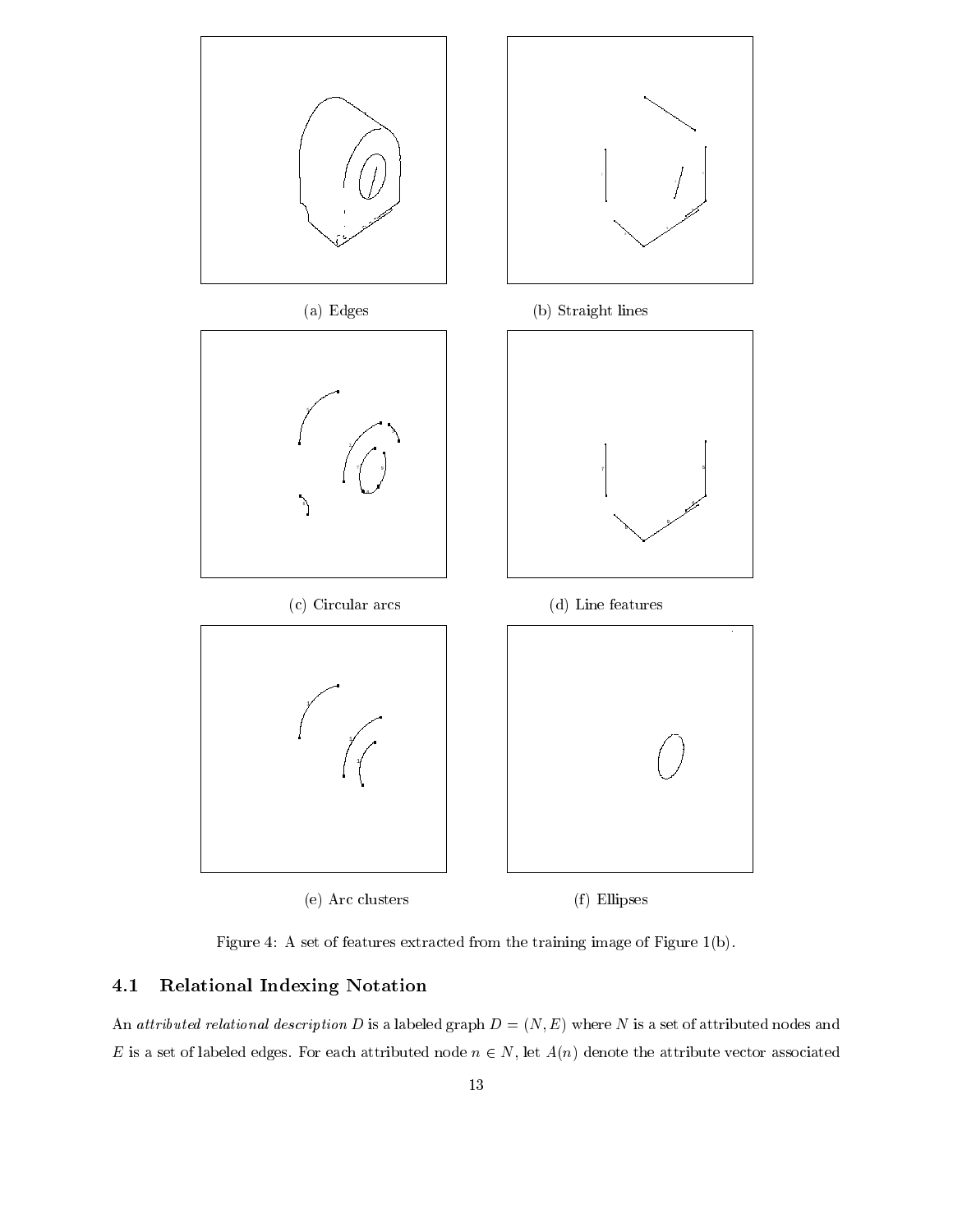(a) Edges

(b) Straight lines

(c) Circular arcs

(d) Line features

(e) Arc clusters

(f) Ellipses

Figure 4: A set of features extracted from the training image of Figure 1(b).

### 4.1 Relational Indexing Notation

An *attributed relational description* $D$ is a labeled graph $D = (N, E)$ where $N$ is a set of attributed nodes and $E$ is a set of labeled edges. For each attributed node $n \in N$, let $A(n)$ denote the attribute vector associated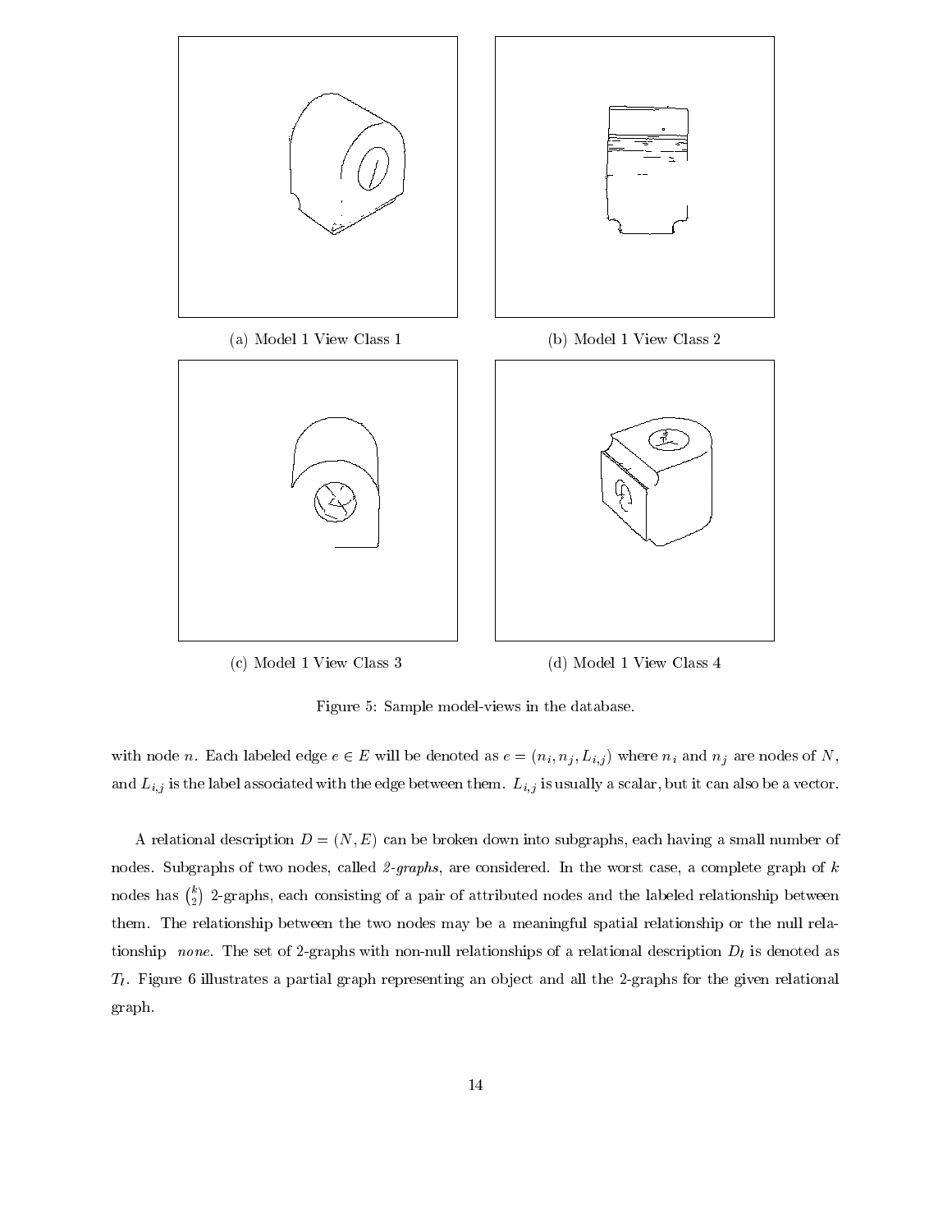(a) Model 1 View Class 1

(b) Model 1 View Class 2

(c) Model 1 View Class 3

(d) Model 1 View Class 4

Figure 5: Sample model-views in the database.

with node $n$. Each labeled edge $e \in E$ will be denoted as $e = (n_i, n_j, L_{i,j})$ where $n_i$ and $n_j$ are nodes of $N$, and $L_{i,j}$ is the label associated with the edge between them. $L_{i,j}$ is usually a scalar, but it can also be a vector.

A relational description $D = (N, E)$ can be broken down into subgraphs, each having a small number of nodes. Subgraphs of two nodes, called *2-graphs*, are considered. In the worst case, a complete graph of $k$ nodes has $\binom{k}{2}$ 2-graphs, each consisting of a pair of attributed nodes and the labeled relationship between them. The relationship between the two nodes may be a meaningful spatial relationship or the null relationship *none*. The set of 2-graphs with non-null relationships of a relational description $D_l$ is denoted as $T_l$. Figure 6 illustrates a partial graph representing an object and all the 2-graphs for the given relational graph.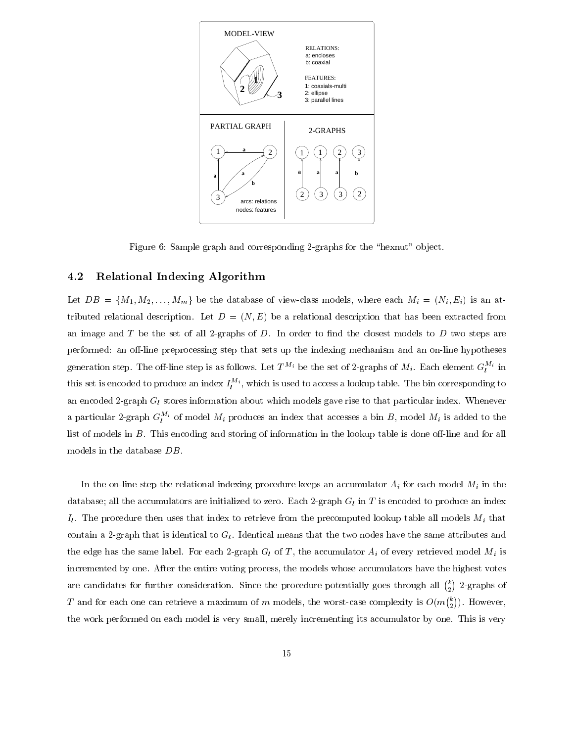Figure 6: Sample graph and corresponding 2-graphs for the "hexnut" object.

### 4.2 Relational Indexing Algorithm

Let $DB = \{M_1, M_2, \ldots, M_m\}$ be the database of view-class models, where each $M_i = (N_i, E_i)$ is an attributed relational description. Let $D = (N, E)$ be a relational description that has been extracted from an image and $T$ be the set of all 2-graphs of $D$. In order to find the closest models to $D$ two steps are performed: an off-line preprocessing step that sets up the indexing mechanism and an on-line hypotheses generation step. The off-line step is as follows. Let $T^{M_i}$ be the set of 2-graphs of $M_i$. Each element $G_l^{M_i}$ in this set is encoded to produce an index $I_l^{M_i}$, which is used to access a lookup table. The bin corresponding to an encoded 2-graph $G_l$ stores information about which models gave rise to that particular index. Whenever a particular 2-graph $G_l^{M_i}$ of model $M_i$ produces an index that accesses a bin $B$, model $M_i$ is added to the list of models in $B$. This encoding and storing of information in the lookup table is done off-line and for all models in the database $DB$.

In the on-line step the relational indexing procedure keeps an accumulator $A_i$ for each model $M_i$ in the database; all the accumulators are initialized to zero. Each 2-graph $G_l$ in $T$ is encoded to produce an index $I_l$. The procedure then uses that index to retrieve from the precomputed lookup table all models $M_i$ that contain a 2-graph that is identical to $G_l$. Identical means that the two nodes have the same attributes and the edge has the same label. For each 2-graph $G_l$ of $T$, the accumulator $A_i$ of every retrieved model $M_i$ is incremented by one. After the entire voting process, the models whose accumulators have the highest votes are candidates for further consideration. Since the procedure potentially goes through all $\binom{k}{2}$ 2-graphs of $T$ and for each one can retrieve a maximum of $m$ models, the worst-case complexity is $O(m\binom{k}{2})$. However, the work performed on each model is very small, merely incrementing its accumulator by one. This is very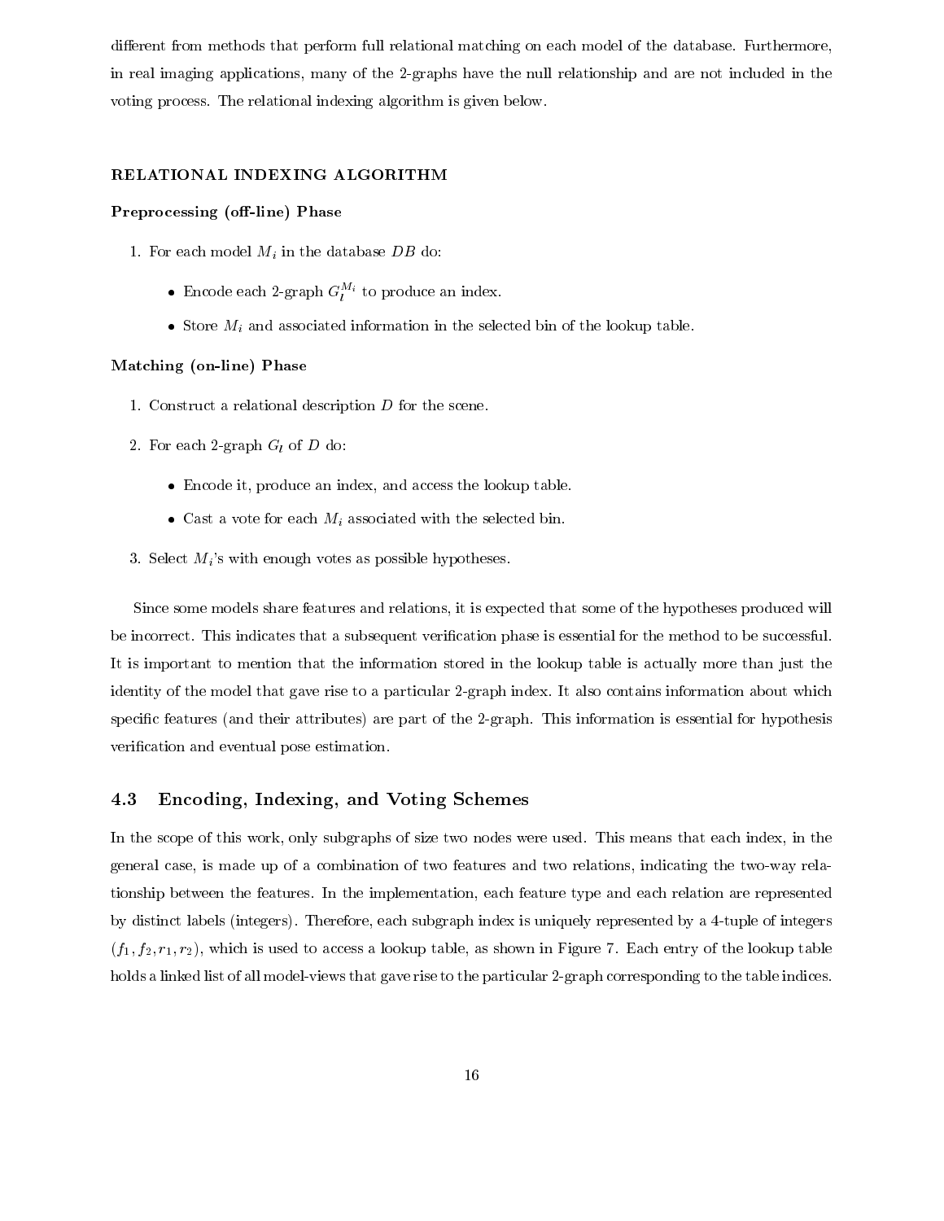different from methods that perform full relational matching on each model of the database. Furthermore, in real imaging applications, many of the 2-graphs have the null relationship and are not included in the voting process. The relational indexing algorithm is given below.

#### RELATIONAL INDEXING ALGORITHM

**Preprocessing (off-line) Phase**

1. For each model $M_i$ in the database $DB$ do:
   - Encode each 2-graph $G_l^{M_i}$ to produce an index.
   - Store $M_i$ and associated information in the selected bin of the lookup table.

**Matching (on-line) Phase**

1. Construct a relational description $D$ for the scene.
2. For each 2-graph $G_l$ of $D$ do:
   - Encode it, produce an index, and access the lookup table.
   - Cast a vote for each $M_i$ associated with the selected bin.
3. Select $M_i$'s with enough votes as possible hypotheses.

Since some models share features and relations, it is expected that some of the hypotheses produced will be incorrect. This indicates that a subsequent verification phase is essential for the method to be successful. It is important to mention that the information stored in the lookup table is actually more than just the identity of the model that gave rise to a particular 2-graph index. It also contains information about which specific features (and their attributes) are part of the 2-graph. This information is essential for hypothesis verification and eventual pose estimation.

## 4.3 Encoding, Indexing, and Voting Schemes

In the scope of this work, only subgraphs of size two nodes were used. This means that each index, in the general case, is made up of a combination of two features and two relations, indicating the two-way relationship between the features. In the implementation, each feature type and each relation are represented by distinct labels (integers). Therefore, each subgraph index is uniquely represented by a 4-tuple of integers $(f_1, f_2, r_1, r_2)$, which is used to access a lookup table, as shown in Figure 7. Each entry of the lookup table holds a linked list of all model-views that gave rise to the particular 2-graph corresponding to the table indices.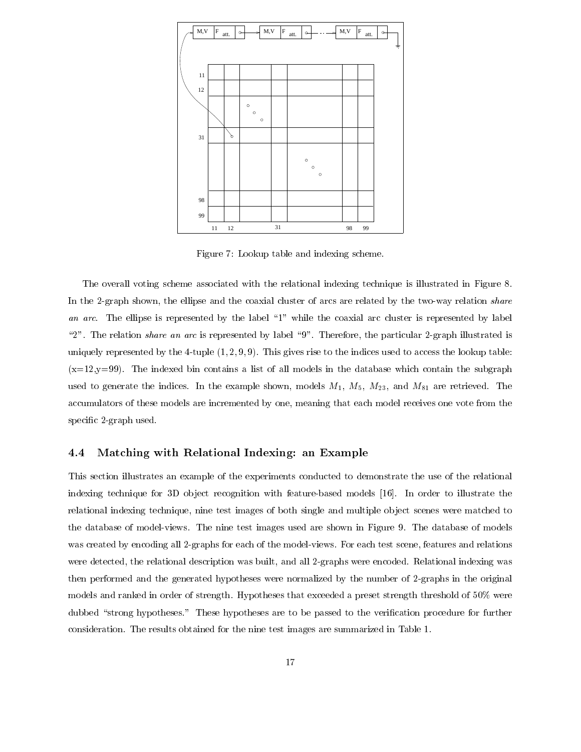Figure 7: Lookup table and indexing scheme.

The overall voting scheme associated with the relational indexing technique is illustrated in Figure 8. In the 2-graph shown, the ellipse and the coaxial cluster of arcs are related by the two-way relation *share an arc*. The ellipse is represented by the label "1" while the coaxial arc cluster is represented by label "2". The relation *share an arc* is represented by label "9". Therefore, the particular 2-graph illustrated is uniquely represented by the 4-tuple $(1, 2, 9, 9)$. This gives rise to the indices used to access the lookup table: (x=12,y=99). The indexed bin contains a list of all models in the database which contain the subgraph used to generate the indices. In the example shown, models $M_1$, $M_5$, $M_{23}$, and $M_{81}$ are retrieved. The accumulators of these models are incremented by one, meaning that each model receives one vote from the specific 2-graph used.

### 4.4 Matching with Relational Indexing: an Example

This section illustrates an example of the experiments conducted to demonstrate the use of the relational indexing technique for 3D object recognition with feature-based models [16]. In order to illustrate the relational indexing technique, nine test images of both single and multiple object scenes were matched to the database of model-views. The nine test images used are shown in Figure 9. The database of models was created by encoding all 2-graphs for each of the model-views. For each test scene, features and relations were detected, the relational description was built, and all 2-graphs were encoded. Relational indexing was then performed and the generated hypotheses were normalized by the number of 2-graphs in the original models and ranked in order of strength. Hypotheses that exceeded a preset strength threshold of 50% were dubbed "strong hypotheses." These hypotheses are to be passed to the verification procedure for further consideration. The results obtained for the nine test images are summarized in Table 1.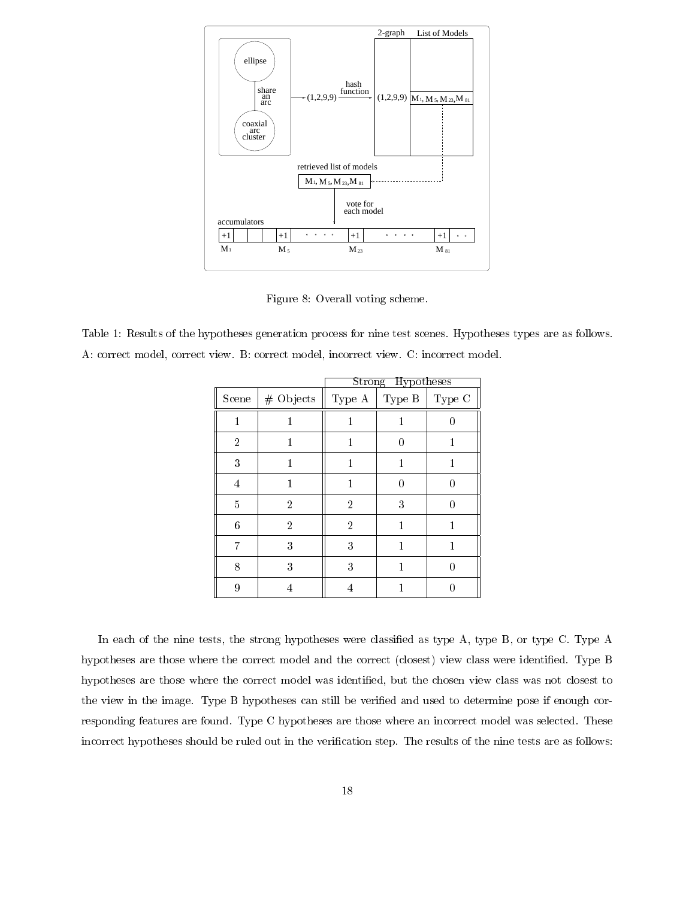Figure 8: Overall voting scheme.

Table 1: Results of the hypotheses generation process for nine test scenes. Hypotheses types are as follows. A: correct model, correct view. B: correct model, incorrect view. C: incorrect model.

| | | Strong Hypotheses | | |
|---|---|---|---|---|
| Scene | # Objects | Type A | Type B | Type C |
| 1 | 1 | 1 | 1 | 0 |
| 2 | 1 | 1 | 0 | 1 |
| 3 | 1 | 1 | 1 | 1 |
| 4 | 1 | 1 | 0 | 0 |
| 5 | 2 | 2 | 3 | 0 |
| 6 | 2 | 2 | 1 | 1 |
| 7 | 3 | 3 | 1 | 1 |
| 8 | 3 | 3 | 1 | 0 |
| 9 | 4 | 4 | 1 | 0 |

In each of the nine tests, the strong hypotheses were classified as type A, type B, or type C. Type A hypotheses are those where the correct model and the correct (closest) view class were identified. Type B hypotheses are those where the correct model was identified, but the chosen view class was not closest to the view in the image. Type B hypotheses can still be verified and used to determine pose if enough corresponding features are found. Type C hypotheses are those where an incorrect model was selected. These incorrect hypotheses should be ruled out in the verification step. The results of the nine tests are as follows: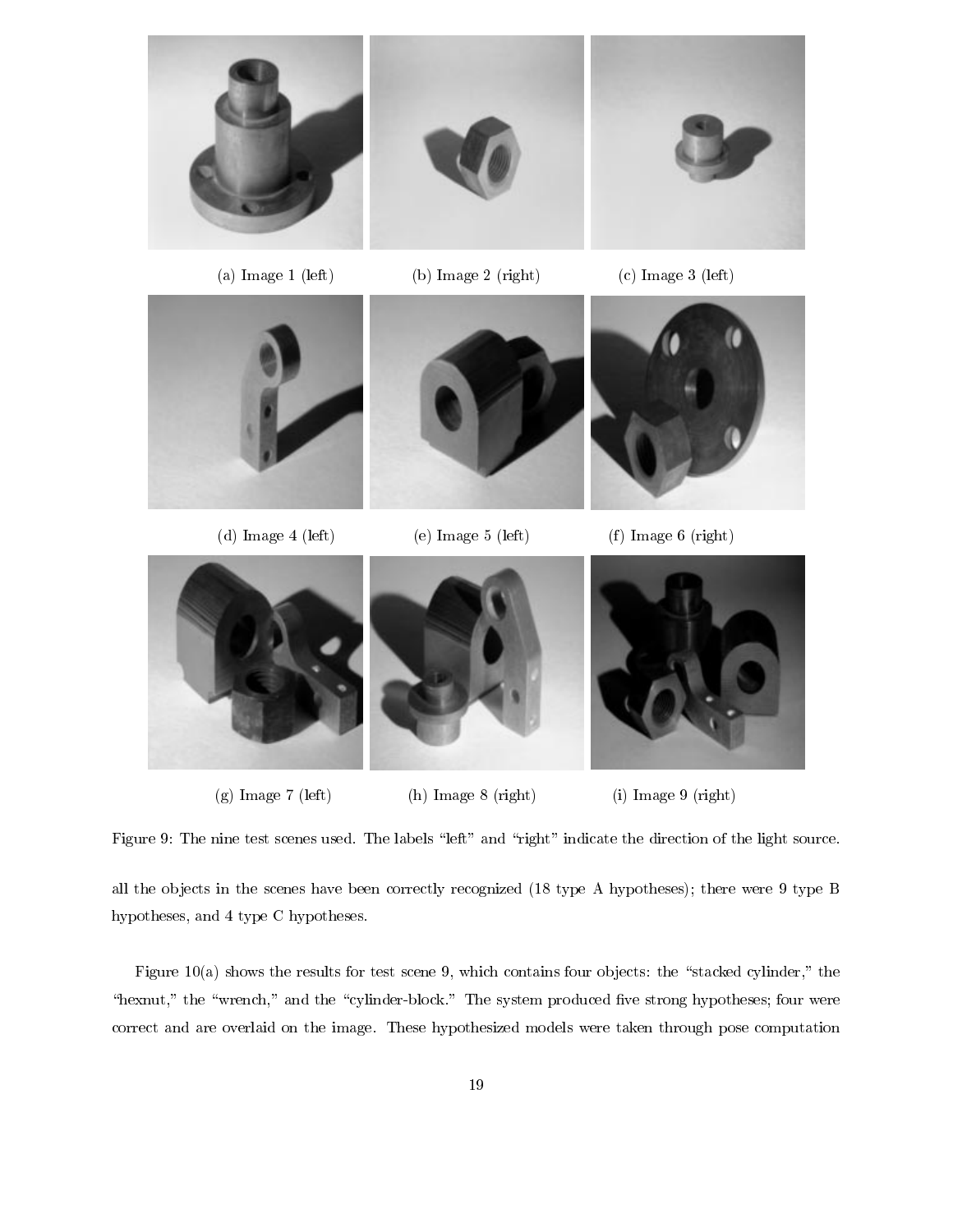(a) Image 1 (left)

(b) Image 2 (right)

(c) Image 3 (left)

(d) Image 4 (left)

(e) Image 5 (left)

(f) Image 6 (right)

(g) Image 7 (left)

(h) Image 8 (right)

(i) Image 9 (right)

Figure 9: The nine test scenes used. The labels "left" and "right" indicate the direction of the light source.

all the objects in the scenes have been correctly recognized (18 type A hypotheses); there were 9 type B hypotheses, and 4 type C hypotheses.

Figure 10(a) shows the results for test scene 9, which contains four objects: the "stacked cylinder," the "hexnut," the "wrench," and the "cylinder-block." The system produced five strong hypotheses; four were correct and are overlaid on the image. These hypothesized models were taken through pose computation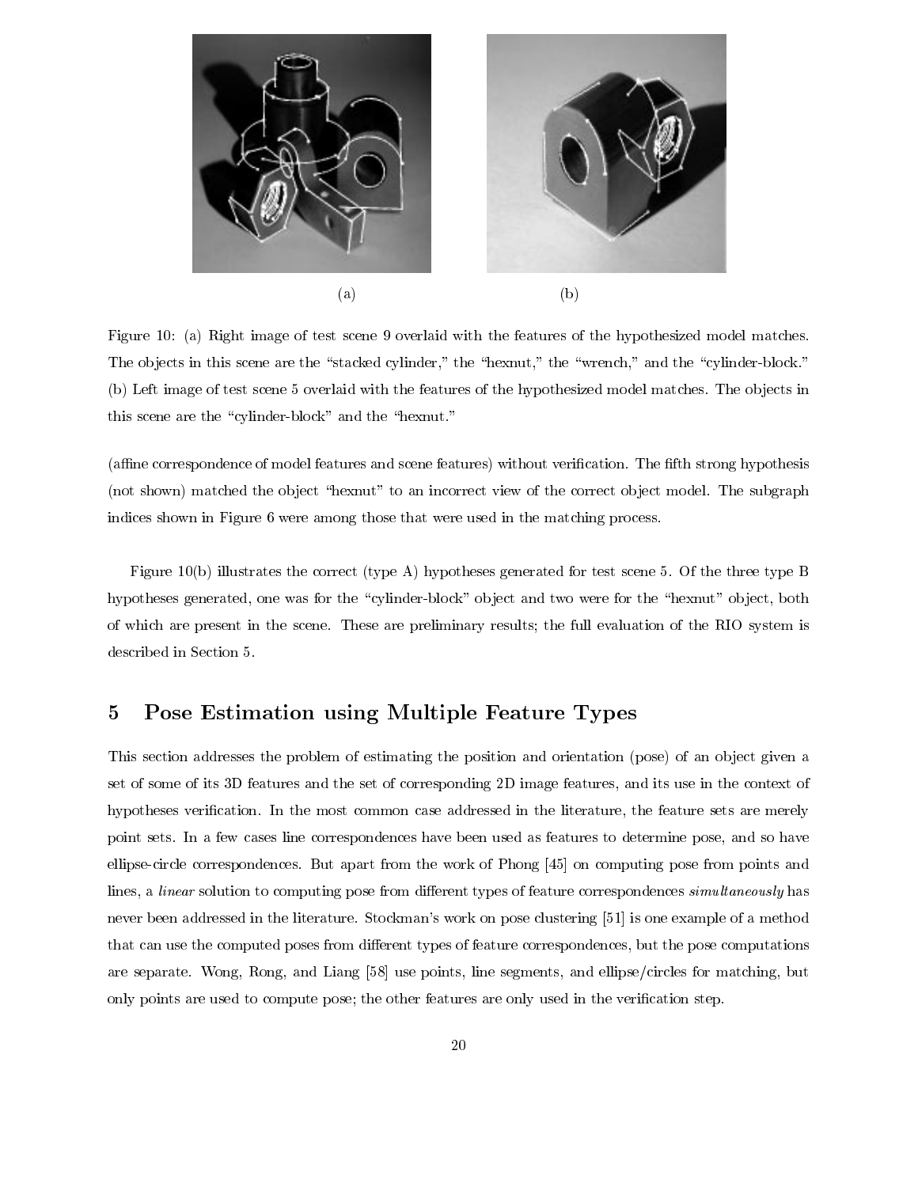(a) (b)

Figure 10: (a) Right image of test scene 9 overlaid with the features of the hypothesized model matches. The objects in this scene are the "stacked cylinder," the "hexnut," the "wrench," and the "cylinder-block." (b) Left image of test scene 5 overlaid with the features of the hypothesized model matches. The objects in this scene are the "cylinder-block" and the "hexnut."

(affine correspondence of model features and scene features) without verification. The fifth strong hypothesis (not shown) matched the object "hexnut" to an incorrect view of the correct object model. The subgraph indices shown in Figure 6 were among those that were used in the matching process.

Figure 10(b) illustrates the correct (type A) hypotheses generated for test scene 5. Of the three type B hypotheses generated, one was for the "cylinder-block" object and two were for the "hexnut" object, both of which are present in the scene. These are preliminary results; the full evaluation of the RIO system is described in Section 5.

## 5 Pose Estimation using Multiple Feature Types

This section addresses the problem of estimating the position and orientation (pose) of an object given a set of some of its 3D features and the set of corresponding 2D image features, and its use in the context of hypotheses verification. In the most common case addressed in the literature, the feature sets are merely point sets. In a few cases line correspondences have been used as features to determine pose, and so have ellipse-circle correspondences. But apart from the work of Phong [45] on computing pose from points and lines, a *linear* solution to computing pose from different types of feature correspondences *simultaneously* has never been addressed in the literature. Stockman's work on pose clustering [51] is one example of a method that can use the computed poses from different types of feature correspondences, but the pose computations are separate. Wong, Rong, and Liang [58] use points, line segments, and ellipse/circles for matching, but only points are used to compute pose; the other features are only used in the verification step.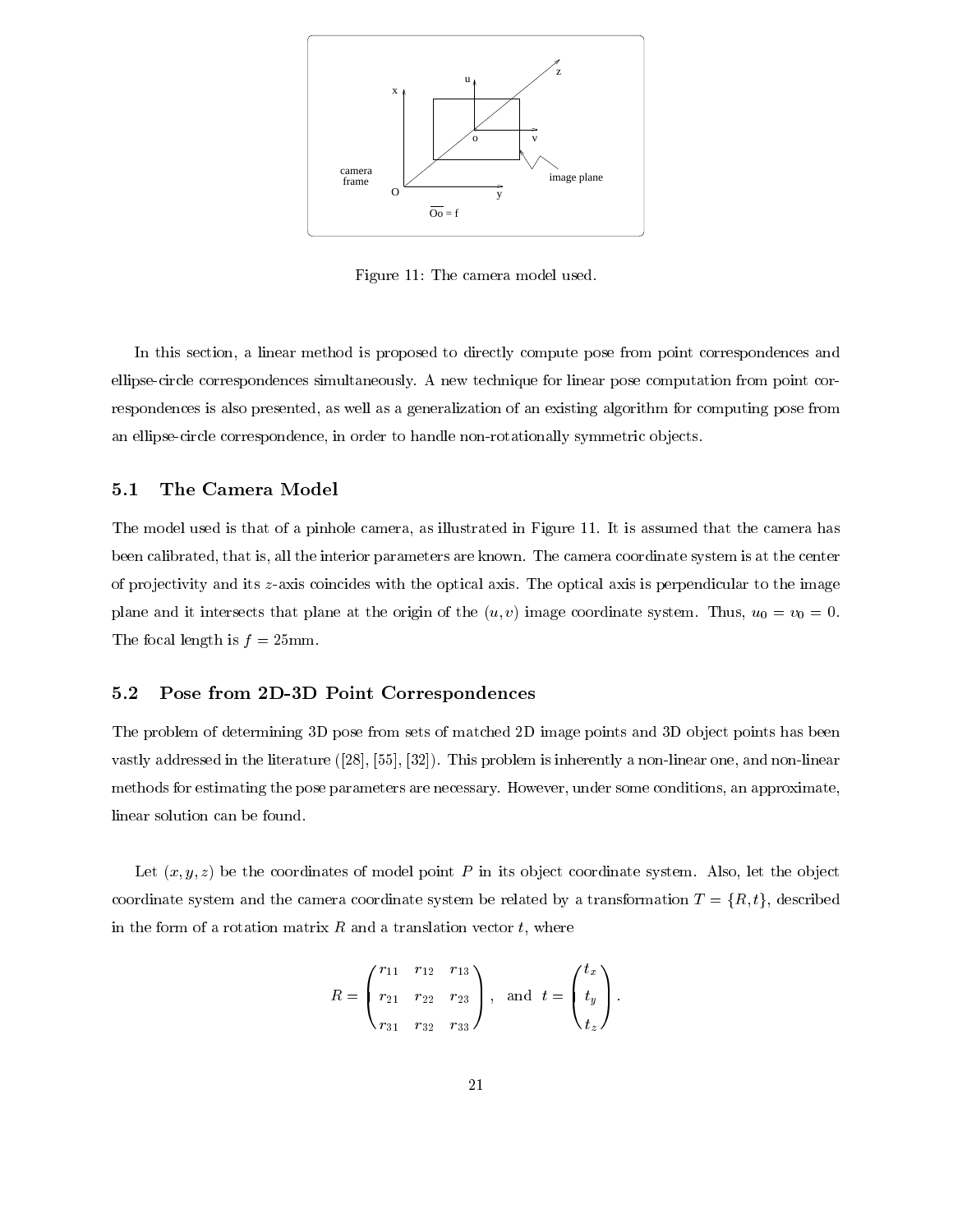Figure 11: The camera model used.

In this section, a linear method is proposed to directly compute pose from point correspondences and ellipse-circle correspondences simultaneously. A new technique for linear pose computation from point correspondences is also presented, as well as a generalization of an existing algorithm for computing pose from an ellipse-circle correspondence, in order to handle non-rotationally symmetric objects.

## 5.1 The Camera Model

The model used is that of a pinhole camera, as illustrated in Figure 11. It is assumed that the camera has been calibrated, that is, all the interior parameters are known. The camera coordinate system is at the center of projectivity and its $z$-axis coincides with the optical axis. The optical axis is perpendicular to the image plane and it intersects that plane at the origin of the $(u, v)$ image coordinate system. Thus, $u_0 = v_0 = 0$. The focal length is $f = 25$mm.

## 5.2 Pose from 2D-3D Point Correspondences

The problem of determining 3D pose from sets of matched 2D image points and 3D object points has been vastly addressed in the literature ([28], [55], [32]). This problem is inherently a non-linear one, and non-linear methods for estimating the pose parameters are necessary. However, under some conditions, an approximate, linear solution can be found.

Let $(x, y, z)$ be the coordinates of model point $P$ in its object coordinate system. Also, let the object coordinate system and the camera coordinate system be related by a transformation $T = \{R, t\}$, described in the form of a rotation matrix $R$ and a translation vector $t$, where

$$R = \begin{pmatrix} r_{11} & r_{12} & r_{13} \\ r_{21} & r_{22} & r_{23} \\ r_{31} & r_{32} & r_{33} \end{pmatrix}, \quad \text{and} \quad t = \begin{pmatrix} t_x \\ t_y \\ t_z \end{pmatrix}.$$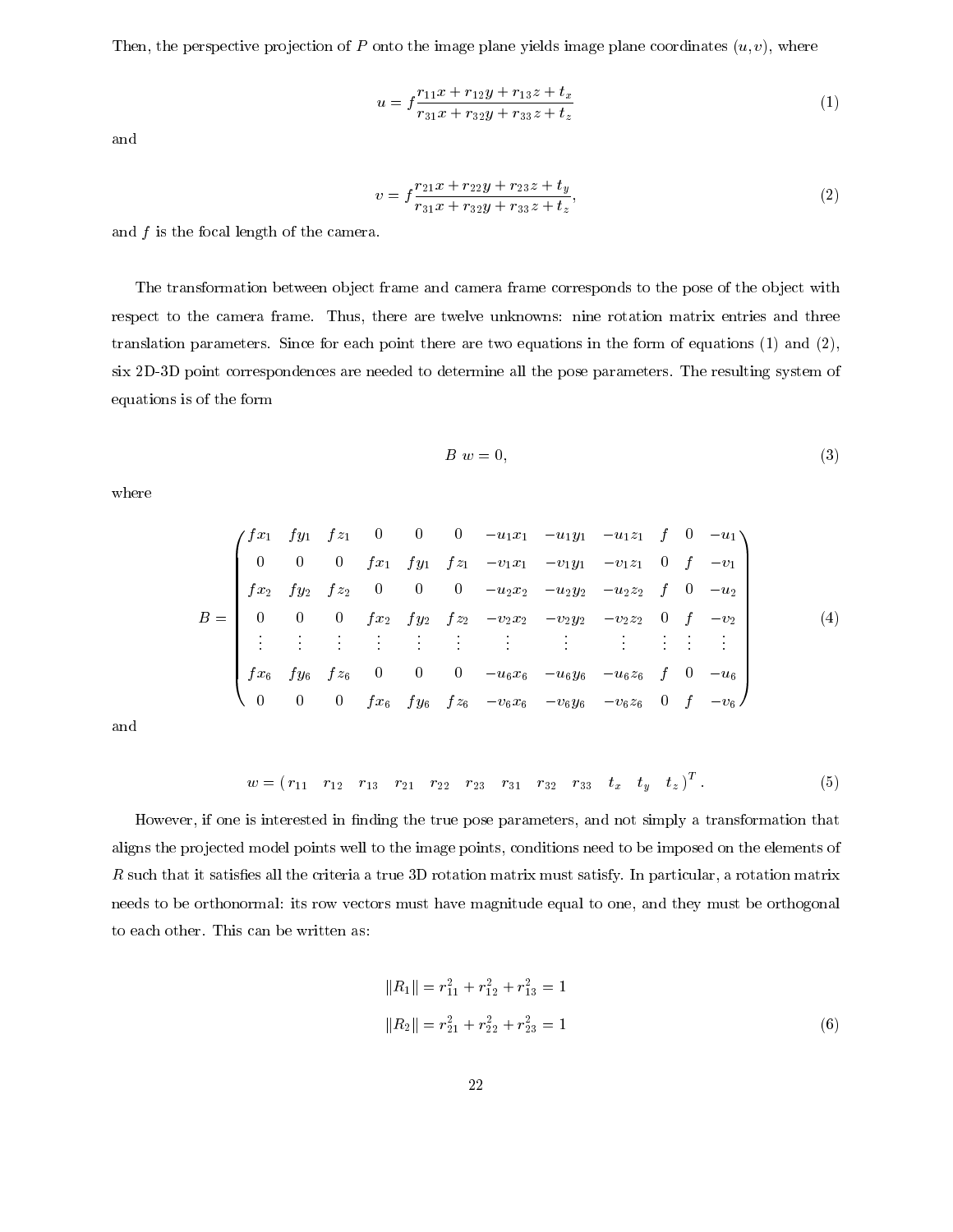Then, the perspective projection of $P$ onto the image plane yields image plane coordinates $(u, v)$, where

$$u = f\frac{r_{11}x + r_{12}y + r_{13}z + t_x}{r_{31}x + r_{32}y + r_{33}z + t_z} \tag{1}$$

and

$$v = f\frac{r_{21}x + r_{22}y + r_{23}z + t_y}{r_{31}x + r_{32}y + r_{33}z + t_z}, \tag{2}$$

and $f$ is the focal length of the camera.

The transformation between object frame and camera frame corresponds to the pose of the object with respect to the camera frame. Thus, there are twelve unknowns: nine rotation matrix entries and three translation parameters. Since for each point there are two equations in the form of equations (1) and (2), six 2D-3D point correspondences are needed to determine all the pose parameters. The resulting system of equations is of the form

$$B\ w = 0, \tag{3}$$

where

$$B = \begin{pmatrix} fx_1 & fy_1 & fz_1 & 0 & 0 & 0 & -u_1x_1 & -u_1y_1 & -u_1z_1 & f & 0 & -u_1 \\ 0 & 0 & 0 & fx_1 & fy_1 & fz_1 & -v_1x_1 & -v_1y_1 & -v_1z_1 & 0 & f & -v_1 \\ fx_2 & fy_2 & fz_2 & 0 & 0 & 0 & -u_2x_2 & -u_2y_2 & -u_2z_2 & f & 0 & -u_2 \\ 0 & 0 & 0 & fx_2 & fy_2 & fz_2 & -v_2x_2 & -v_2y_2 & -v_2z_2 & 0 & f & -v_2 \\ \vdots & \vdots & \vdots & \vdots & \vdots & \vdots & \vdots & \vdots & \vdots & \vdots & \vdots & \vdots \\ fx_6 & fy_6 & fz_6 & 0 & 0 & 0 & -u_6x_6 & -u_6y_6 & -u_6z_6 & f & 0 & -u_6 \\ 0 & 0 & 0 & fx_6 & fy_6 & fz_6 & -v_6x_6 & -v_6y_6 & -v_6z_6 & 0 & f & -v_6 \end{pmatrix} \tag{4}$$

and

$$w = (\, r_{11} \quad r_{12} \quad r_{13} \quad r_{21} \quad r_{22} \quad r_{23} \quad r_{31} \quad r_{32} \quad r_{33} \quad t_x \quad t_y \quad t_z \,)^T. \tag{5}$$

However, if one is interested in finding the true pose parameters, and not simply a transformation that aligns the projected model points well to the image points, conditions need to be imposed on the elements of $R$ such that it satisfies all the criteria a true 3D rotation matrix must satisfy. In particular, a rotation matrix needs to be orthonormal: its row vectors must have magnitude equal to one, and they must be orthogonal to each other. This can be written as:

$$\|R_1\| = r_{11}^2 + r_{12}^2 + r_{13}^2 = 1$$
$$\|R_2\| = r_{21}^2 + r_{22}^2 + r_{23}^2 = 1 \tag{6}$$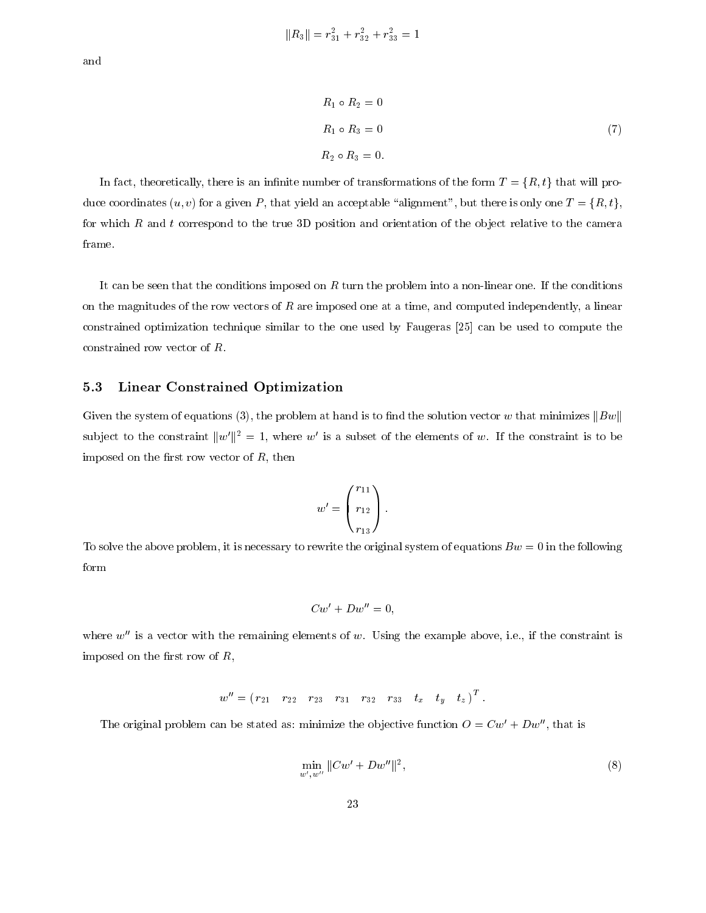$$\|R_3\| = r_{31}^2 + r_{32}^2 + r_{33}^2 = 1$$

and

$$
\begin{aligned}
R_1 \circ R_2 &= 0 \\
R_1 \circ R_3 &= 0 \\
R_2 \circ R_3 &= 0.
\end{aligned}
\tag{7}
$$

In fact, theoretically, there is an infinite number of transformations of the form $T = \{R, t\}$ that will produce coordinates $(u, v)$ for a given $P$, that yield an acceptable "alignment", but there is only one $T = \{R, t\}$, for which $R$ and $t$ correspond to the true 3D position and orientation of the object relative to the camera frame.

It can be seen that the conditions imposed on $R$ turn the problem into a non-linear one. If the conditions on the magnitudes of the row vectors of $R$ are imposed one at a time, and computed independently, a linear constrained optimization technique similar to the one used by Faugeras [25] can be used to compute the constrained row vector of $R$.

### 5.3 Linear Constrained Optimization

Given the system of equations (3), the problem at hand is to find the solution vector $w$ that minimizes $\|Bw\|$ subject to the constraint $\|w'\|^2 = 1$, where $w'$ is a subset of the elements of $w$. If the constraint is to be imposed on the first row vector of $R$, then

$$w' = \begin{pmatrix} r_{11} \\ r_{12} \\ r_{13} \end{pmatrix}.$$

To solve the above problem, it is necessary to rewrite the original system of equations $Bw = 0$ in the following form

$$Cw' + Dw'' = 0,$$

where $w''$ is a vector with the remaining elements of $w$. Using the example above, i.e., if the constraint is imposed on the first row of $R$,

$$w'' = \begin{pmatrix} r_{21} & r_{22} & r_{23} & r_{31} & r_{32} & r_{33} & t_x & t_y & t_z \end{pmatrix}^T.$$

The original problem can be stated as: minimize the objective function $O = Cw' + Dw''$, that is

$$\min_{w', w''} \|Cw' + Dw''\|^2, \tag{8}$$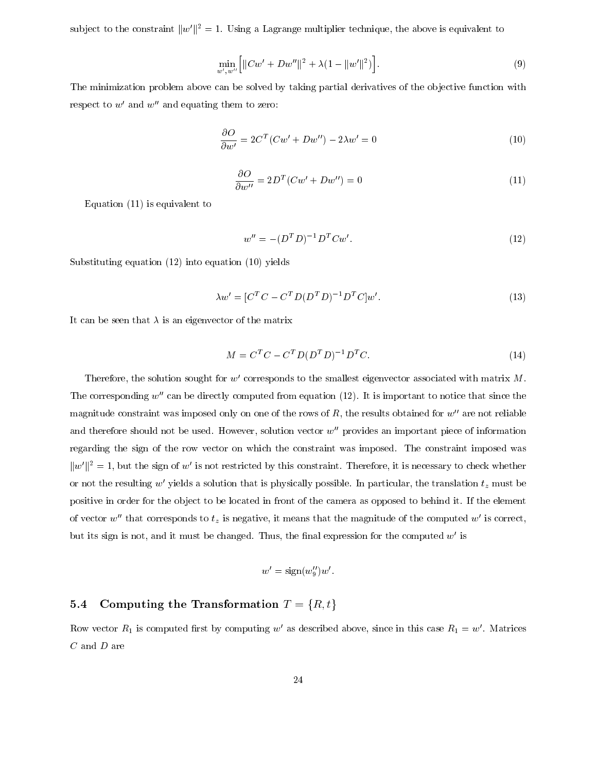subject to the constraint $\|w'\|^2 = 1$. Using a Lagrange multiplier technique, the above is equivalent to

$$\min_{w',w''} \Big[ \|Cw' + Dw''\|^2 + \lambda(1 - \|w'\|^2) \Big]. \tag{9}$$

The minimization problem above can be solved by taking partial derivatives of the objective function with respect to $w'$ and $w''$ and equating them to zero:

$$\frac{\partial O}{\partial w'} = 2C^T(Cw' + Dw'') - 2\lambda w' = 0 \tag{10}$$

$$\frac{\partial O}{\partial w''} = 2D^T(Cw' + Dw'') = 0 \tag{11}$$

Equation (11) is equivalent to

$$w'' = -(D^T D)^{-1} D^T C w'. \tag{12}$$

Substituting equation (12) into equation (10) yields

$$\lambda w' = [C^T C - C^T D (D^T D)^{-1} D^T C] w'. \tag{13}$$

It can be seen that $\lambda$ is an eigenvector of the matrix

$$M = C^T C - C^T D (D^T D)^{-1} D^T C. \tag{14}$$

Therefore, the solution sought for $w'$ corresponds to the smallest eigenvector associated with matrix $M$. The corresponding $w''$ can be directly computed from equation (12). It is important to notice that since the magnitude constraint was imposed only on one of the rows of $R$, the results obtained for $w''$ are not reliable and therefore should not be used. However, solution vector $w''$ provides an important piece of information regarding the sign of the row vector on which the constraint was imposed. The constraint imposed was $\|w'\|^2 = 1$, but the sign of $w'$ is not restricted by this constraint. Therefore, it is necessary to check whether or not the resulting $w'$ yields a solution that is physically possible. In particular, the translation $t_z$ must be positive in order for the object to be located in front of the camera as opposed to behind it. If the element of vector $w''$ that corresponds to $t_z$ is negative, it means that the magnitude of the computed $w'$ is correct, but its sign is not, and it must be changed. Thus, the final expression for the computed $w'$ is

$$w' = \text{sign}(w''_9) w'.$$

### 5.4 Computing the Transformation $T = \{R, t\}$

Row vector $R_1$ is computed first by computing $w'$ as described above, since in this case $R_1 = w'$. Matrices $C$ and $D$ are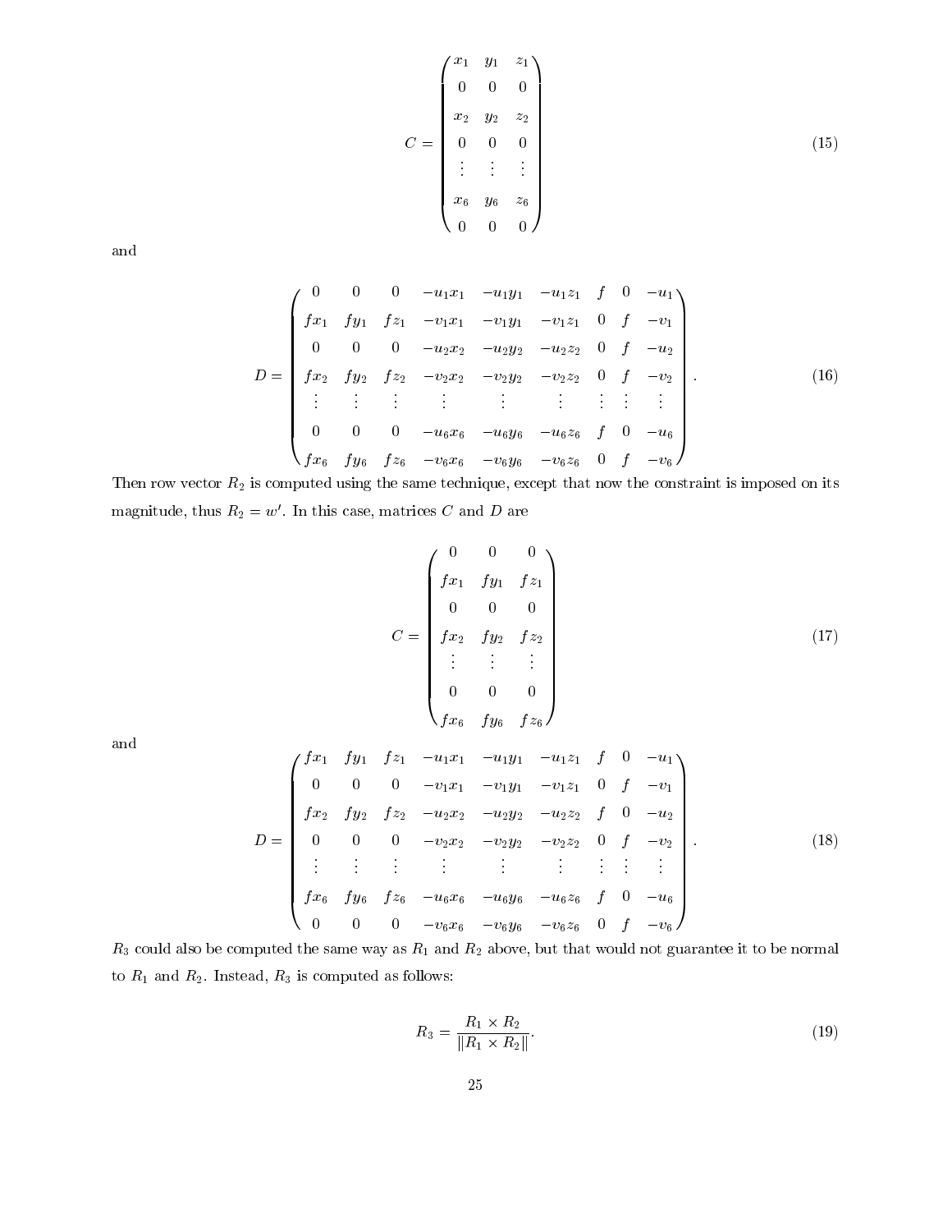$$C = \begin{pmatrix} x_1 & y_1 & z_1 \\ 0 & 0 & 0 \\ x_2 & y_2 & z_2 \\ 0 & 0 & 0 \\ \vdots & \vdots & \vdots \\ x_6 & y_6 & z_6 \\ 0 & 0 & 0 \end{pmatrix} \tag{15}$$

and

$$D = \begin{pmatrix} 0 & 0 & 0 & -u_1x_1 & -u_1y_1 & -u_1z_1 & f & 0 & -u_1 \\ fx_1 & fy_1 & fz_1 & -v_1x_1 & -v_1y_1 & -v_1z_1 & 0 & f & -v_1 \\ 0 & 0 & 0 & -u_2x_2 & -u_2y_2 & -u_2z_2 & 0 & f & -u_2 \\ fx_2 & fy_2 & fz_2 & -v_2x_2 & -v_2y_2 & -v_2z_2 & 0 & f & -v_2 \\ \vdots & \vdots & \vdots & \vdots & \vdots & \vdots & \vdots & \vdots & \vdots \\ 0 & 0 & 0 & -u_6x_6 & -u_6y_6 & -u_6z_6 & f & 0 & -u_6 \\ fx_6 & fy_6 & fz_6 & -v_6x_6 & -v_6y_6 & -v_6z_6 & 0 & f & -v_6 \end{pmatrix}. \tag{16}$$

Then row vector $R_2$ is computed using the same technique, except that now the constraint is imposed on its magnitude, thus $R_2 = w'$. In this case, matrices $C$ and $D$ are

$$C = \begin{pmatrix} 0 & 0 & 0 \\ fx_1 & fy_1 & fz_1 \\ 0 & 0 & 0 \\ fx_2 & fy_2 & fz_2 \\ \vdots & \vdots & \vdots \\ 0 & 0 & 0 \\ fx_6 & fy_6 & fz_6 \end{pmatrix} \tag{17}$$

and

$$D = \begin{pmatrix} fx_1 & fy_1 & fz_1 & -u_1x_1 & -u_1y_1 & -u_1z_1 & f & 0 & -u_1 \\ 0 & 0 & 0 & -v_1x_1 & -v_1y_1 & -v_1z_1 & 0 & f & -v_1 \\ fx_2 & fy_2 & fz_2 & -u_2x_2 & -u_2y_2 & -u_2z_2 & f & 0 & -u_2 \\ 0 & 0 & 0 & -v_2x_2 & -v_2y_2 & -v_2z_2 & 0 & f & -v_2 \\ \vdots & \vdots & \vdots & \vdots & \vdots & \vdots & \vdots & \vdots & \vdots \\ fx_6 & fy_6 & fz_6 & -u_6x_6 & -u_6y_6 & -u_6z_6 & f & 0 & -u_6 \\ 0 & 0 & 0 & -v_6x_6 & -v_6y_6 & -v_6z_6 & 0 & f & -v_6 \end{pmatrix}. \tag{18}$$

$R_3$ could also be computed the same way as $R_1$ and $R_2$ above, but that would not guarantee it to be normal to $R_1$ and $R_2$. Instead, $R_3$ is computed as follows:

$$R_3 = \frac{R_1 \times R_2}{\|R_1 \times R_2\|}. \tag{19}$$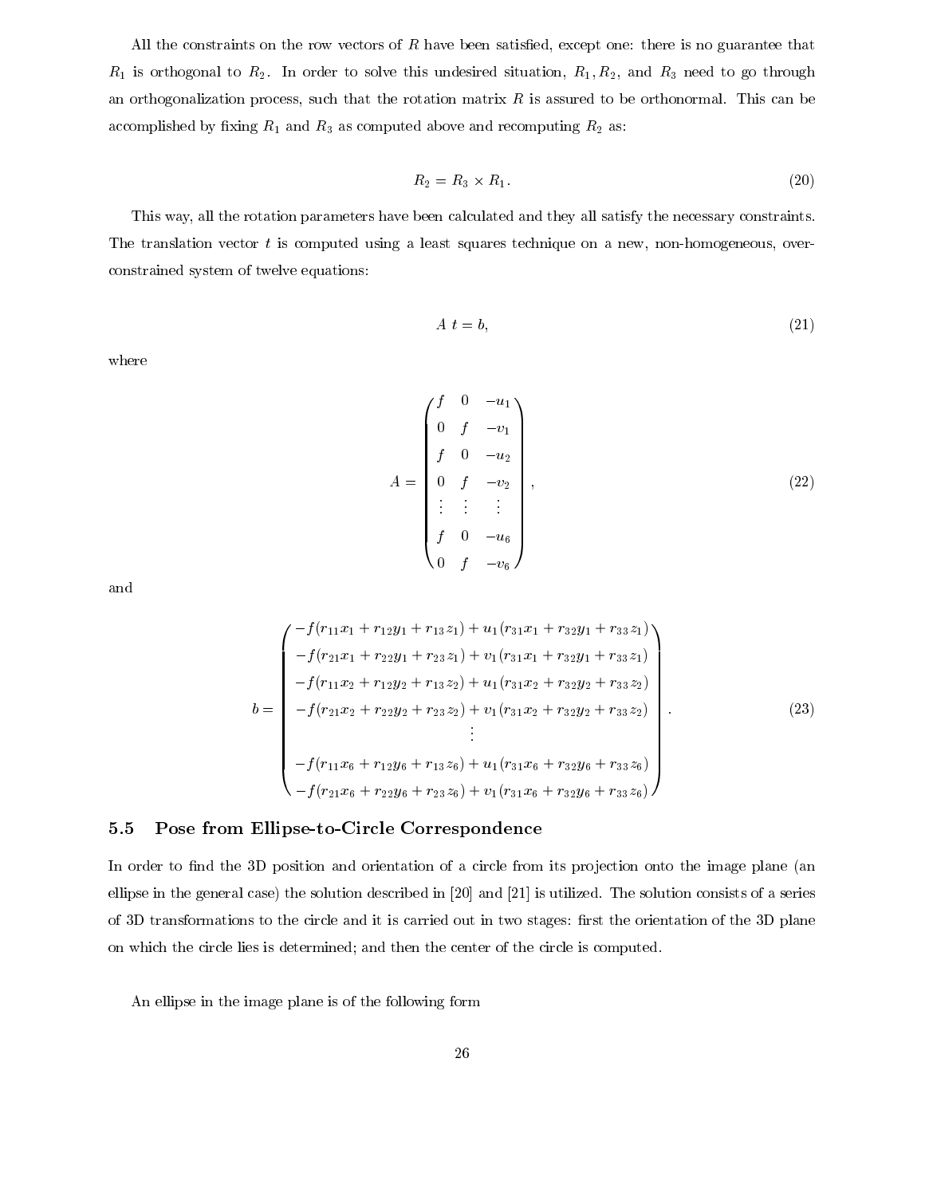All the constraints on the row vectors of $R$ have been satisfied, except one: there is no guarantee that $R_1$ is orthogonal to $R_2$. In order to solve this undesired situation, $R_1, R_2$, and $R_3$ need to go through an orthogonalization process, such that the rotation matrix $R$ is assured to be orthonormal. This can be accomplished by fixing $R_1$ and $R_3$ as computed above and recomputing $R_2$ as:

$$R_2 = R_3 \times R_1. \tag{20}$$

This way, all the rotation parameters have been calculated and they all satisfy the necessary constraints. The translation vector $t$ is computed using a least squares technique on a new, non-homogeneous, over-constrained system of twelve equations:

$$A\ t = b, \tag{21}$$

where

$$A = \begin{pmatrix} f & 0 & -u_1 \\ 0 & f & -v_1 \\ f & 0 & -u_2 \\ 0 & f & -v_2 \\ \vdots & \vdots & \vdots \\ f & 0 & -u_6 \\ 0 & f & -v_6 \end{pmatrix}, \tag{22}$$

and

$$b = \begin{pmatrix} -f(r_{11}x_1 + r_{12}y_1 + r_{13}z_1) + u_1(r_{31}x_1 + r_{32}y_1 + r_{33}z_1) \\ -f(r_{21}x_1 + r_{22}y_1 + r_{23}z_1) + v_1(r_{31}x_1 + r_{32}y_1 + r_{33}z_1) \\ -f(r_{11}x_2 + r_{12}y_2 + r_{13}z_2) + u_1(r_{31}x_2 + r_{32}y_2 + r_{33}z_2) \\ -f(r_{21}x_2 + r_{22}y_2 + r_{23}z_2) + v_1(r_{31}x_2 + r_{32}y_2 + r_{33}z_2) \\ \vdots \\ -f(r_{11}x_6 + r_{12}y_6 + r_{13}z_6) + u_1(r_{31}x_6 + r_{32}y_6 + r_{33}z_6) \\ -f(r_{21}x_6 + r_{22}y_6 + r_{23}z_6) + v_1(r_{31}x_6 + r_{32}y_6 + r_{33}z_6) \end{pmatrix}. \tag{23}$$

### 5.5 Pose from Ellipse-to-Circle Correspondence

In order to find the 3D position and orientation of a circle from its projection onto the image plane (an ellipse in the general case) the solution described in [20] and [21] is utilized. The solution consists of a series of 3D transformations to the circle and it is carried out in two stages: first the orientation of the 3D plane on which the circle lies is determined; and then the center of the circle is computed.

An ellipse in the image plane is of the following form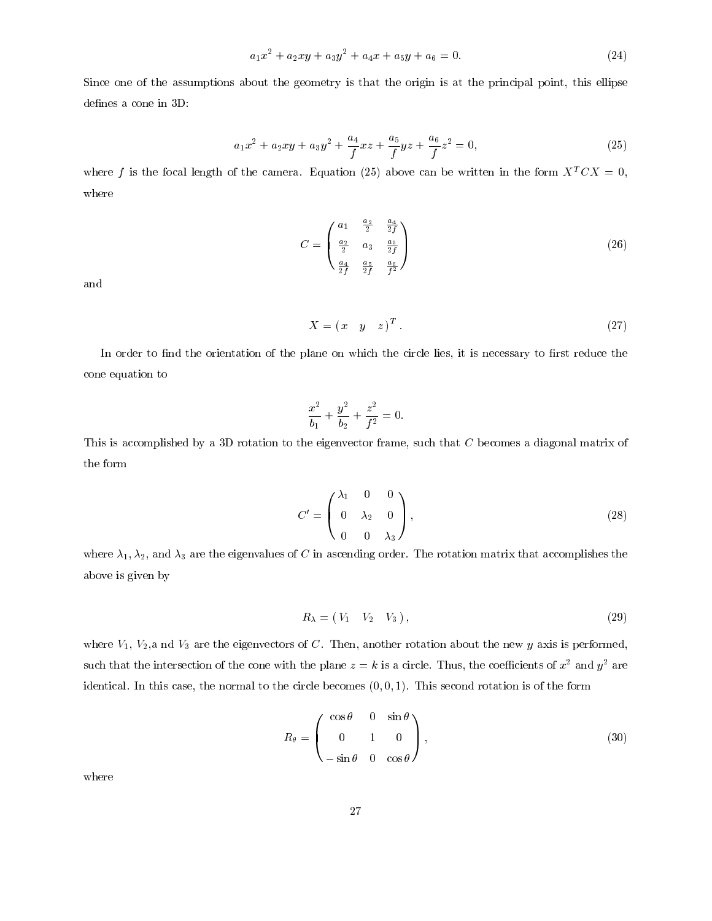$$a_1x^2 + a_2xy + a_3y^2 + a_4x + a_5y + a_6 = 0. \tag{24}$$

Since one of the assumptions about the geometry is that the origin is at the principal point, this ellipse defines a cone in 3D:

$$a_1x^2 + a_2xy + a_3y^2 + \frac{a_4}{f}xz + \frac{a_5}{f}yz + \frac{a_6}{f}z^2 = 0, \tag{25}$$

where $f$ is the focal length of the camera. Equation (25) above can be written in the form $X^TCX = 0$, where

$$C = \begin{pmatrix} a_1 & \frac{a_2}{2} & \frac{a_4}{2f} \\ \frac{a_2}{2} & a_3 & \frac{a_5}{2f} \\ \frac{a_4}{2f} & \frac{a_5}{2f} & \frac{a_6}{f^2} \end{pmatrix} \tag{26}$$

and

$$X = \begin{pmatrix} x & y & z \end{pmatrix}^T. \tag{27}$$

In order to find the orientation of the plane on which the circle lies, it is necessary to first reduce the cone equation to

$$\frac{x^2}{b_1} + \frac{y^2}{b_2} + \frac{z^2}{f^2} = 0.$$

This is accomplished by a 3D rotation to the eigenvector frame, such that $C$ becomes a diagonal matrix of the form

$$C' = \begin{pmatrix} \lambda_1 & 0 & 0 \\ 0 & \lambda_2 & 0 \\ 0 & 0 & \lambda_3 \end{pmatrix}, \tag{28}$$

where $\lambda_1, \lambda_2$, and $\lambda_3$ are the eigenvalues of $C$ in ascending order. The rotation matrix that accomplishes the above is given by

$$R_\lambda = \begin{pmatrix} V_1 & V_2 & V_3 \end{pmatrix}, \tag{29}$$

where $V_1$, $V_2$,a nd $V_3$ are the eigenvectors of $C$. Then, another rotation about the new $y$ axis is performed, such that the intersection of the cone with the plane $z = k$ is a circle. Thus, the coefficients of $x^2$ and $y^2$ are identical. In this case, the normal to the circle becomes $(0, 0, 1)$. This second rotation is of the form

$$R_\theta = \begin{pmatrix} \cos\theta & 0 & \sin\theta \\ 0 & 1 & 0 \\ -\sin\theta & 0 & \cos\theta \end{pmatrix}, \tag{30}$$

where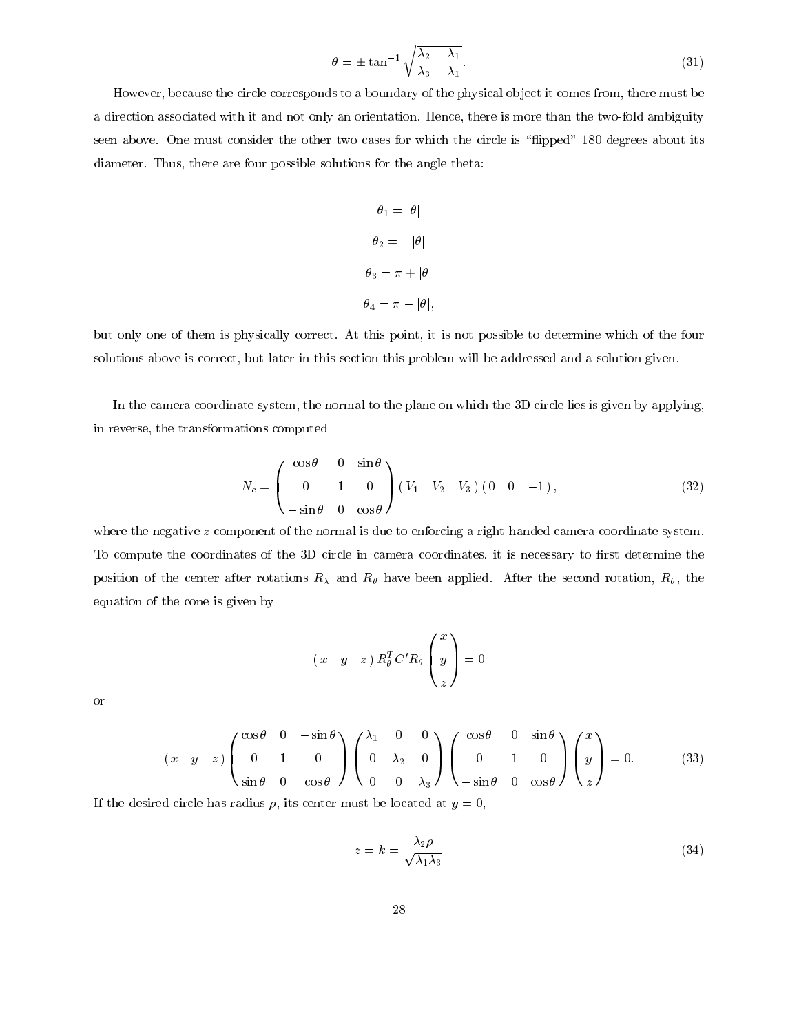$$\theta = \pm \tan^{-1} \sqrt{\frac{\lambda_2 - \lambda_1}{\lambda_3 - \lambda_1}}. \tag{31}$$

However, because the circle corresponds to a boundary of the physical object it comes from, there must be a direction associated with it and not only an orientation. Hence, there is more than the two-fold ambiguity seen above. One must consider the other two cases for which the circle is "flipped" 180 degrees about its diameter. Thus, there are four possible solutions for the angle theta:

$$\theta_1 = |\theta|$$

$$\theta_2 = -|\theta|$$

$$\theta_3 = \pi + |\theta|$$

$$\theta_4 = \pi - |\theta|,$$

but only one of them is physically correct. At this point, it is not possible to determine which of the four solutions above is correct, but later in this section this problem will be addressed and a solution given.

In the camera coordinate system, the normal to the plane on which the 3D circle lies is given by applying, in reverse, the transformations computed

$$N_c = \begin{pmatrix} \cos\theta & 0 & \sin\theta \\ 0 & 1 & 0 \\ -\sin\theta & 0 & \cos\theta \end{pmatrix} \left( V_1 \quad V_2 \quad V_3 \right) \left( 0 \quad 0 \quad -1 \right), \tag{32}$$

where the negative $z$ component of the normal is due to enforcing a right-handed camera coordinate system. To compute the coordinates of the 3D circle in camera coordinates, it is necessary to first determine the position of the center after rotations $R_\lambda$ and $R_\theta$ have been applied. After the second rotation, $R_\theta$, the equation of the cone is given by

$$\left( x \quad y \quad z \right) R_\theta^T C' R_\theta \begin{pmatrix} x \\ y \\ z \end{pmatrix} = 0$$

or

$$\left( x \quad y \quad z \right) \begin{pmatrix} \cos\theta & 0 & -\sin\theta \\ 0 & 1 & 0 \\ \sin\theta & 0 & \cos\theta \end{pmatrix} \begin{pmatrix} \lambda_1 & 0 & 0 \\ 0 & \lambda_2 & 0 \\ 0 & 0 & \lambda_3 \end{pmatrix} \begin{pmatrix} \cos\theta & 0 & \sin\theta \\ 0 & 1 & 0 \\ -\sin\theta & 0 & \cos\theta \end{pmatrix} \begin{pmatrix} x \\ y \\ z \end{pmatrix} = 0. \tag{33}$$

If the desired circle has radius $\rho$, its center must be located at $y = 0$,

$$z = k = \frac{\lambda_2 \rho}{\sqrt{\lambda_1 \lambda_3}} \tag{34}$$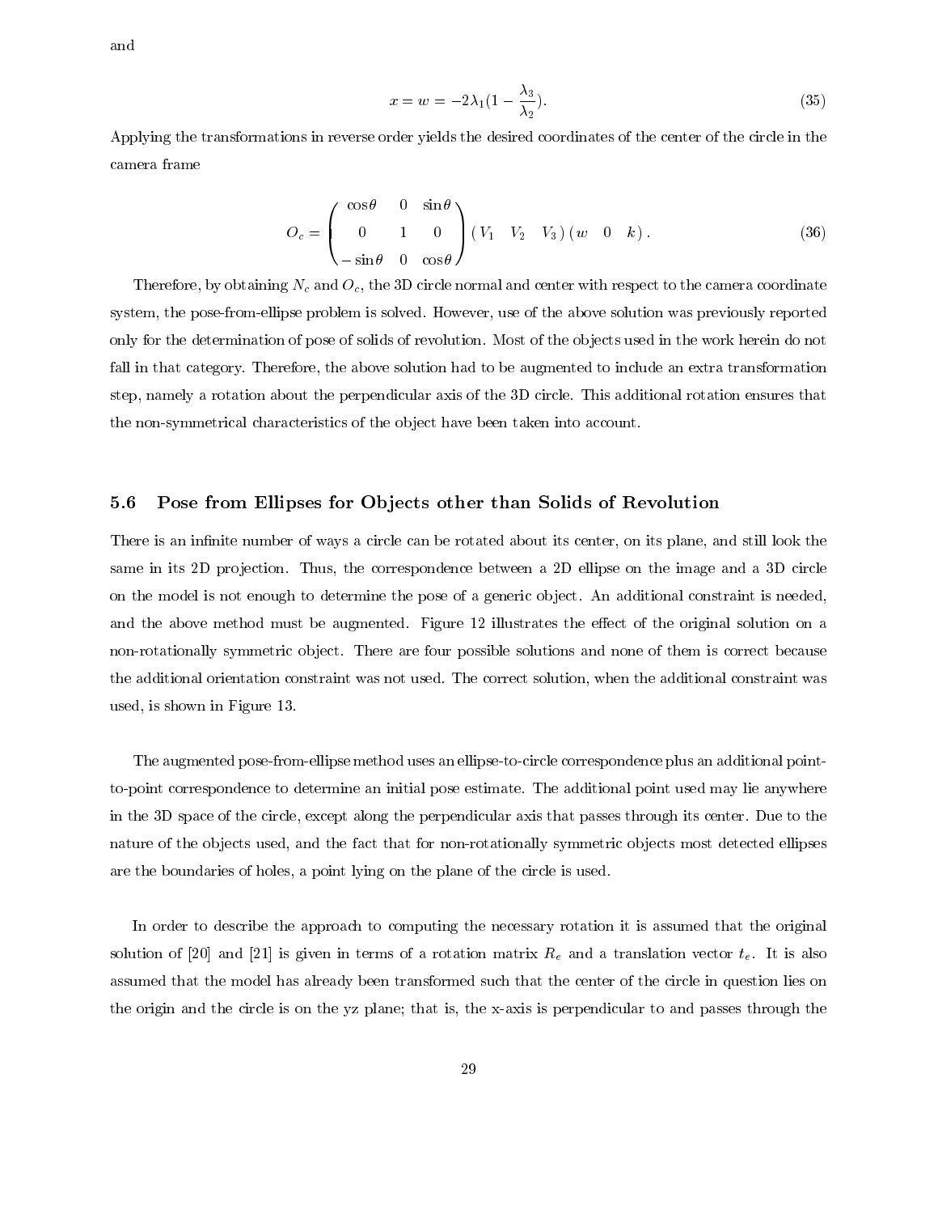and

$$x = w = -2\lambda_1(1 - \frac{\lambda_3}{\lambda_2}). \tag{35}$$

Applying the transformations in reverse order yields the desired coordinates of the center of the circle in the camera frame

$$O_c = \begin{pmatrix} \cos\theta & 0 & \sin\theta \\ 0 & 1 & 0 \\ -\sin\theta & 0 & \cos\theta \end{pmatrix} \begin{pmatrix} V_1 & V_2 & V_3 \end{pmatrix} \begin{pmatrix} w & 0 & k \end{pmatrix}. \tag{36}$$

Therefore, by obtaining $N_c$ and $O_c$, the 3D circle normal and center with respect to the camera coordinate system, the pose-from-ellipse problem is solved. However, use of the above solution was previously reported only for the determination of pose of solids of revolution. Most of the objects used in the work herein do not fall in that category. Therefore, the above solution had to be augmented to include an extra transformation step, namely a rotation about the perpendicular axis of the 3D circle. This additional rotation ensures that the non-symmetrical characteristics of the object have been taken into account.

## 5.6 Pose from Ellipses for Objects other than Solids of Revolution

There is an infinite number of ways a circle can be rotated about its center, on its plane, and still look the same in its 2D projection. Thus, the correspondence between a 2D ellipse on the image and a 3D circle on the model is not enough to determine the pose of a generic object. An additional constraint is needed, and the above method must be augmented. Figure 12 illustrates the effect of the original solution on a non-rotationally symmetric object. There are four possible solutions and none of them is correct because the additional orientation constraint was not used. The correct solution, when the additional constraint was used, is shown in Figure 13.

The augmented pose-from-ellipse method uses an ellipse-to-circle correspondence plus an additional point-to-point correspondence to determine an initial pose estimate. The additional point used may lie anywhere in the 3D space of the circle, except along the perpendicular axis that passes through its center. Due to the nature of the objects used, and the fact that for non-rotationally symmetric objects most detected ellipses are the boundaries of holes, a point lying on the plane of the circle is used.

In order to describe the approach to computing the necessary rotation it is assumed that the original solution of [20] and [21] is given in terms of a rotation matrix $R_e$ and a translation vector $t_e$. It is also assumed that the model has already been transformed such that the center of the circle in question lies on the origin and the circle is on the yz plane; that is, the x-axis is perpendicular to and passes through the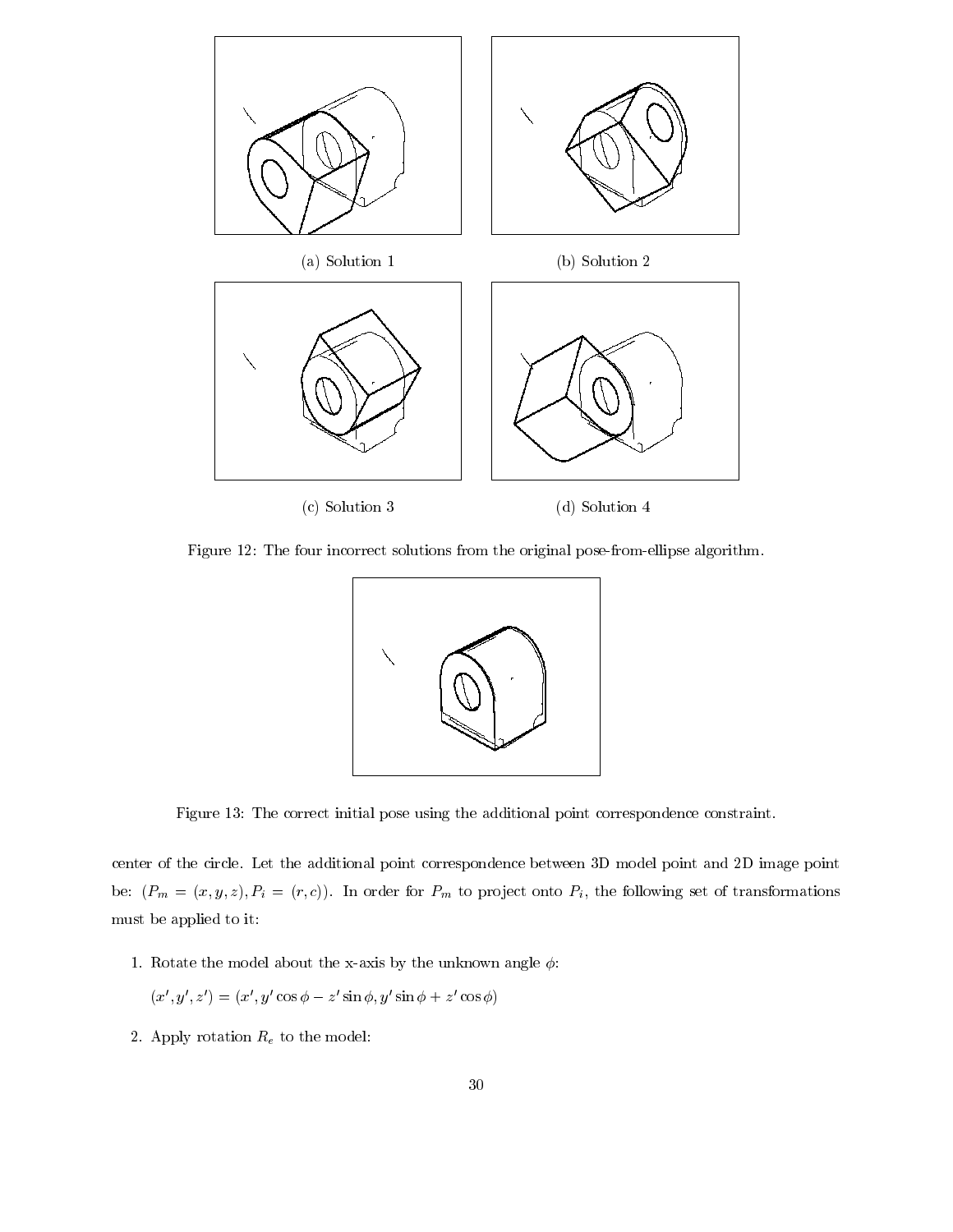(a) Solution 1

(b) Solution 2

(c) Solution 3

(d) Solution 4

Figure 12: The four incorrect solutions from the original pose-from-ellipse algorithm.

Figure 13: The correct initial pose using the additional point correspondence constraint.

center of the circle. Let the additional point correspondence between 3D model point and 2D image point be: $(P_m = (x, y, z), P_i = (r, c))$. In order for $P_m$ to project onto $P_i$, the following set of transformations must be applied to it:

1. Rotate the model about the x-axis by the unknown angle $\phi$:

   $(x', y', z') = (x', y' \cos\phi - z' \sin\phi, y' \sin\phi + z' \cos\phi)$

2. Apply rotation $R_e$ to the model: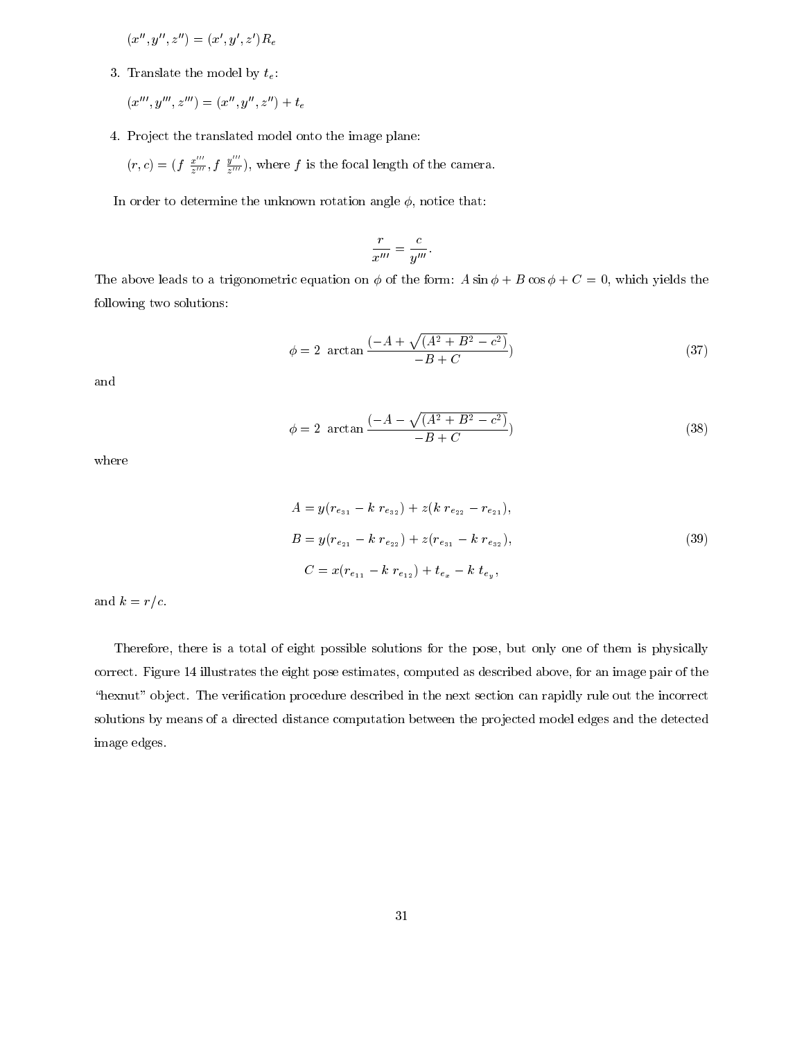$(x'', y'', z'') = (x', y', z') R_e$

3. Translate the model by $t_e$:

   $(x''', y''', z''') = (x'', y'', z'') + t_e$

4. Project the translated model onto the image plane:

   $(r, c) = (f \ \frac{x'''}{z'''}, f \ \frac{y'''}{z'''})$, where $f$ is the focal length of the camera.

In order to determine the unknown rotation angle $\phi$, notice that:

$$\frac{r}{x'''} = \frac{c}{y'''}.$$

The above leads to a trigonometric equation on $\phi$ of the form: $A \sin\phi + B \cos\phi + C = 0$, which yields the following two solutions:

$$\phi = 2 \ \arctan \frac{(-A + \sqrt{(A^2 + B^2 - c^2)}}{-B + C}) \tag{37}$$

and

$$\phi = 2 \ \arctan \frac{(-A - \sqrt{(A^2 + B^2 - c^2)}}{-B + C}) \tag{38}$$

where

$$\begin{aligned} A &= y(r_{e_{31}} - k \ r_{e_{32}}) + z(k \ r_{e_{22}} - r_{e_{21}}), \\ B &= y(r_{e_{21}} - k \ r_{e_{22}}) + z(r_{e_{31}} - k \ r_{e_{32}}), \\ C &= x(r_{e_{11}} - k \ r_{e_{12}}) + t_{e_x} - k \ t_{e_y}, \end{aligned} \tag{39}$$

and $k = r/c$.

Therefore, there is a total of eight possible solutions for the pose, but only one of them is physically correct. Figure 14 illustrates the eight pose estimates, computed as described above, for an image pair of the "hexnut" object. The verification procedure described in the next section can rapidly rule out the incorrect solutions by means of a directed distance computation between the projected model edges and the detected image edges.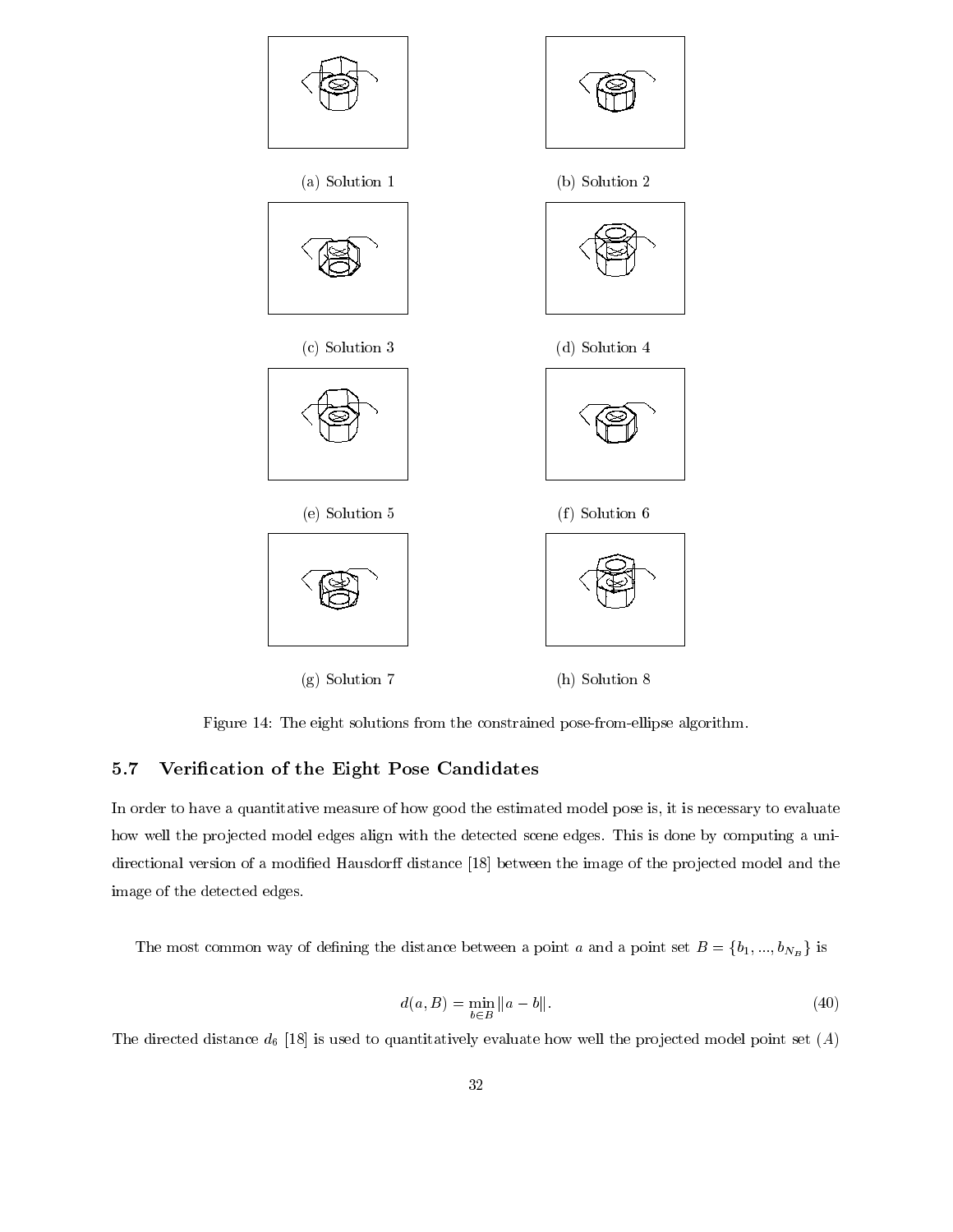(a) Solution 1

(b) Solution 2

(c) Solution 3

(d) Solution 4

(e) Solution 5

(f) Solution 6

(g) Solution 7

(h) Solution 8

Figure 14: The eight solutions from the constrained pose-from-ellipse algorithm.

## 5.7 Verification of the Eight Pose Candidates

In order to have a quantitative measure of how good the estimated model pose is, it is necessary to evaluate how well the projected model edges align with the detected scene edges. This is done by computing a uni-directional version of a modified Hausdorff distance [18] between the image of the projected model and the image of the detected edges.

The most common way of defining the distance between a point $a$ and a point set $B = \{b_1, ..., b_{N_B}\}$ is

$$d(a, B) = \min_{b \in B} \|a - b\|. \tag{40}$$

The directed distance $d_6$ [18] is used to quantitatively evaluate how well the projected model point set ($A$)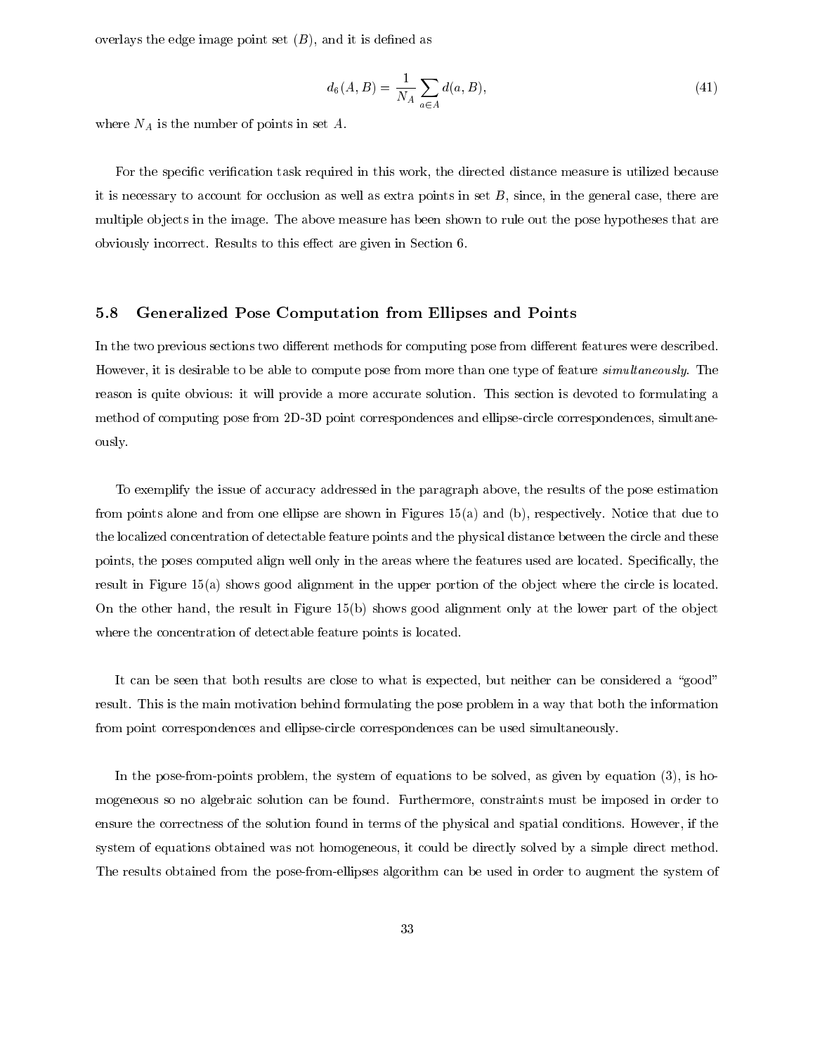overlays the edge image point set ($B$), and it is defined as

$$d_6(A, B) = \frac{1}{N_A} \sum_{a \in A} d(a, B), \tag{41}$$

where $N_A$ is the number of points in set $A$.

For the specific verification task required in this work, the directed distance measure is utilized because it is necessary to account for occlusion as well as extra points in set $B$, since, in the general case, there are multiple objects in the image. The above measure has been shown to rule out the pose hypotheses that are obviously incorrect. Results to this effect are given in Section 6.

## 5.8 Generalized Pose Computation from Ellipses and Points

In the two previous sections two different methods for computing pose from different features were described. However, it is desirable to be able to compute pose from more than one type of feature *simultaneously*. The reason is quite obvious: it will provide a more accurate solution. This section is devoted to formulating a method of computing pose from 2D-3D point correspondences and ellipse-circle correspondences, simultaneously.

To exemplify the issue of accuracy addressed in the paragraph above, the results of the pose estimation from points alone and from one ellipse are shown in Figures 15(a) and (b), respectively. Notice that due to the localized concentration of detectable feature points and the physical distance between the circle and these points, the poses computed align well only in the areas where the features used are located. Specifically, the result in Figure 15(a) shows good alignment in the upper portion of the object where the circle is located. On the other hand, the result in Figure 15(b) shows good alignment only at the lower part of the object where the concentration of detectable feature points is located.

It can be seen that both results are close to what is expected, but neither can be considered a "good" result. This is the main motivation behind formulating the pose problem in a way that both the information from point correspondences and ellipse-circle correspondences can be used simultaneously.

In the pose-from-points problem, the system of equations to be solved, as given by equation (3), is homogeneous so no algebraic solution can be found. Furthermore, constraints must be imposed in order to ensure the correctness of the solution found in terms of the physical and spatial conditions. However, if the system of equations obtained was not homogeneous, it could be directly solved by a simple direct method. The results obtained from the pose-from-ellipses algorithm can be used in order to augment the system of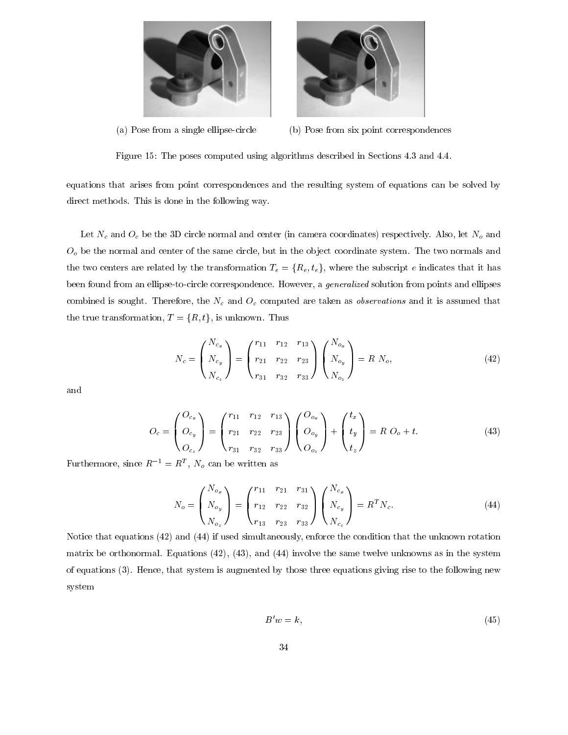(a) Pose from a single ellipse-circle

(b) Pose from six point correspondences

Figure 15: The poses computed using algorithms described in Sections 4.3 and 4.4.

equations that arises from point correspondences and the resulting system of equations can be solved by direct methods. This is done in the following way.

Let $N_c$ and $O_c$ be the 3D circle normal and center (in camera coordinates) respectively. Also, let $N_o$ and $O_o$ be the normal and center of the same circle, but in the object coordinate system. The two normals and the two centers are related by the transformation $T_e = \{R_e, t_e\}$, where the subscript $e$ indicates that it has been found from an ellipse-to-circle correspondence. However, a *generalized* solution from points and ellipses combined is sought. Therefore, the $N_c$ and $O_c$ computed are taken as *observations* and it is assumed that the true transformation, $T = \{R, t\}$, is unknown. Thus

$$N_c = \begin{pmatrix} N_{c_x} \\ N_{c_y} \\ N_{c_z} \end{pmatrix} = \begin{pmatrix} r_{11} & r_{12} & r_{13} \\ r_{21} & r_{22} & r_{23} \\ r_{31} & r_{32} & r_{33} \end{pmatrix} \begin{pmatrix} N_{o_x} \\ N_{o_y} \\ N_{o_z} \end{pmatrix} = R\ N_o, \tag{42}$$

and

$$O_c = \begin{pmatrix} O_{c_x} \\ O_{c_y} \\ O_{c_z} \end{pmatrix} = \begin{pmatrix} r_{11} & r_{12} & r_{13} \\ r_{21} & r_{22} & r_{23} \\ r_{31} & r_{32} & r_{33} \end{pmatrix} \begin{pmatrix} O_{o_x} \\ O_{o_y} \\ O_{o_z} \end{pmatrix} + \begin{pmatrix} t_x \\ t_y \\ t_z \end{pmatrix} = R\ O_o + t. \tag{43}$$

Furthermore, since $R^{-1} = R^T$, $N_o$ can be written as

$$N_o = \begin{pmatrix} N_{o_x} \\ N_{o_y} \\ N_{o_z} \end{pmatrix} = \begin{pmatrix} r_{11} & r_{21} & r_{31} \\ r_{12} & r_{22} & r_{32} \\ r_{13} & r_{23} & r_{33} \end{pmatrix} \begin{pmatrix} N_{c_x} \\ N_{c_y} \\ N_{c_z} \end{pmatrix} = R^T N_c. \tag{44}$$

Notice that equations (42) and (44) if used simultaneously, enforce the condition that the unknown rotation matrix be orthonormal. Equations (42), (43), and (44) involve the same twelve unknowns as in the system of equations (3). Hence, that system is augmented by those three equations giving rise to the following new system

$$B'w = k, \tag{45}$$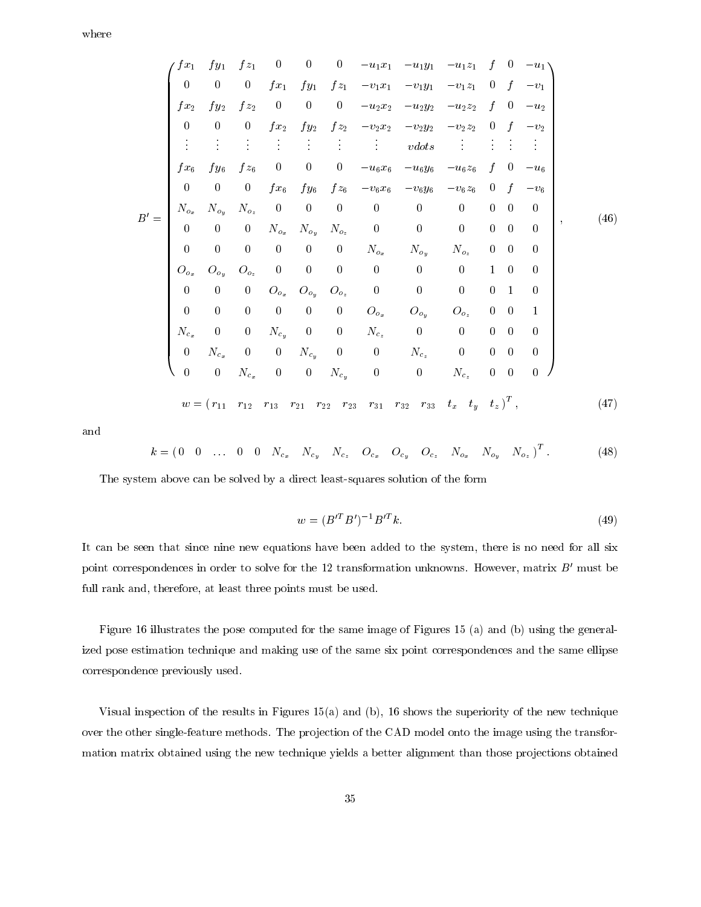where

$$
B' = \begin{pmatrix}
fx_1 & fy_1 & fz_1 & 0 & 0 & 0 & -u_1x_1 & -u_1y_1 & -u_1z_1 & f & 0 & -u_1 \\
0 & 0 & 0 & fx_1 & fy_1 & fz_1 & -v_1x_1 & -v_1y_1 & -v_1z_1 & 0 & f & -v_1 \\
fx_2 & fy_2 & fz_2 & 0 & 0 & 0 & -u_2x_2 & -u_2y_2 & -u_2z_2 & f & 0 & -u_2 \\
0 & 0 & 0 & fx_2 & fy_2 & fz_2 & -v_2x_2 & -v_2y_2 & -v_2z_2 & 0 & f & -v_2 \\
\vdots & \vdots & \vdots & \vdots & \vdots & \vdots & \vdots & vdots & \vdots & \vdots & \vdots & \vdots \\
fx_6 & fy_6 & fz_6 & 0 & 0 & 0 & -u_6x_6 & -u_6y_6 & -u_6z_6 & f & 0 & -u_6 \\
0 & 0 & 0 & fx_6 & fy_6 & fz_6 & -v_6x_6 & -v_6y_6 & -v_6z_6 & 0 & f & -v_6 \\
N_{o_x} & N_{o_y} & N_{o_z} & 0 & 0 & 0 & 0 & 0 & 0 & 0 & 0 & 0 \\
0 & 0 & 0 & N_{o_x} & N_{o_y} & N_{o_z} & 0 & 0 & 0 & 0 & 0 & 0 \\
0 & 0 & 0 & 0 & 0 & 0 & N_{o_x} & N_{o_y} & N_{o_z} & 0 & 0 & 0 \\
O_{o_x} & O_{o_y} & O_{o_z} & 0 & 0 & 0 & 0 & 0 & 0 & 1 & 0 & 0 \\
0 & 0 & 0 & O_{o_x} & O_{o_y} & O_{o_z} & 0 & 0 & 0 & 0 & 1 & 0 \\
0 & 0 & 0 & 0 & 0 & 0 & O_{o_x} & O_{o_y} & O_{o_z} & 0 & 0 & 1 \\
N_{c_x} & 0 & 0 & N_{c_y} & 0 & 0 & N_{c_z} & 0 & 0 & 0 & 0 & 0 \\
0 & N_{c_x} & 0 & 0 & N_{c_y} & 0 & 0 & N_{c_z} & 0 & 0 & 0 & 0 \\
0 & 0 & N_{c_x} & 0 & 0 & N_{c_y} & 0 & 0 & N_{c_z} & 0 & 0 & 0
\end{pmatrix}, \tag{46}
$$

$$
w = (\, r_{11} \quad r_{12} \quad r_{13} \quad r_{21} \quad r_{22} \quad r_{23} \quad r_{31} \quad r_{32} \quad r_{33} \quad t_x \quad t_y \quad t_z \,)^T, \tag{47}
$$

and

$$
k = (\, 0 \quad 0 \quad \ldots \quad 0 \quad 0 \quad N_{c_x} \quad N_{c_y} \quad N_{c_z} \quad O_{c_x} \quad O_{c_y} \quad O_{c_z} \quad N_{o_x} \quad N_{o_y} \quad N_{o_z} \,)^T. \tag{48}
$$

The system above can be solved by a direct least-squares solution of the form

$$
w = (B'^T B')^{-1} B'^T k. \tag{49}
$$

It can be seen that since nine new equations have been added to the system, there is no need for all six point correspondences in order to solve for the 12 transformation unknowns. However, matrix $B'$ must be full rank and, therefore, at least three points must be used.

Figure 16 illustrates the pose computed for the same image of Figures 15 (a) and (b) using the generalized pose estimation technique and making use of the same six point correspondences and the same ellipse correspondence previously used.

Visual inspection of the results in Figures 15(a) and (b), 16 shows the superiority of the new technique over the other single-feature methods. The projection of the CAD model onto the image using the transformation matrix obtained using the new technique yields a better alignment than those projections obtained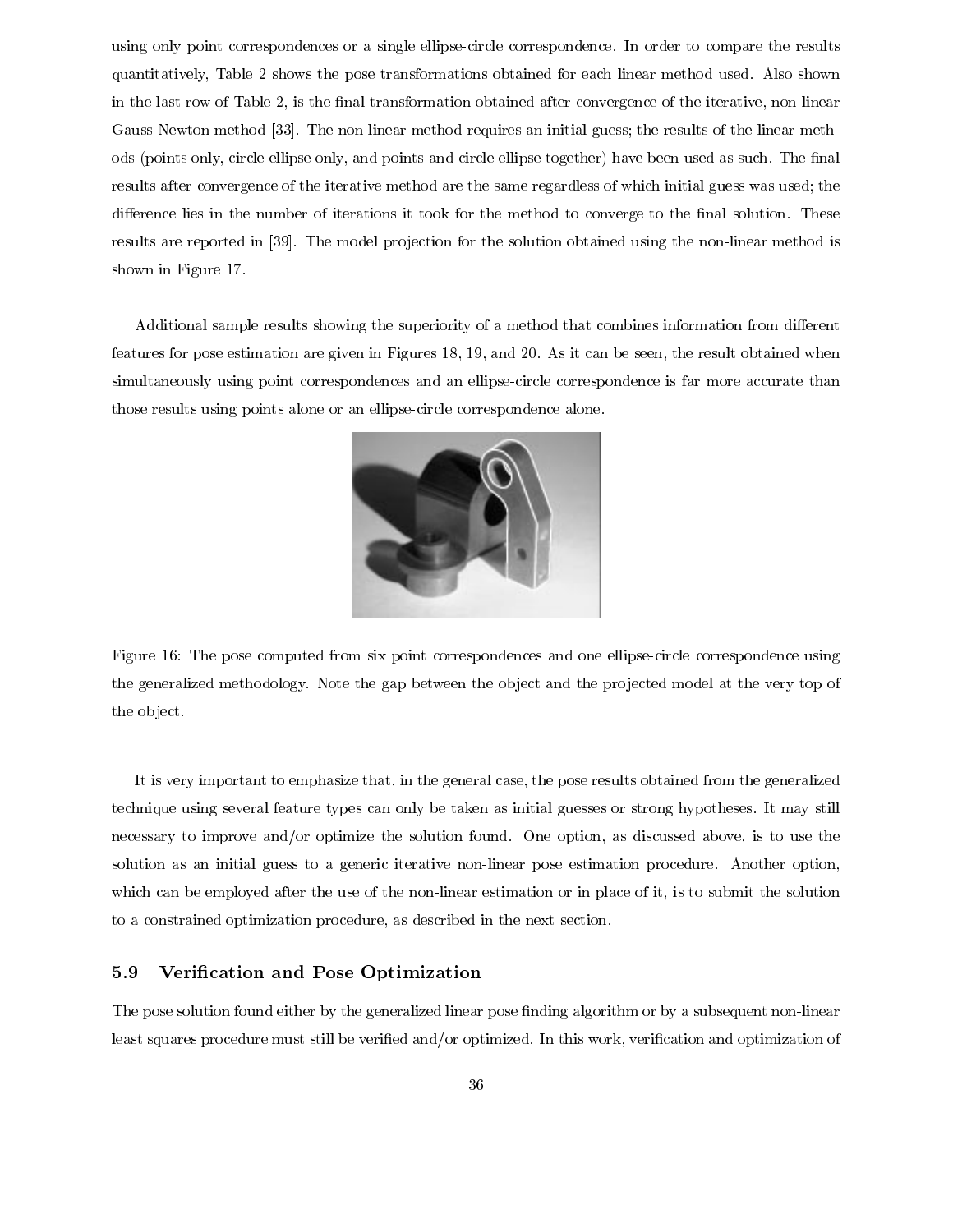using only point correspondences or a single ellipse-circle correspondence. In order to compare the results quantitatively, Table 2 shows the pose transformations obtained for each linear method used. Also shown in the last row of Table 2, is the final transformation obtained after convergence of the iterative, non-linear Gauss-Newton method [33]. The non-linear method requires an initial guess; the results of the linear methods (points only, circle-ellipse only, and points and circle-ellipse together) have been used as such. The final results after convergence of the iterative method are the same regardless of which initial guess was used; the difference lies in the number of iterations it took for the method to converge to the final solution. These results are reported in [39]. The model projection for the solution obtained using the non-linear method is shown in Figure 17.

Additional sample results showing the superiority of a method that combines information from different features for pose estimation are given in Figures 18, 19, and 20. As it can be seen, the result obtained when simultaneously using point correspondences and an ellipse-circle correspondence is far more accurate than those results using points alone or an ellipse-circle correspondence alone.

Figure 16: The pose computed from six point correspondences and one ellipse-circle correspondence using the generalized methodology. Note the gap between the object and the projected model at the very top of the object.

It is very important to emphasize that, in the general case, the pose results obtained from the generalized technique using several feature types can only be taken as initial guesses or strong hypotheses. It may still necessary to improve and/or optimize the solution found. One option, as discussed above, is to use the solution as an initial guess to a generic iterative non-linear pose estimation procedure. Another option, which can be employed after the use of the non-linear estimation or in place of it, is to submit the solution to a constrained optimization procedure, as described in the next section.

### 5.9 Verification and Pose Optimization

The pose solution found either by the generalized linear pose finding algorithm or by a subsequent non-linear least squares procedure must still be verified and/or optimized. In this work, verification and optimization of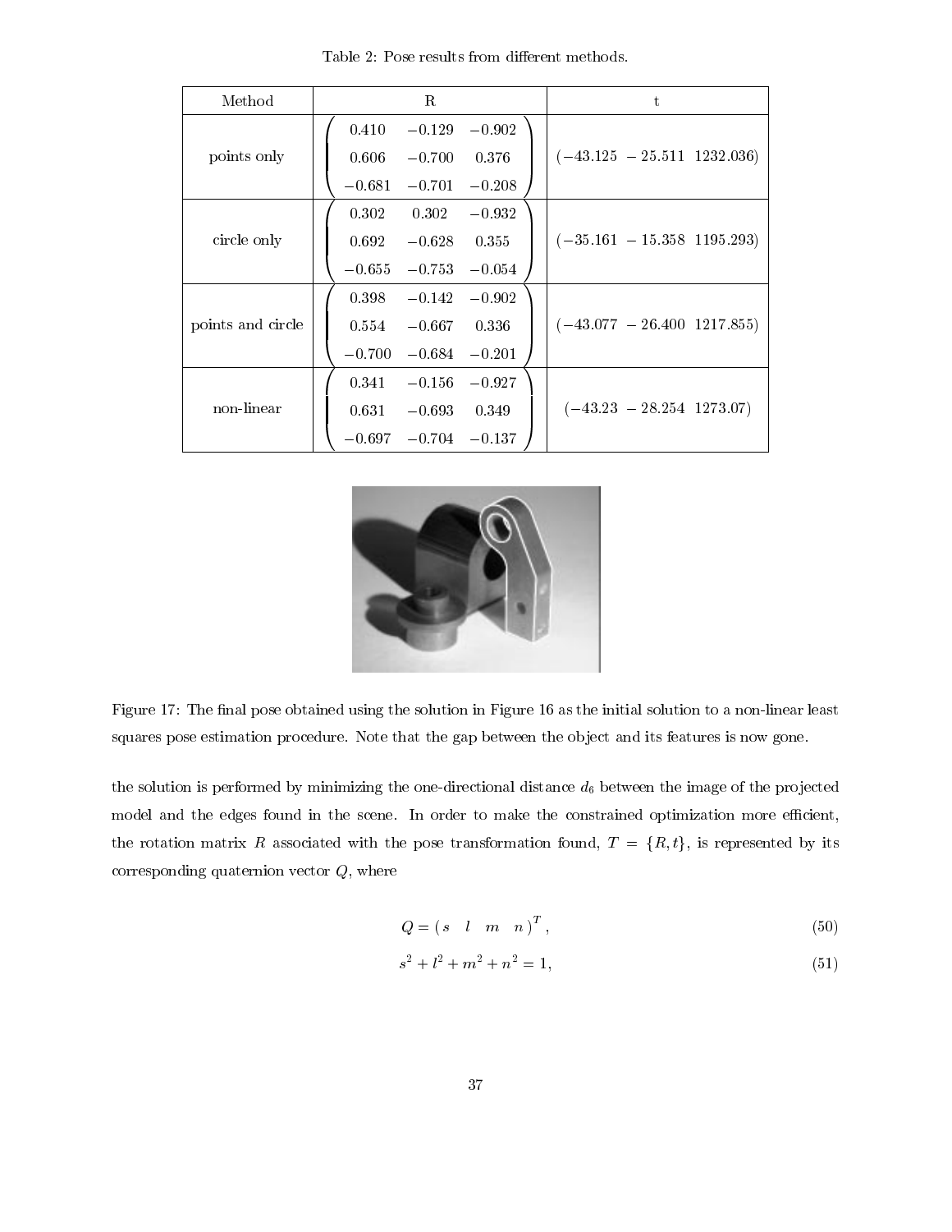Table 2: Pose results from different methods.

| Method | R | t |
| --- | --- | --- |
| points only | $\begin{pmatrix} 0.410 & -0.129 & -0.902 \\ 0.606 & -0.700 & 0.376 \\ -0.681 & -0.701 & -0.208 \end{pmatrix}$ | $(-43.125 \; -25.511 \; 1232.036)$ |
| circle only | $\begin{pmatrix} 0.302 & 0.302 & -0.932 \\ 0.692 & -0.628 & 0.355 \\ -0.655 & -0.753 & -0.054 \end{pmatrix}$ | $(-35.161 \; -15.358 \; 1195.293)$ |
| points and circle | $\begin{pmatrix} 0.398 & -0.142 & -0.902 \\ 0.554 & -0.667 & 0.336 \\ -0.700 & -0.684 & -0.201 \end{pmatrix}$ | $(-43.077 \; -26.400 \; 1217.855)$ |
| non-linear | $\begin{pmatrix} 0.341 & -0.156 & -0.927 \\ 0.631 & -0.693 & 0.349 \\ -0.697 & -0.704 & -0.137 \end{pmatrix}$ | $(-43.23 \; -28.254 \; 1273.07)$ |

Figure 17: The final pose obtained using the solution in Figure 16 as the initial solution to a non-linear least squares pose estimation procedure. Note that the gap between the object and its features is now gone.

the solution is performed by minimizing the one-directional distance $d_6$ between the image of the projected model and the edges found in the scene. In order to make the constrained optimization more efficient, the rotation matrix $R$ associated with the pose transformation found, $T = \{R, t\}$, is represented by its corresponding quaternion vector $Q$, where

$$Q = (\, s \quad l \quad m \quad n \,)^T, \tag{50}$$

$$s^2 + l^2 + m^2 + n^2 = 1, \tag{51}$$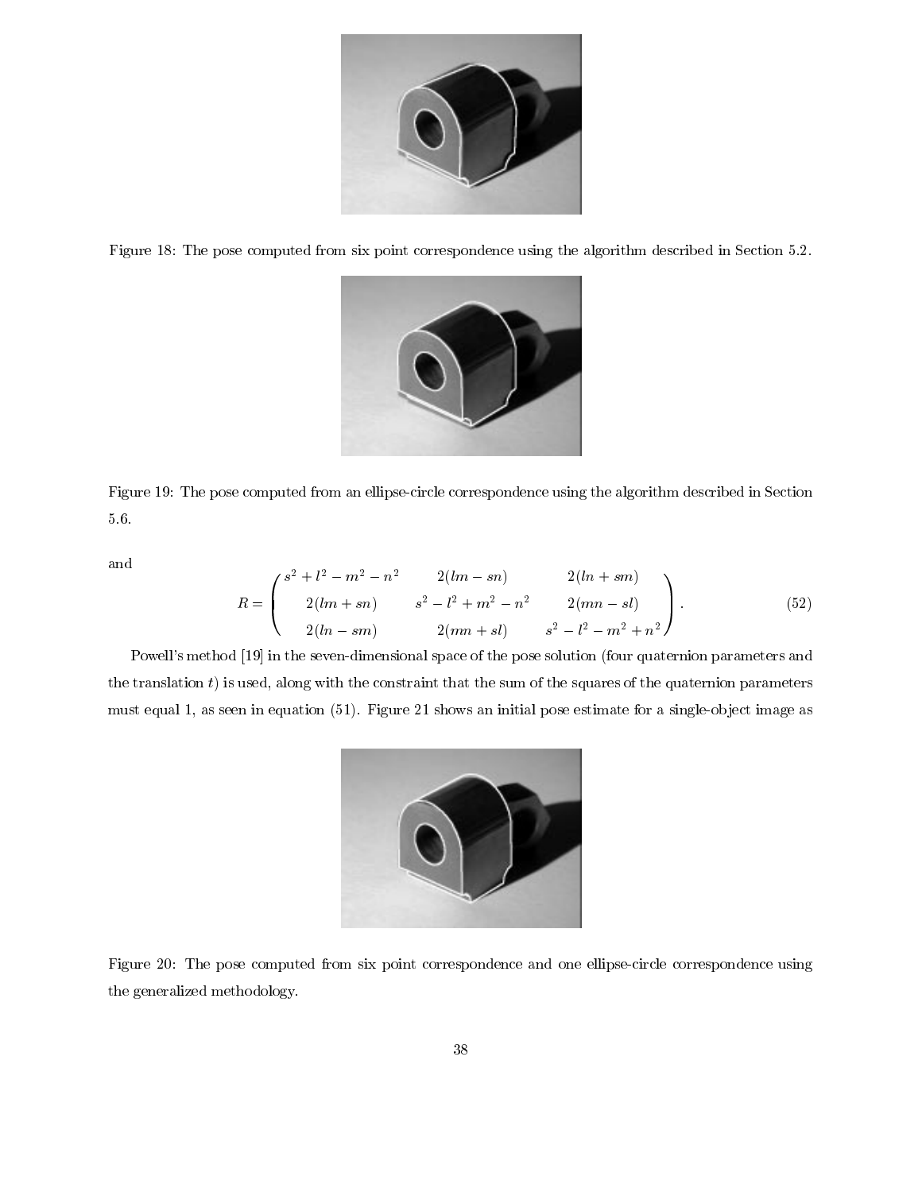Figure 18: The pose computed from six point correspondence using the algorithm described in Section 5.2.

Figure 19: The pose computed from an ellipse-circle correspondence using the algorithm described in Section 5.6.

and

$$R = \begin{pmatrix} s^2 + l^2 - m^2 - n^2 & 2(lm - sn) & 2(ln + sm) \\ 2(lm + sn) & s^2 - l^2 + m^2 - n^2 & 2(mn - sl) \\ 2(ln - sm) & 2(mn + sl) & s^2 - l^2 - m^2 + n^2 \end{pmatrix}. \quad (52)$$

Powell's method [19] in the seven-dimensional space of the pose solution (four quaternion parameters and the translation $t$) is used, along with the constraint that the sum of the squares of the quaternion parameters must equal 1, as seen in equation (51). Figure 21 shows an initial pose estimate for a single-object image as

Figure 20: The pose computed from six point correspondence and one ellipse-circle correspondence using the generalized methodology.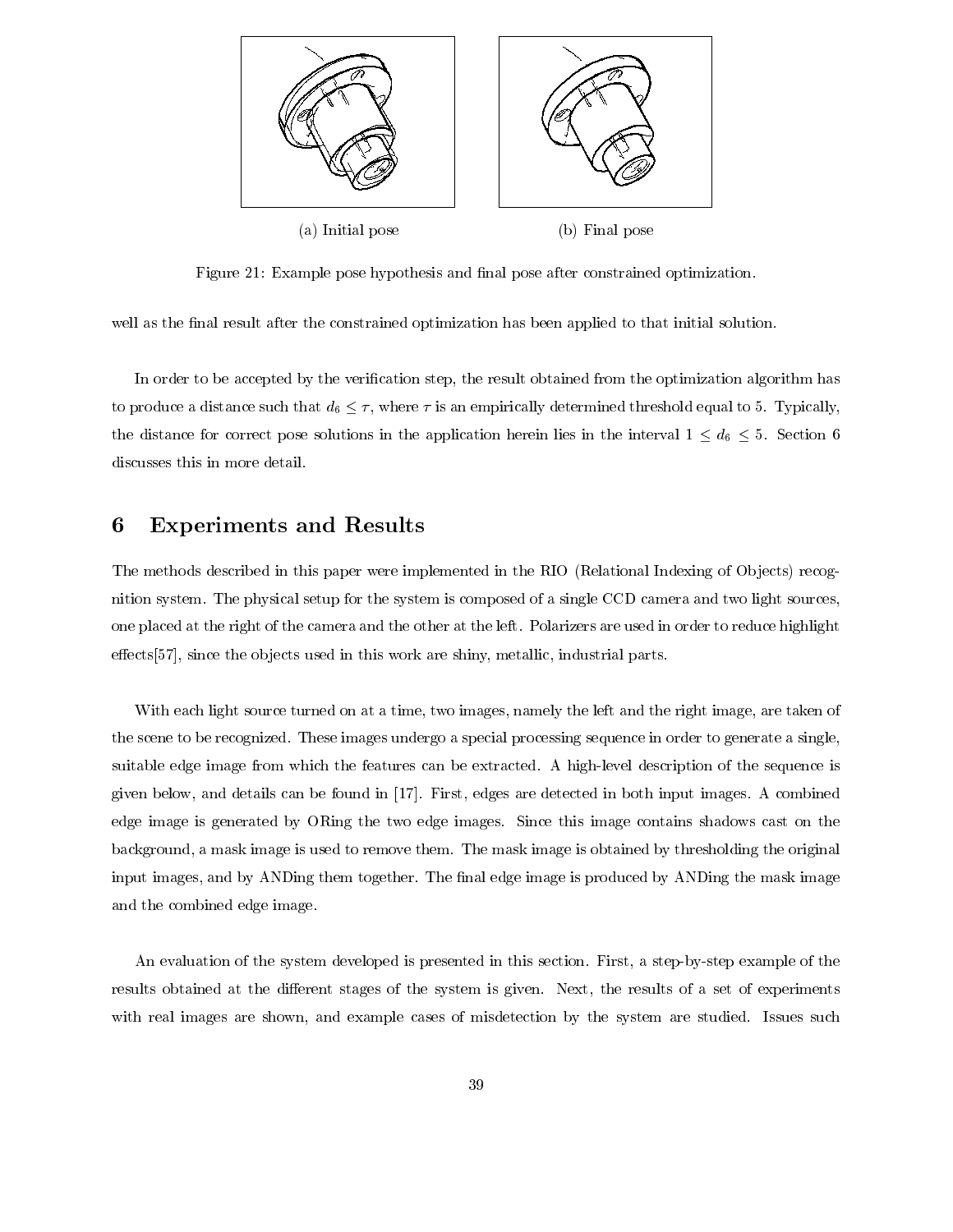(a) Initial pose

(b) Final pose

Figure 21: Example pose hypothesis and final pose after constrained optimization.

well as the final result after the constrained optimization has been applied to that initial solution.

In order to be accepted by the verification step, the result obtained from the optimization algorithm has to produce a distance such that $d_6 \leq \tau$, where $\tau$ is an empirically determined threshold equal to 5. Typically, the distance for correct pose solutions in the application herein lies in the interval $1 \leq d_6 \leq 5$. Section 6 discusses this in more detail.

# 6 Experiments and Results

The methods described in this paper were implemented in the RIO (Relational Indexing of Objects) recognition system. The physical setup for the system is composed of a single CCD camera and two light sources, one placed at the right of the camera and the other at the left. Polarizers are used in order to reduce highlight effects[57], since the objects used in this work are shiny, metallic, industrial parts.

With each light source turned on at a time, two images, namely the left and the right image, are taken of the scene to be recognized. These images undergo a special processing sequence in order to generate a single, suitable edge image from which the features can be extracted. A high-level description of the sequence is given below, and details can be found in [17]. First, edges are detected in both input images. A combined edge image is generated by ORing the two edge images. Since this image contains shadows cast on the background, a mask image is used to remove them. The mask image is obtained by thresholding the original input images, and by ANDing them together. The final edge image is produced by ANDing the mask image and the combined edge image.

An evaluation of the system developed is presented in this section. First, a step-by-step example of the results obtained at the different stages of the system is given. Next, the results of a set of experiments with real images are shown, and example cases of misdetection by the system are studied. Issues such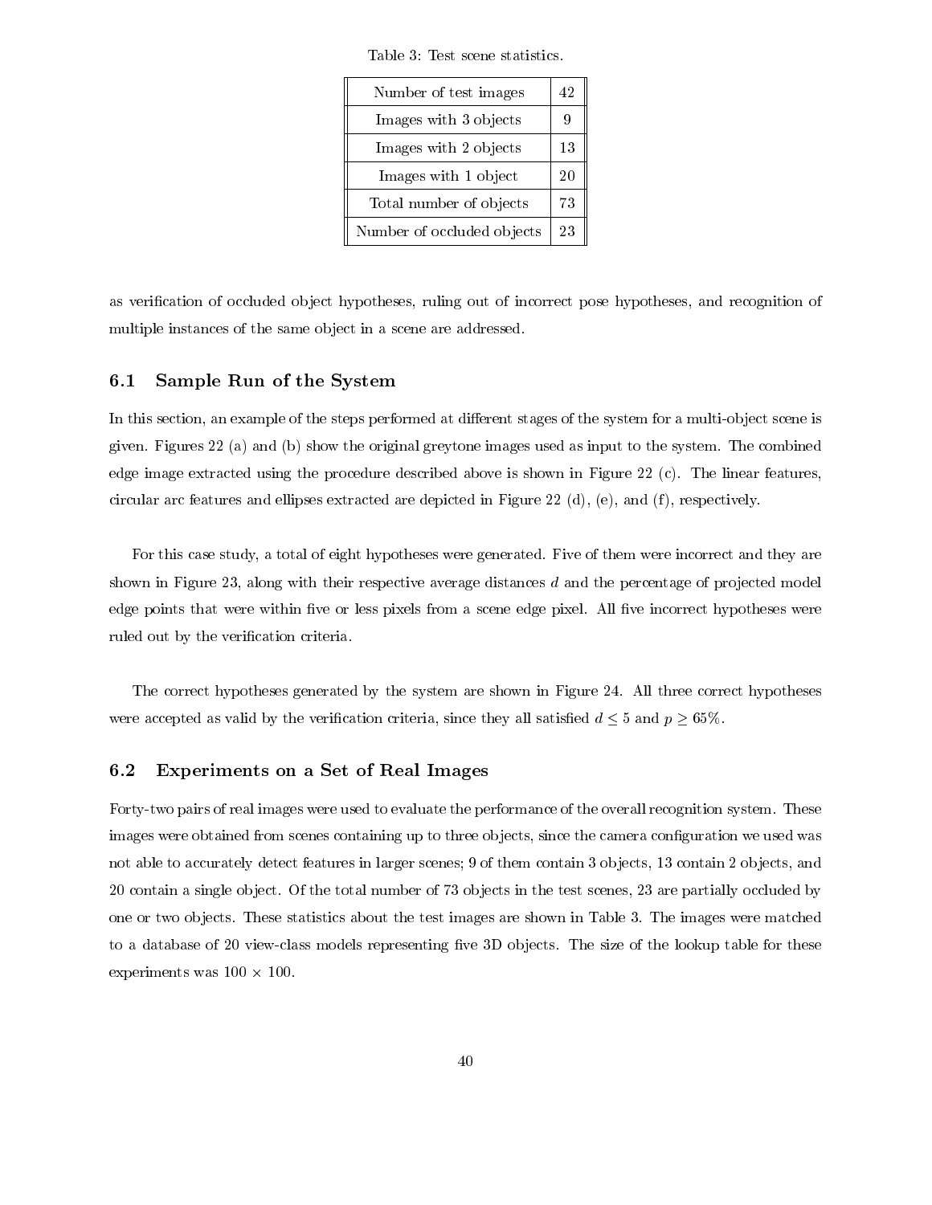Table 3: Test scene statistics.

| | |
|---|---|
| Number of test images | 42 |
| Images with 3 objects | 9 |
| Images with 2 objects | 13 |
| Images with 1 object | 20 |
| Total number of objects | 73 |
| Number of occluded objects | 23 |

as verification of occluded object hypotheses, ruling out of incorrect pose hypotheses, and recognition of multiple instances of the same object in a scene are addressed.

### 6.1 Sample Run of the System

In this section, an example of the steps performed at different stages of the system for a multi-object scene is given. Figures 22 (a) and (b) show the original greytone images used as input to the system. The combined edge image extracted using the procedure described above is shown in Figure 22 (c). The linear features, circular arc features and ellipses extracted are depicted in Figure 22 (d), (e), and (f), respectively.

For this case study, a total of eight hypotheses were generated. Five of them were incorrect and they are shown in Figure 23, along with their respective average distances $d$ and the percentage of projected model edge points that were within five or less pixels from a scene edge pixel. All five incorrect hypotheses were ruled out by the verification criteria.

The correct hypotheses generated by the system are shown in Figure 24. All three correct hypotheses were accepted as valid by the verification criteria, since they all satisfied $d \leq 5$ and $p \geq 65\%$.

### 6.2 Experiments on a Set of Real Images

Forty-two pairs of real images were used to evaluate the performance of the overall recognition system. These images were obtained from scenes containing up to three objects, since the camera configuration we used was not able to accurately detect features in larger scenes; 9 of them contain 3 objects, 13 contain 2 objects, and 20 contain a single object. Of the total number of 73 objects in the test scenes, 23 are partially occluded by one or two objects. These statistics about the test images are shown in Table 3. The images were matched to a database of 20 view-class models representing five 3D objects. The size of the lookup table for these experiments was $100 \times 100$.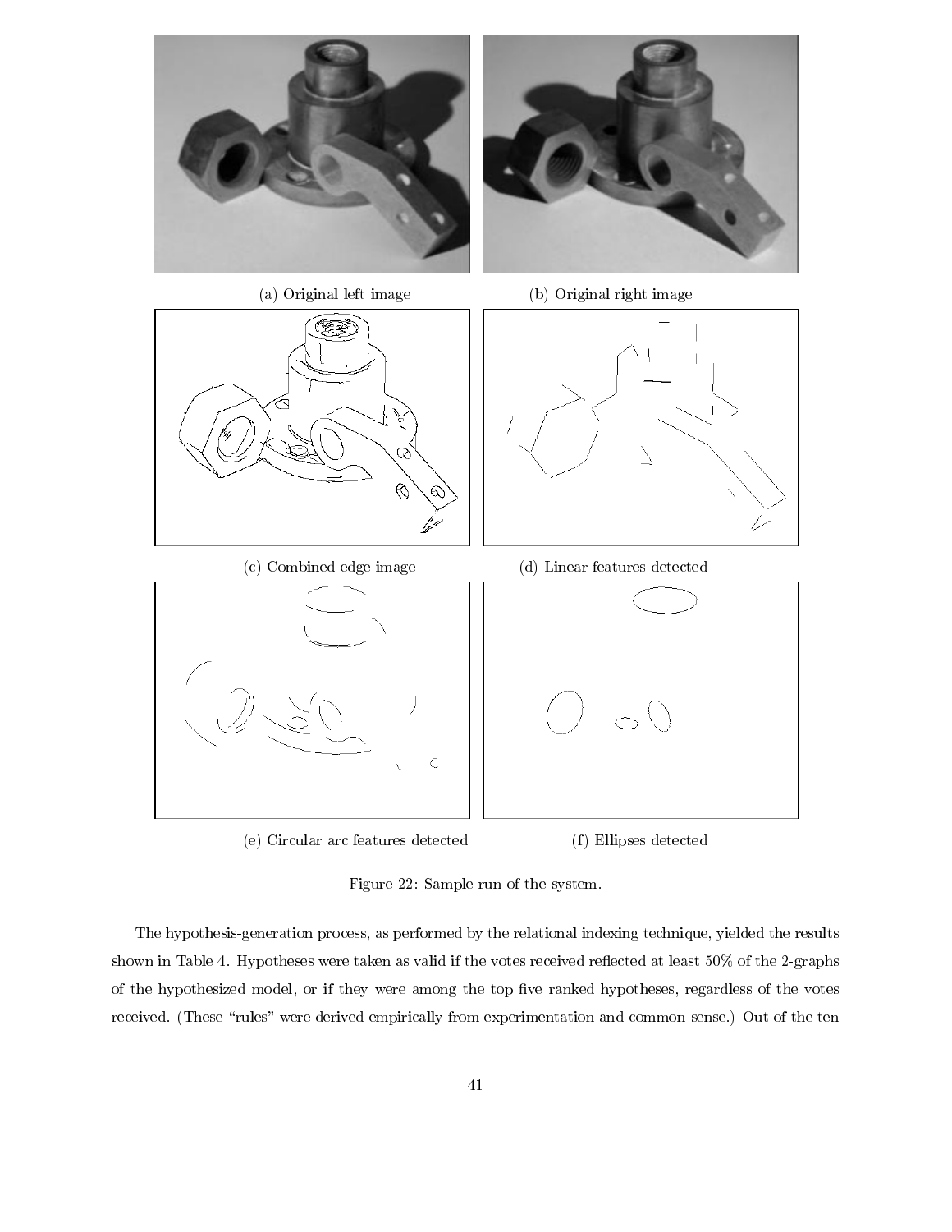(a) Original left image

(b) Original right image

(c) Combined edge image

(d) Linear features detected

(e) Circular arc features detected

(f) Ellipses detected

Figure 22: Sample run of the system.

The hypothesis-generation process, as performed by the relational indexing technique, yielded the results shown in Table 4. Hypotheses were taken as valid if the votes received reflected at least 50% of the 2-graphs of the hypothesized model, or if they were among the top five ranked hypotheses, regardless of the votes received. (These "rules" were derived empirically from experimentation and common-sense.) Out of the ten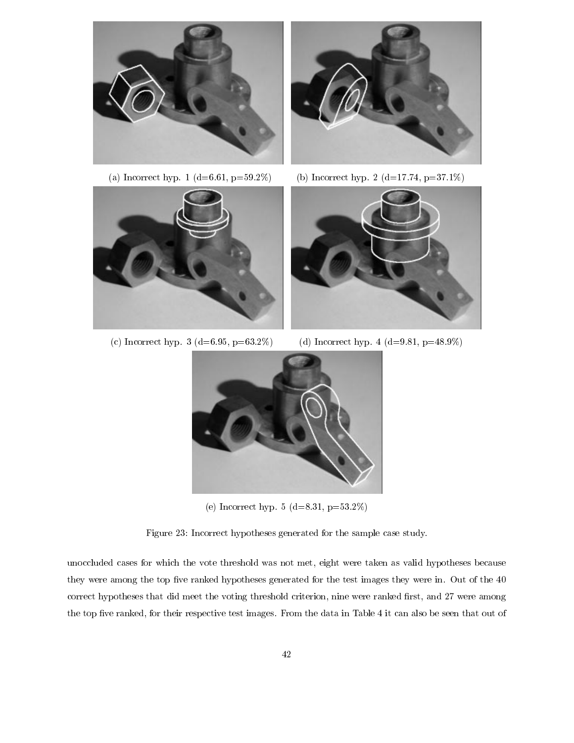(a) Incorrect hyp. 1 (d=6.61, p=59.2%)

(b) Incorrect hyp. 2 (d=17.74, p=37.1%)

(c) Incorrect hyp. 3 (d=6.95, p=63.2%)

(d) Incorrect hyp. 4 (d=9.81, p=48.9%)

(e) Incorrect hyp. 5 (d=8.31, p=53.2%)

Figure 23: Incorrect hypotheses generated for the sample case study.

unoccluded cases for which the vote threshold was not met, eight were taken as valid hypotheses because they were among the top five ranked hypotheses generated for the test images they were in. Out of the 40 correct hypotheses that did meet the voting threshold criterion, nine were ranked first, and 27 were among the top five ranked, for their respective test images. From the data in Table 4 it can also be seen that out of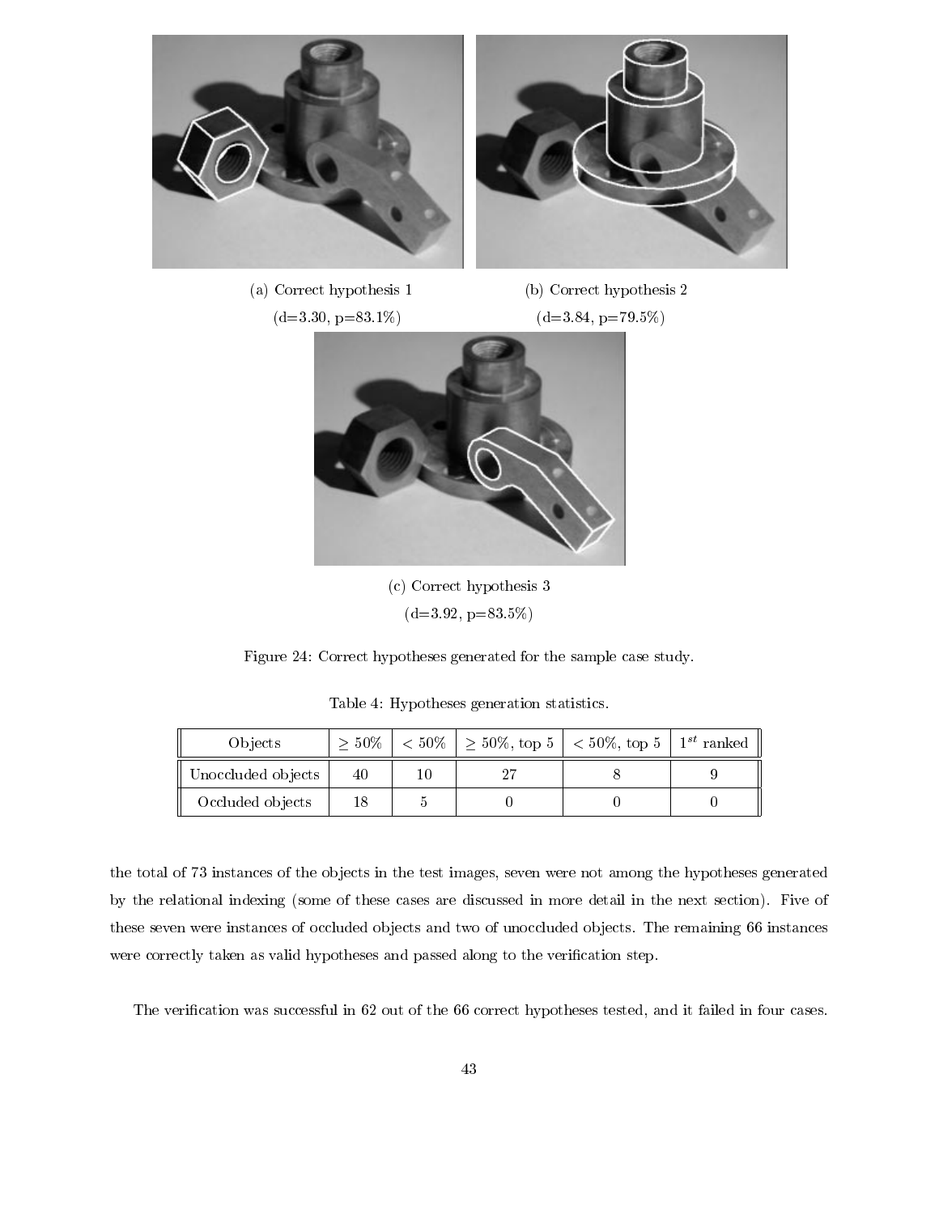(a) Correct hypothesis 1
(d=3.30, p=83.1%)

(b) Correct hypothesis 2
(d=3.84, p=79.5%)

(c) Correct hypothesis 3
(d=3.92, p=83.5%)

Figure 24: Correct hypotheses generated for the sample case study.

Table 4: Hypotheses generation statistics.

| Objects | $\geq 50\%$ | $< 50\%$ | $\geq 50\%$, top 5 | $< 50\%$, top 5 | $1^{st}$ ranked |
|---|---|---|---|---|---|
| Unoccluded objects | 40 | 10 | 27 | 8 | 9 |
| Occluded objects | 18 | 5 | 0 | 0 | 0 |

the total of 73 instances of the objects in the test images, seven were not among the hypotheses generated by the relational indexing (some of these cases are discussed in more detail in the next section). Five of these seven were instances of occluded objects and two of unoccluded objects. The remaining 66 instances were correctly taken as valid hypotheses and passed along to the verification step.

The verification was successful in 62 out of the 66 correct hypotheses tested, and it failed in four cases.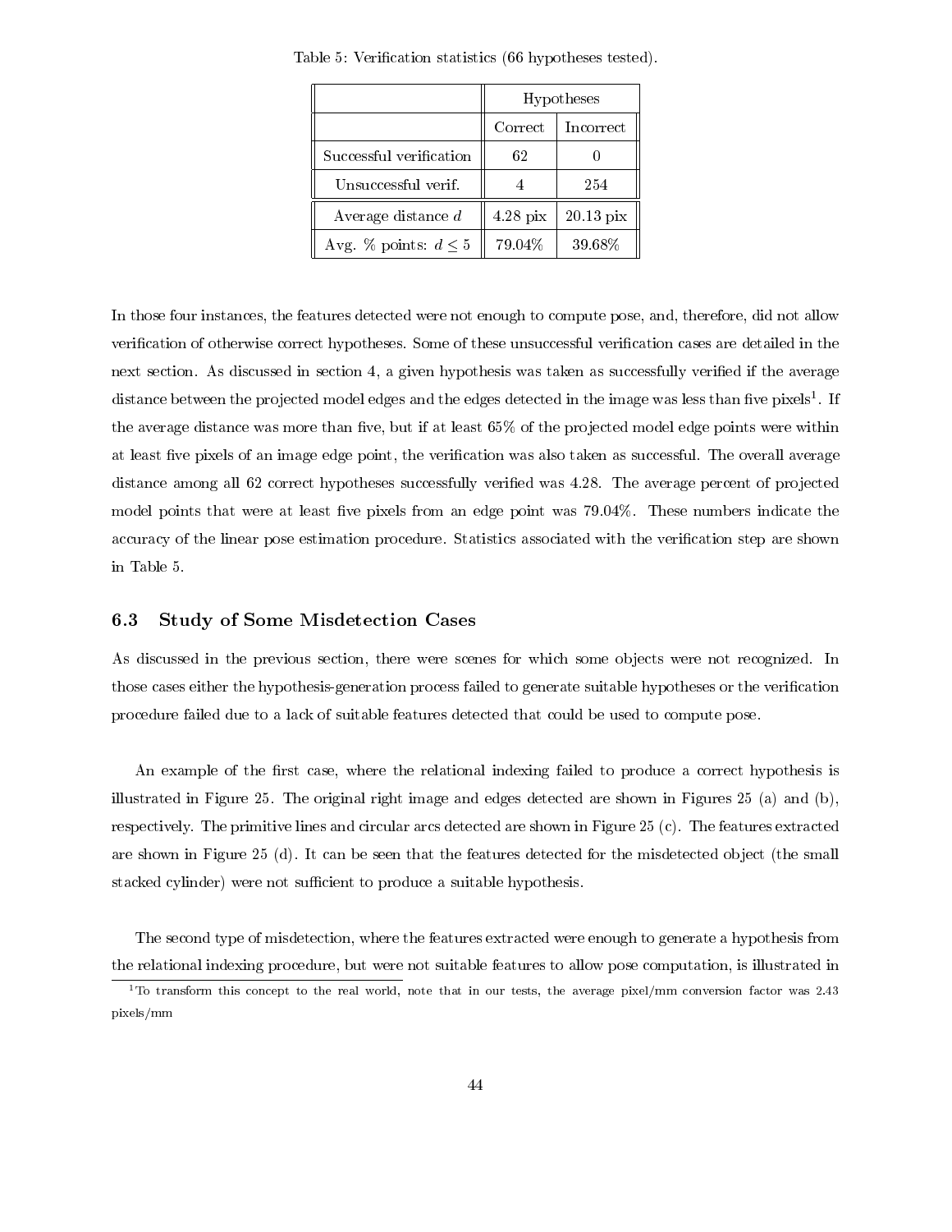Table 5: Verification statistics (66 hypotheses tested).

| | Hypotheses | |
|---|---|---|
| | Correct | Incorrect |
| Successful verification | 62 | 0 |
| Unsuccessful verif. | 4 | 254 |
| Average distance $d$ | 4.28 pix | 20.13 pix |
| Avg. % points: $d \leq 5$ | 79.04% | 39.68% |

In those four instances, the features detected were not enough to compute pose, and, therefore, did not allow verification of otherwise correct hypotheses. Some of these unsuccessful verification cases are detailed in the next section. As discussed in section 4, a given hypothesis was taken as successfully verified if the average distance between the projected model edges and the edges detected in the image was less than five pixels[1]. If the average distance was more than five, but if at least 65% of the projected model edge points were within at least five pixels of an image edge point, the verification was also taken as successful. The overall average distance among all 62 correct hypotheses successfully verified was 4.28. The average percent of projected model points that were at least five pixels from an edge point was 79.04%. These numbers indicate the accuracy of the linear pose estimation procedure. Statistics associated with the verification step are shown in Table 5.

### 6.3 Study of Some Misdetection Cases

As discussed in the previous section, there were scenes for which some objects were not recognized. In those cases either the hypothesis-generation process failed to generate suitable hypotheses or the verification procedure failed due to a lack of suitable features detected that could be used to compute pose.

An example of the first case, where the relational indexing failed to produce a correct hypothesis is illustrated in Figure 25. The original right image and edges detected are shown in Figures 25 (a) and (b), respectively. The primitive lines and circular arcs detected are shown in Figure 25 (c). The features extracted are shown in Figure 25 (d). It can be seen that the features detected for the misdetected object (the small stacked cylinder) were not sufficient to produce a suitable hypothesis.

The second type of misdetection, where the features extracted were enough to generate a hypothesis from the relational indexing procedure, but were not suitable features to allow pose computation, is illustrated in

[1] To transform this concept to the real world, note that in our tests, the average pixel/mm conversion factor was 2.43 pixels/mm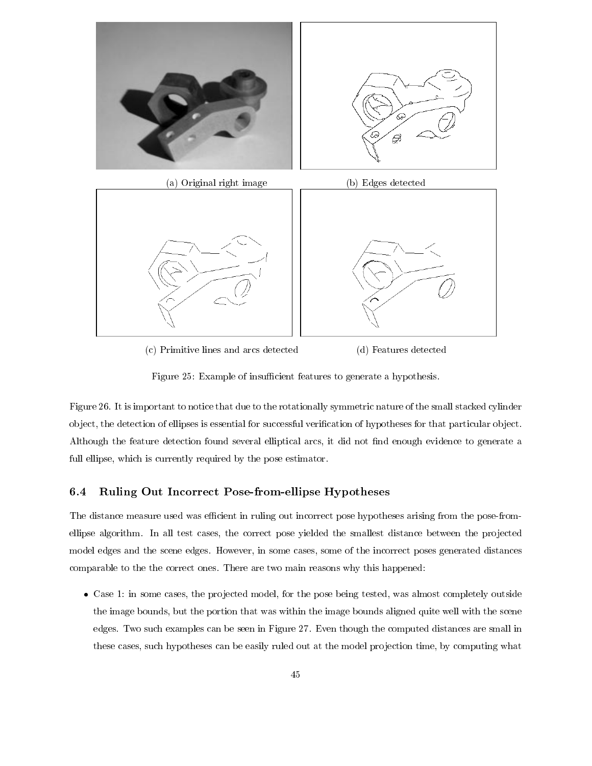(a) Original right image

(b) Edges detected

(c) Primitive lines and arcs detected

(d) Features detected

Figure 25: Example of insufficient features to generate a hypothesis.

Figure 26. It is important to notice that due to the rotationally symmetric nature of the small stacked cylinder object, the detection of ellipses is essential for successful verification of hypotheses for that particular object. Although the feature detection found several elliptical arcs, it did not find enough evidence to generate a full ellipse, which is currently required by the pose estimator.

### 6.4 Ruling Out Incorrect Pose-from-ellipse Hypotheses

The distance measure used was efficient in ruling out incorrect pose hypotheses arising from the pose-from-ellipse algorithm. In all test cases, the correct pose yielded the smallest distance between the projected model edges and the scene edges. However, in some cases, some of the incorrect poses generated distances comparable to the the correct ones. There are two main reasons why this happened:

- Case 1: in some cases, the projected model, for the pose being tested, was almost completely outside the image bounds, but the portion that was within the image bounds aligned quite well with the scene edges. Two such examples can be seen in Figure 27. Even though the computed distances are small in these cases, such hypotheses can be easily ruled out at the model projection time, by computing what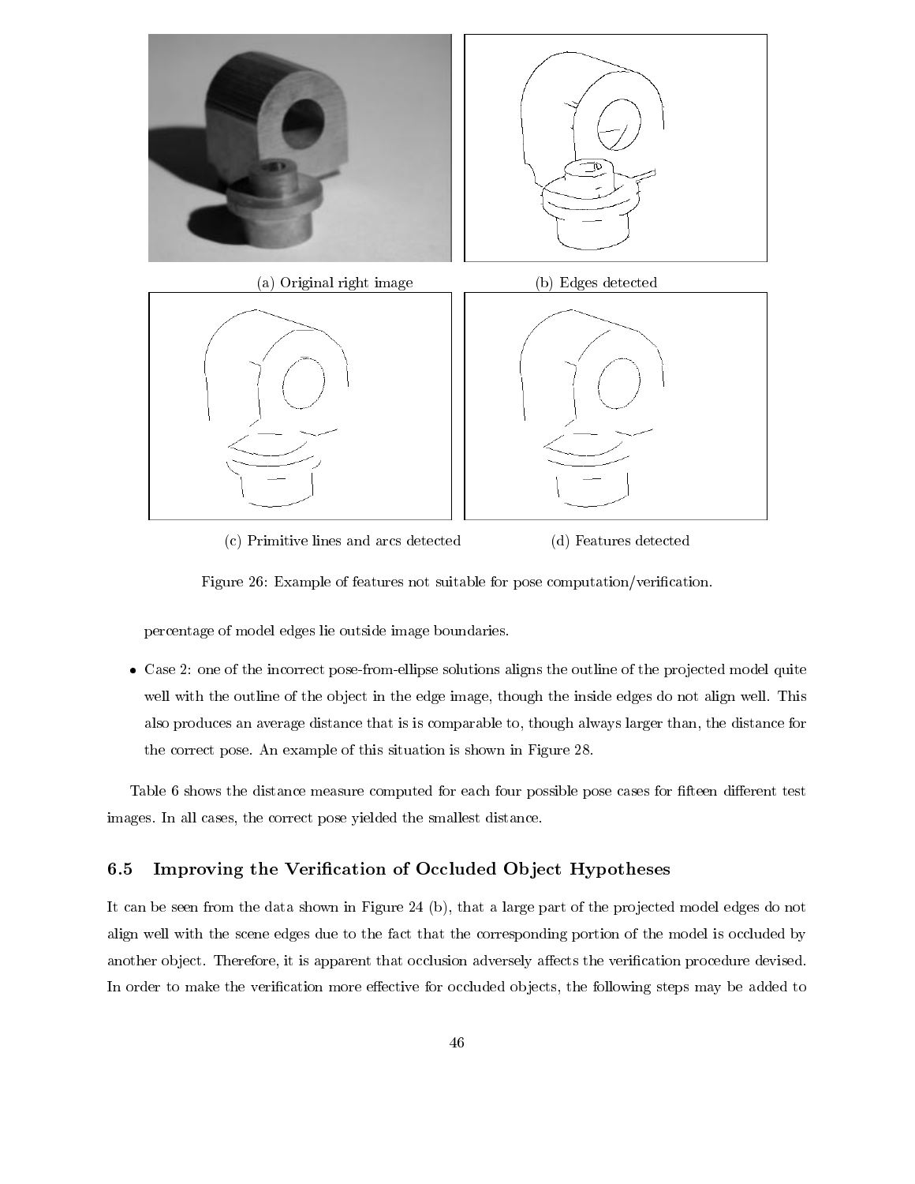(a) Original right image

(b) Edges detected

(c) Primitive lines and arcs detected

(d) Features detected

Figure 26: Example of features not suitable for pose computation/verification.

percentage of model edges lie outside image boundaries.

- Case 2: one of the incorrect pose-from-ellipse solutions aligns the outline of the projected model quite well with the outline of the object in the edge image, though the inside edges do not align well. This also produces an average distance that is is comparable to, though always larger than, the distance for the correct pose. An example of this situation is shown in Figure 28.

Table 6 shows the distance measure computed for each four possible pose cases for fifteen different test images. In all cases, the correct pose yielded the smallest distance.

### 6.5 Improving the Verification of Occluded Object Hypotheses

It can be seen from the data shown in Figure 24 (b), that a large part of the projected model edges do not align well with the scene edges due to the fact that the corresponding portion of the model is occluded by another object. Therefore, it is apparent that occlusion adversely affects the verification procedure devised. In order to make the verification more effective for occluded objects, the following steps may be added to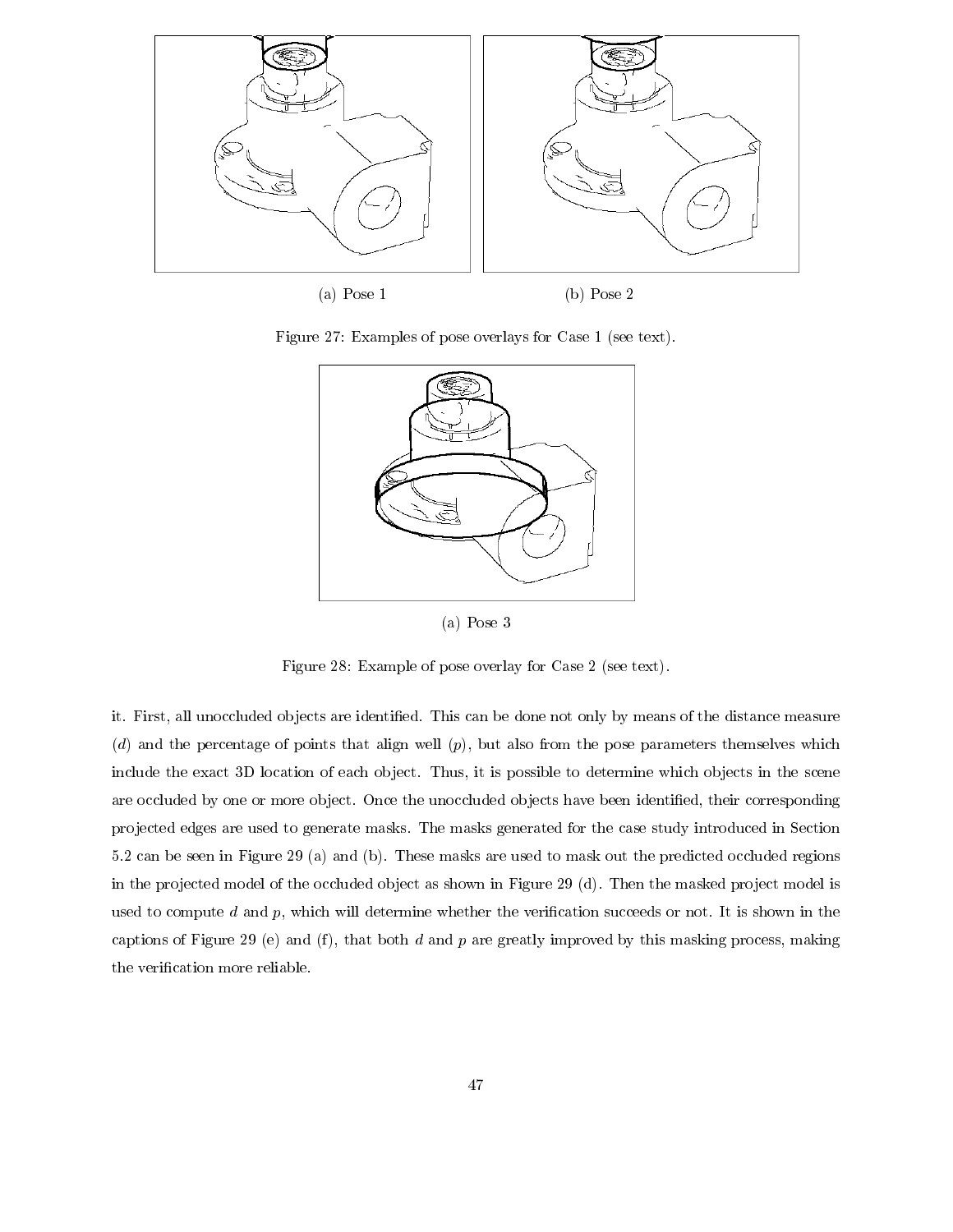(a) Pose 1

(b) Pose 2

Figure 27: Examples of pose overlays for Case 1 (see text).

(a) Pose 3

Figure 28: Example of pose overlay for Case 2 (see text).

it. First, all unoccluded objects are identified. This can be done not only by means of the distance measure ($d$) and the percentage of points that align well ($p$), but also from the pose parameters themselves which include the exact 3D location of each object. Thus, it is possible to determine which objects in the scene are occluded by one or more object. Once the unoccluded objects have been identified, their corresponding projected edges are used to generate masks. The masks generated for the case study introduced in Section 5.2 can be seen in Figure 29 (a) and (b). These masks are used to mask out the predicted occluded regions in the projected model of the occluded object as shown in Figure 29 (d). Then the masked project model is used to compute $d$ and $p$, which will determine whether the verification succeeds or not. It is shown in the captions of Figure 29 (e) and (f), that both $d$ and $p$ are greatly improved by this masking process, making the verification more reliable.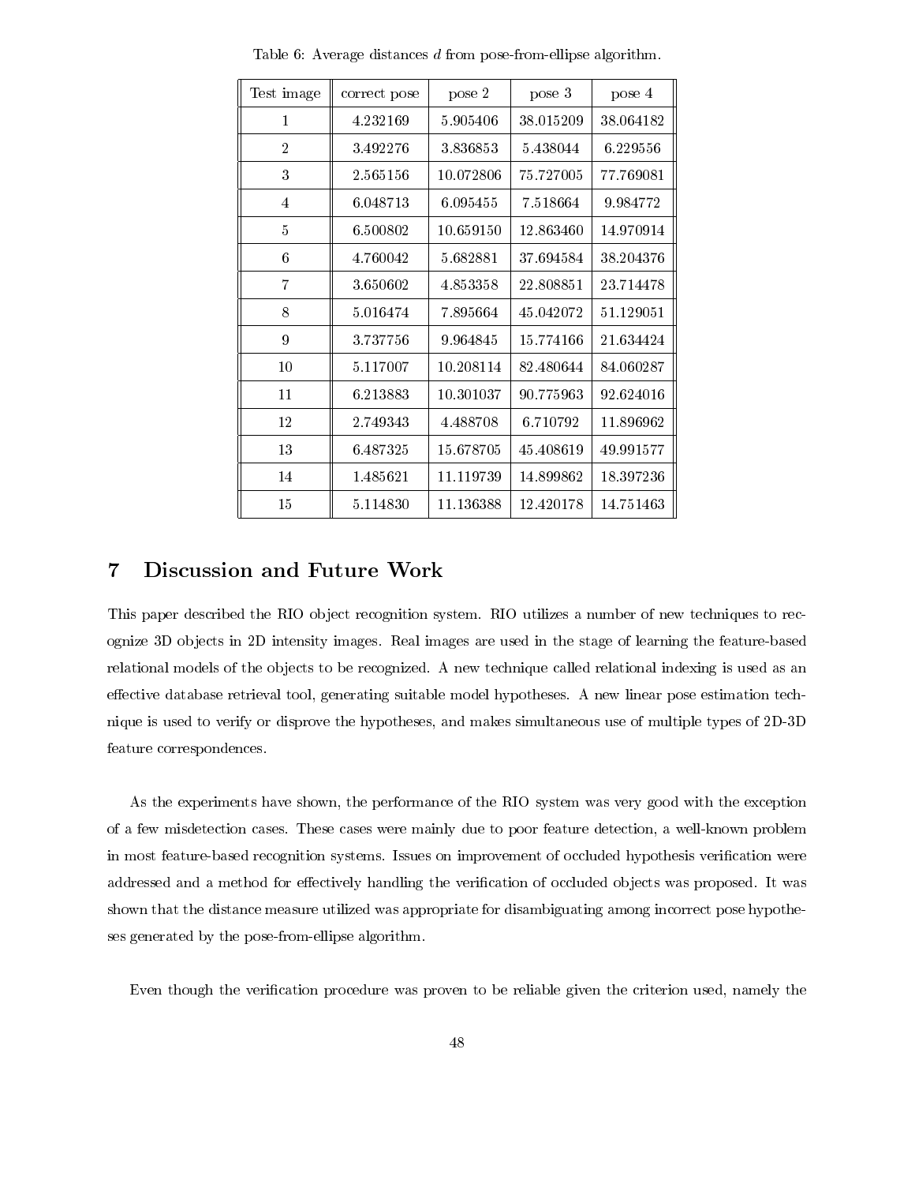Table 6: Average distances $d$ from pose-from-ellipse algorithm.

| Test image | correct pose | pose 2 | pose 3 | pose 4 |
|---|---|---|---|---|
| 1 | 4.232169 | 5.905406 | 38.015209 | 38.064182 |
| 2 | 3.492276 | 3.836853 | 5.438044 | 6.229556 |
| 3 | 2.565156 | 10.072806 | 75.727005 | 77.769081 |
| 4 | 6.048713 | 6.095455 | 7.518664 | 9.984772 |
| 5 | 6.500802 | 10.659150 | 12.863460 | 14.970914 |
| 6 | 4.760042 | 5.682881 | 37.694584 | 38.204376 |
| 7 | 3.650602 | 4.853358 | 22.808851 | 23.714478 |
| 8 | 5.016474 | 7.895664 | 45.042072 | 51.129051 |
| 9 | 3.737756 | 9.964845 | 15.774166 | 21.634424 |
| 10 | 5.117007 | 10.208114 | 82.480644 | 84.060287 |
| 11 | 6.213883 | 10.301037 | 90.775963 | 92.624016 |
| 12 | 2.749343 | 4.488708 | 6.710792 | 11.896962 |
| 13 | 6.487325 | 15.678705 | 45.408619 | 49.991577 |
| 14 | 1.485621 | 11.119739 | 14.899862 | 18.397236 |
| 15 | 5.114830 | 11.136388 | 12.420178 | 14.751463 |

# 7 Discussion and Future Work

This paper described the RIO object recognition system. RIO utilizes a number of new techniques to recognize 3D objects in 2D intensity images. Real images are used in the stage of learning the feature-based relational models of the objects to be recognized. A new technique called relational indexing is used as an effective database retrieval tool, generating suitable model hypotheses. A new linear pose estimation technique is used to verify or disprove the hypotheses, and makes simultaneous use of multiple types of 2D-3D feature correspondences.

As the experiments have shown, the performance of the RIO system was very good with the exception of a few misdetection cases. These cases were mainly due to poor feature detection, a well-known problem in most feature-based recognition systems. Issues on improvement of occluded hypothesis verification were addressed and a method for effectively handling the verification of occluded objects was proposed. It was shown that the distance measure utilized was appropriate for disambiguating among incorrect pose hypotheses generated by the pose-from-ellipse algorithm.

Even though the verification procedure was proven to be reliable given the criterion used, namely the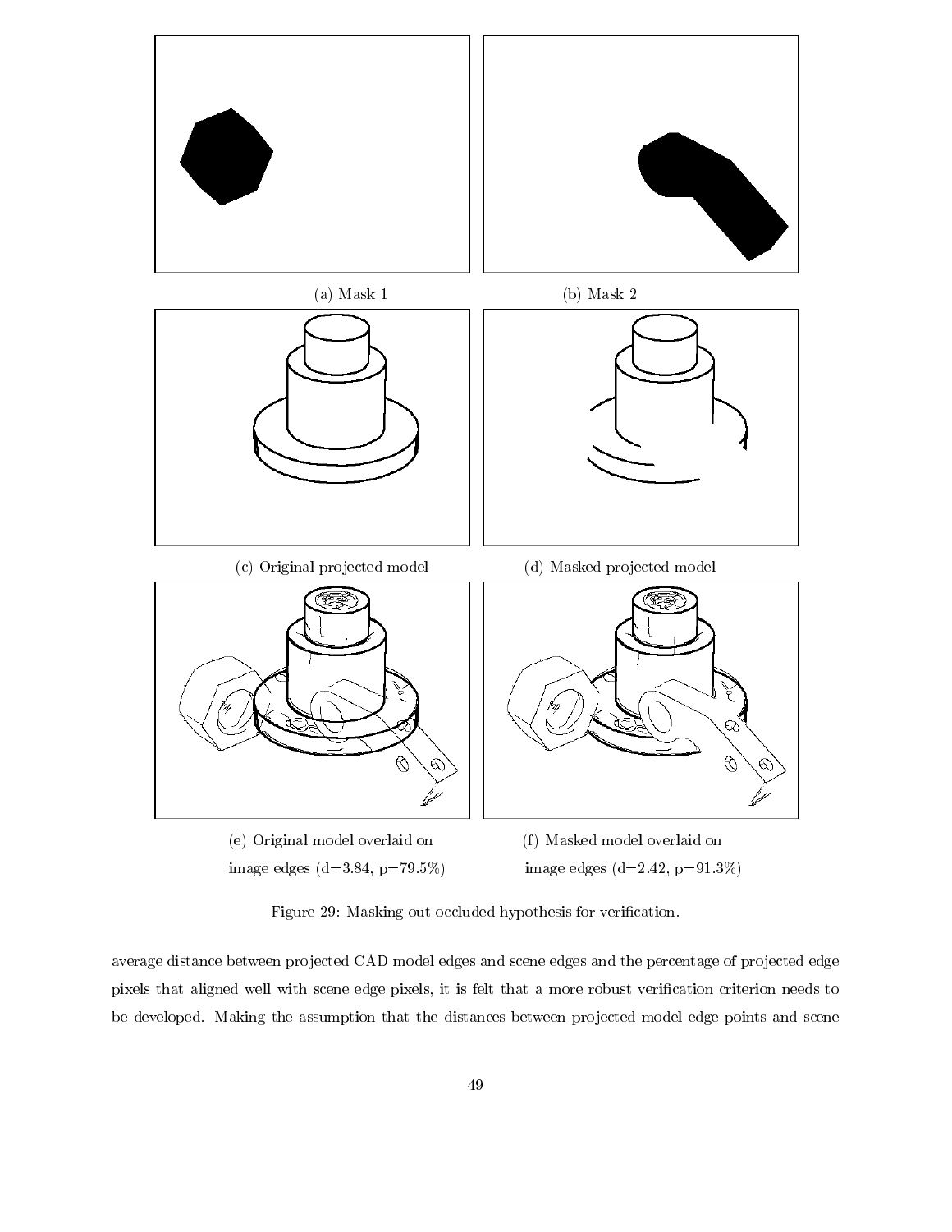(a) Mask 1

(b) Mask 2

(c) Original projected model

(d) Masked projected model

(e) Original model overlaid on image edges (d=3.84, p=79.5%)

(f) Masked model overlaid on image edges (d=2.42, p=91.3%)

Figure 29: Masking out occluded hypothesis for verification.

average distance between projected CAD model edges and scene edges and the percentage of projected edge pixels that aligned well with scene edge pixels, it is felt that a more robust verification criterion needs to be developed. Making the assumption that the distances between projected model edge points and scene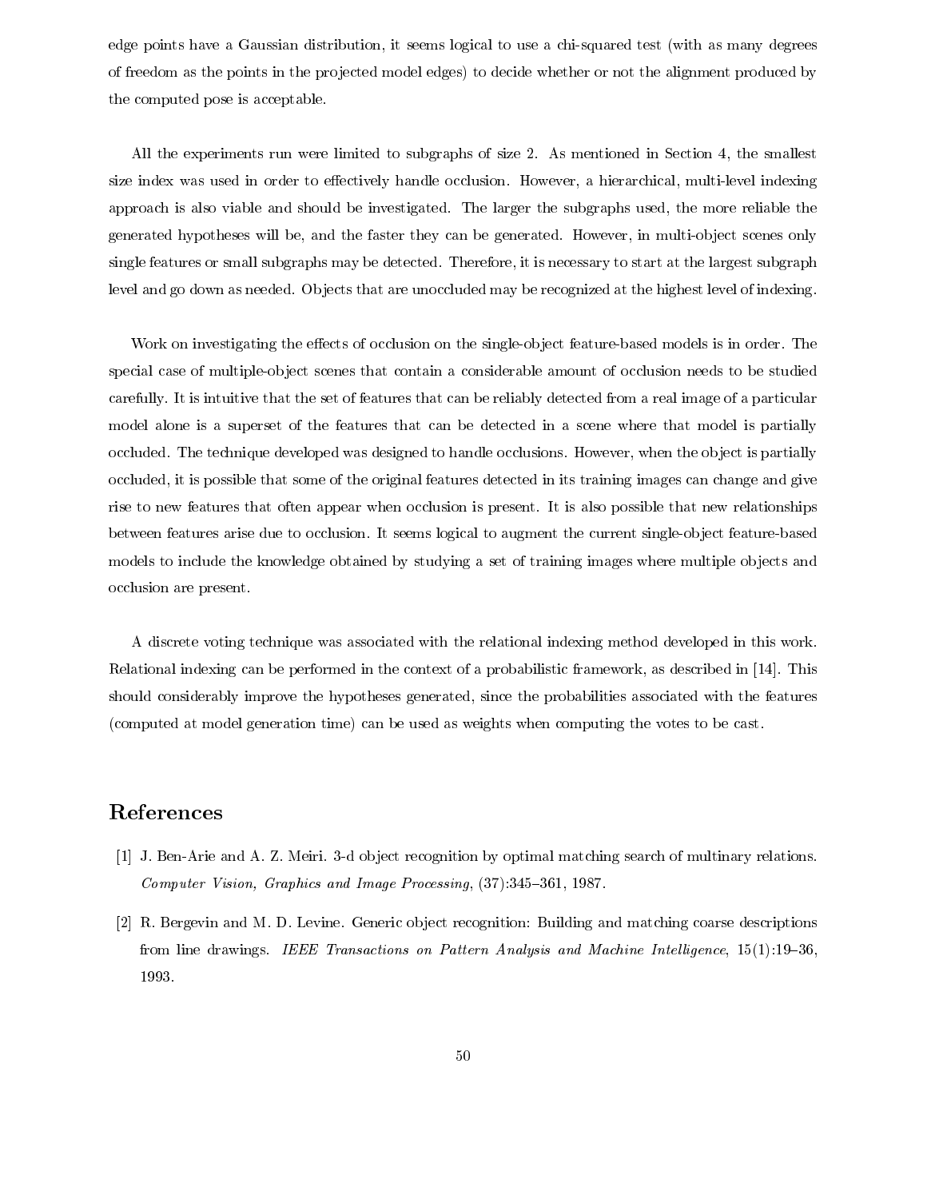edge points have a Gaussian distribution, it seems logical to use a chi-squared test (with as many degrees of freedom as the points in the projected model edges) to decide whether or not the alignment produced by the computed pose is acceptable.

All the experiments run were limited to subgraphs of size 2. As mentioned in Section 4, the smallest size index was used in order to effectively handle occlusion. However, a hierarchical, multi-level indexing approach is also viable and should be investigated. The larger the subgraphs used, the more reliable the generated hypotheses will be, and the faster they can be generated. However, in multi-object scenes only single features or small subgraphs may be detected. Therefore, it is necessary to start at the largest subgraph level and go down as needed. Objects that are unoccluded may be recognized at the highest level of indexing.

Work on investigating the effects of occlusion on the single-object feature-based models is in order. The special case of multiple-object scenes that contain a considerable amount of occlusion needs to be studied carefully. It is intuitive that the set of features that can be reliably detected from a real image of a particular model alone is a superset of the features that can be detected in a scene where that model is partially occluded. The technique developed was designed to handle occlusions. However, when the object is partially occluded, it is possible that some of the original features detected in its training images can change and give rise to new features that often appear when occlusion is present. It is also possible that new relationships between features arise due to occlusion. It seems logical to augment the current single-object feature-based models to include the knowledge obtained by studying a set of training images where multiple objects and occlusion are present.

A discrete voting technique was associated with the relational indexing method developed in this work. Relational indexing can be performed in the context of a probabilistic framework, as described in [14]. This should considerably improve the hypotheses generated, since the probabilities associated with the features (computed at model generation time) can be used as weights when computing the votes to be cast.

# References

[1] J. Ben-Arie and A. Z. Meiri. 3-d object recognition by optimal matching search of multinary relations. *Computer Vision, Graphics and Image Processing*, (37):345–361, 1987.

[2] R. Bergevin and M. D. Levine. Generic object recognition: Building and matching coarse descriptions from line drawings. *IEEE Transactions on Pattern Analysis and Machine Intelligence*, 15(1):19–36, 1993.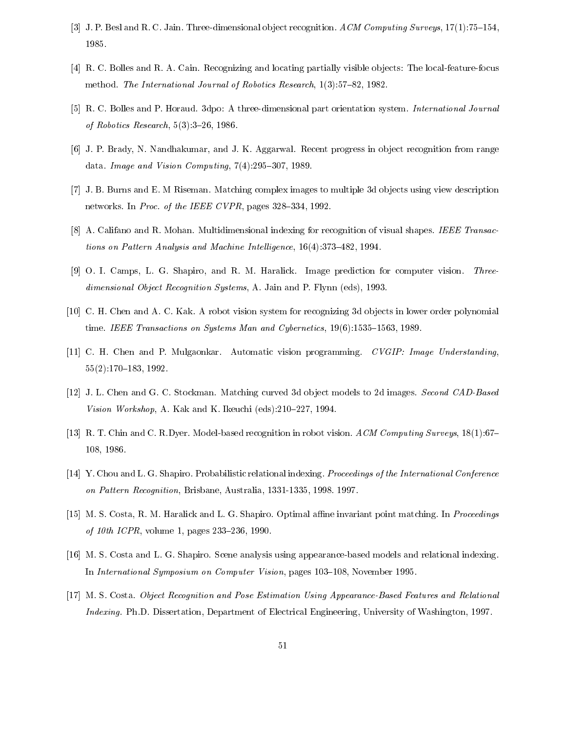[3] J. P. Besl and R. C. Jain. Three-dimensional object recognition. *ACM Computing Surveys*, 17(1):75–154, 1985.

[4] R. C. Bolles and R. A. Cain. Recognizing and locating partially visible objects: The local-feature-focus method. *The International Journal of Robotics Research*, 1(3):57–82, 1982.

[5] R. C. Bolles and P. Horaud. 3dpo: A three-dimensional part orientation system. *International Journal of Robotics Research*, 5(3):3–26, 1986.

[6] J. P. Brady, N. Nandhakumar, and J. K. Aggarwal. Recent progress in object recognition from range data. *Image and Vision Computing*, 7(4):295–307, 1989.

[7] J. B. Burns and E. M Riseman. Matching complex images to multiple 3d objects using view description networks. In *Proc. of the IEEE CVPR*, pages 328–334, 1992.

[8] A. Califano and R. Mohan. Multidimensional indexing for recognition of visual shapes. *IEEE Transactions on Pattern Analysis and Machine Intelligence*, 16(4):373–482, 1994.

[9] O. I. Camps, L. G. Shapiro, and R. M. Haralick. Image prediction for computer vision. *Three-dimensional Object Recognition Systems*, A. Jain and P. Flynn (eds), 1993.

[10] C. H. Chen and A. C. Kak. A robot vision system for recognizing 3d objects in lower order polynomial time. *IEEE Transactions on Systems Man and Cybernetics*, 19(6):1535–1563, 1989.

[11] C. H. Chen and P. Mulgaonkar. Automatic vision programming. *CVGIP: Image Understanding*, 55(2):170–183, 1992.

[12] J. L. Chen and G. C. Stockman. Matching curved 3d object models to 2d images. *Second CAD-Based Vision Workshop*, A. Kak and K. Ikeuchi (eds):210–227, 1994.

[13] R. T. Chin and C. R.Dyer. Model-based recognition in robot vision. *ACM Computing Surveys*, 18(1):67–108, 1986.

[14] Y. Chou and L. G. Shapiro. Probabilistic relational indexing. *Proceedings of the International Conference on Pattern Recognition*, Brisbane, Australia, 1331-1335, 1998. 1997.

[15] M. S. Costa, R. M. Haralick and L. G. Shapiro. Optimal affine invariant point matching. In *Proceedings of 10th ICPR*, volume 1, pages 233–236, 1990.

[16] M. S. Costa and L. G. Shapiro. Scene analysis using appearance-based models and relational indexing. In *International Symposium on Computer Vision*, pages 103–108, November 1995.

[17] M. S. Costa. *Object Recognition and Pose Estimation Using Appearance-Based Features and Relational Indexing*. Ph.D. Dissertation, Department of Electrical Engineering, University of Washington, 1997.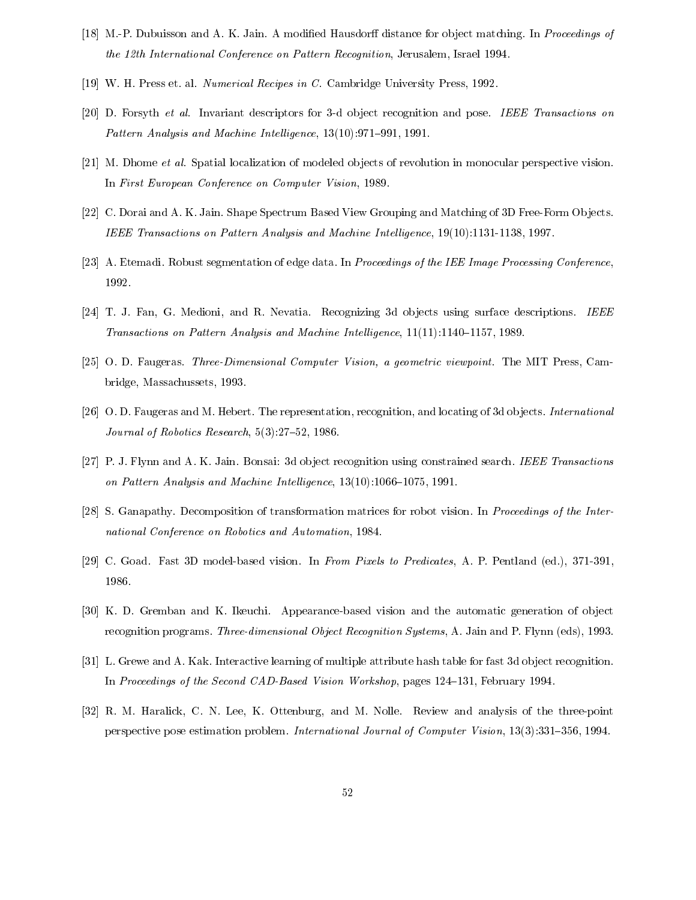[18] M.-P. Dubuisson and A. K. Jain. A modified Hausdorff distance for object matching. In *Proceedings of the 12th International Conference on Pattern Recognition*, Jerusalem, Israel 1994.

[19] W. H. Press et. al. *Numerical Recipes in C*. Cambridge University Press, 1992.

[20] D. Forsyth *et al*. Invariant descriptors for 3-d object recognition and pose. *IEEE Transactions on Pattern Analysis and Machine Intelligence*, 13(10):971–991, 1991.

[21] M. Dhome *et al*. Spatial localization of modeled objects of revolution in monocular perspective vision. In *First European Conference on Computer Vision*, 1989.

[22] C. Dorai and A. K. Jain. Shape Spectrum Based View Grouping and Matching of 3D Free-Form Objects. *IEEE Transactions on Pattern Analysis and Machine Intelligence*, 19(10):1131-1138, 1997.

[23] A. Etemadi. Robust segmentation of edge data. In *Proceedings of the IEE Image Processing Conference*, 1992.

[24] T. J. Fan, G. Medioni, and R. Nevatia. Recognizing 3d objects using surface descriptions. *IEEE Transactions on Pattern Analysis and Machine Intelligence*, 11(11):1140–1157, 1989.

[25] O. D. Faugeras. *Three-Dimensional Computer Vision, a geometric viewpoint.* The MIT Press, Cambridge, Massachussets, 1993.

[26] O. D. Faugeras and M. Hebert. The representation, recognition, and locating of 3d objects. *International Journal of Robotics Research*, 5(3):27–52, 1986.

[27] P. J. Flynn and A. K. Jain. Bonsai: 3d object recognition using constrained search. *IEEE Transactions on Pattern Analysis and Machine Intelligence*, 13(10):1066–1075, 1991.

[28] S. Ganapathy. Decomposition of transformation matrices for robot vision. In *Proceedings of the International Conference on Robotics and Automation*, 1984.

[29] C. Goad. Fast 3D model-based vision. In *From Pixels to Predicates*, A. P. Pentland (ed.), 371-391, 1986.

[30] K. D. Gremban and K. Ikeuchi. Appearance-based vision and the automatic generation of object recognition programs. *Three-dimensional Object Recognition Systems*, A. Jain and P. Flynn (eds), 1993.

[31] L. Grewe and A. Kak. Interactive learning of multiple attribute hash table for fast 3d object recognition. In *Proceedings of the Second CAD-Based Vision Workshop*, pages 124–131, February 1994.

[32] R. M. Haralick, C. N. Lee, K. Ottenburg, and M. Nolle. Review and analysis of the three-point perspective pose estimation problem. *International Journal of Computer Vision*, 13(3):331–356, 1994.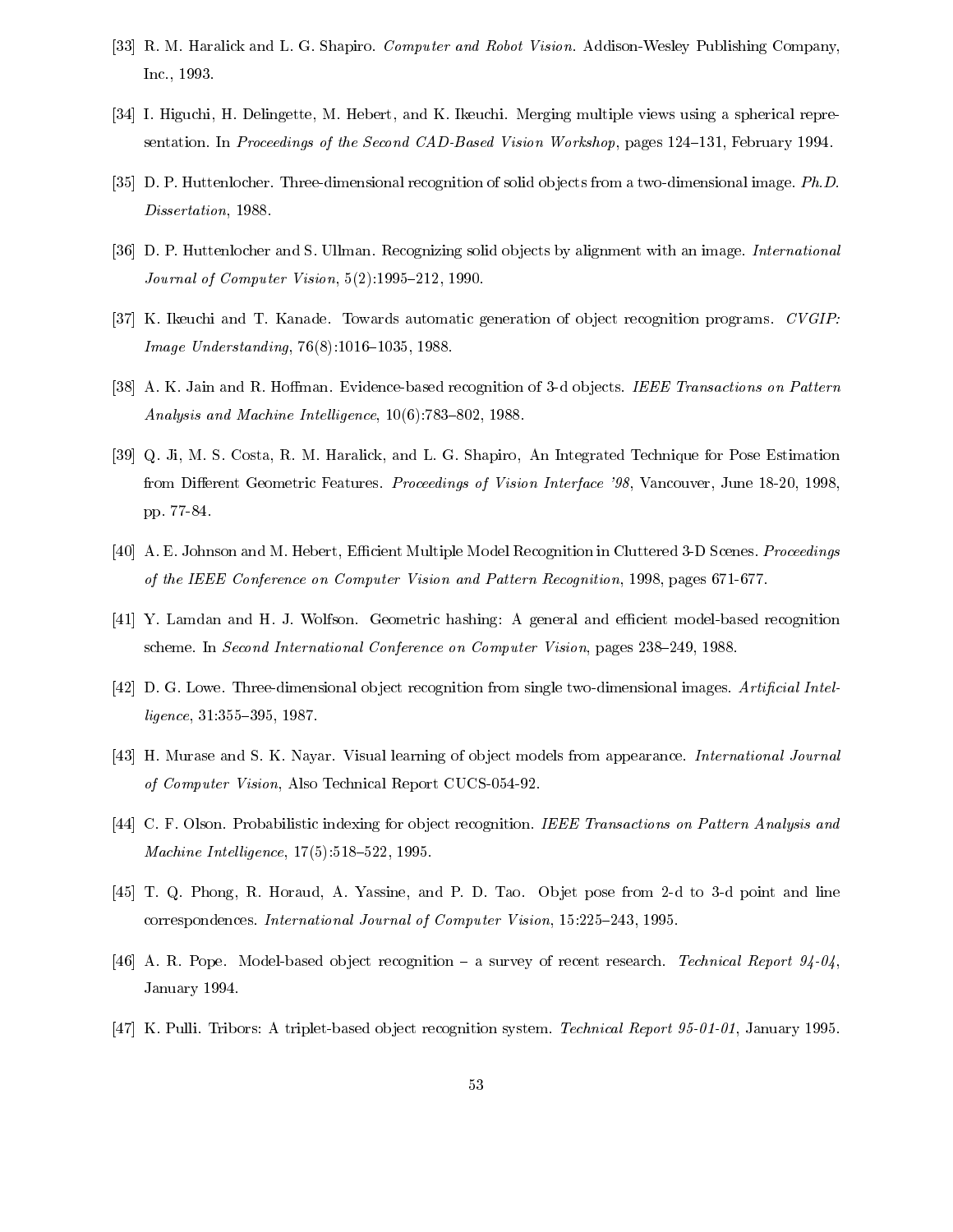[33] R. M. Haralick and L. G. Shapiro. *Computer and Robot Vision.* Addison-Wesley Publishing Company, Inc., 1993.

[34] I. Higuchi, H. Delingette, M. Hebert, and K. Ikeuchi. Merging multiple views using a spherical representation. In *Proceedings of the Second CAD-Based Vision Workshop*, pages 124–131, February 1994.

[35] D. P. Huttenlocher. Three-dimensional recognition of solid objects from a two-dimensional image. *Ph.D. Dissertation*, 1988.

[36] D. P. Huttenlocher and S. Ullman. Recognizing solid objects by alignment with an image. *International Journal of Computer Vision*, 5(2):1995–212, 1990.

[37] K. Ikeuchi and T. Kanade. Towards automatic generation of object recognition programs. *CVGIP: Image Understanding*, 76(8):1016–1035, 1988.

[38] A. K. Jain and R. Hoffman. Evidence-based recognition of 3-d objects. *IEEE Transactions on Pattern Analysis and Machine Intelligence*, 10(6):783–802, 1988.

[39] Q. Ji, M. S. Costa, R. M. Haralick, and L. G. Shapiro, An Integrated Technique for Pose Estimation from Different Geometric Features. *Proceedings of Vision Interface '98*, Vancouver, June 18-20, 1998, pp. 77-84.

[40] A. E. Johnson and M. Hebert, Efficient Multiple Model Recognition in Cluttered 3-D Scenes. *Proceedings of the IEEE Conference on Computer Vision and Pattern Recognition*, 1998, pages 671-677.

[41] Y. Lamdan and H. J. Wolfson. Geometric hashing: A general and efficient model-based recognition scheme. In *Second International Conference on Computer Vision*, pages 238–249, 1988.

[42] D. G. Lowe. Three-dimensional object recognition from single two-dimensional images. *Artificial Intelligence*, 31:355–395, 1987.

[43] H. Murase and S. K. Nayar. Visual learning of object models from appearance. *International Journal of Computer Vision*, Also Technical Report CUCS-054-92.

[44] C. F. Olson. Probabilistic indexing for object recognition. *IEEE Transactions on Pattern Analysis and Machine Intelligence*, 17(5):518–522, 1995.

[45] T. Q. Phong, R. Horaud, A. Yassine, and P. D. Tao. Objet pose from 2-d to 3-d point and line correspondences. *International Journal of Computer Vision*, 15:225–243, 1995.

[46] A. R. Pope. Model-based object recognition – a survey of recent research. *Technical Report 94-04*, January 1994.

[47] K. Pulli. Tribors: A triplet-based object recognition system. *Technical Report 95-01-01*, January 1995.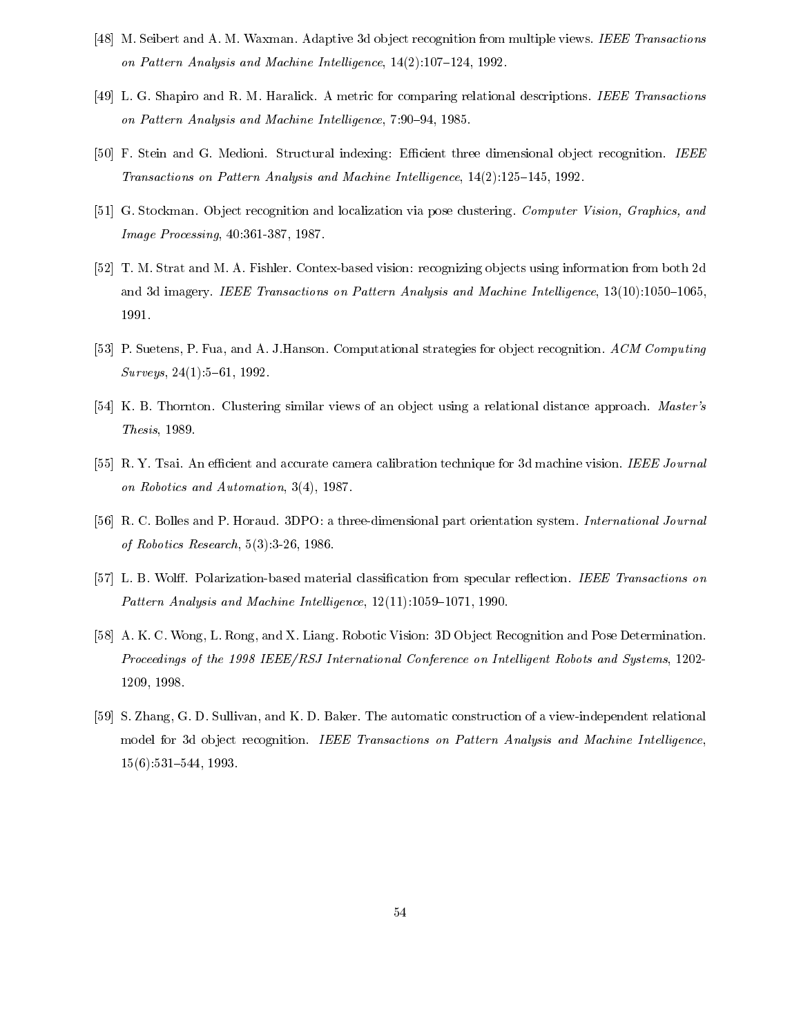[48] M. Seibert and A. M. Waxman. Adaptive 3d object recognition from multiple views. *IEEE Transactions on Pattern Analysis and Machine Intelligence*, 14(2):107–124, 1992.

[49] L. G. Shapiro and R. M. Haralick. A metric for comparing relational descriptions. *IEEE Transactions on Pattern Analysis and Machine Intelligence*, 7:90–94, 1985.

[50] F. Stein and G. Medioni. Structural indexing: Efficient three dimensional object recognition. *IEEE Transactions on Pattern Analysis and Machine Intelligence*, 14(2):125–145, 1992.

[51] G. Stockman. Object recognition and localization via pose clustering. *Computer Vision, Graphics, and Image Processing*, 40:361-387, 1987.

[52] T. M. Strat and M. A. Fishler. Contex-based vision: recognizing objects using information from both 2d and 3d imagery. *IEEE Transactions on Pattern Analysis and Machine Intelligence*, 13(10):1050–1065, 1991.

[53] P. Suetens, P. Fua, and A. J.Hanson. Computational strategies for object recognition. *ACM Computing Surveys*, 24(1):5–61, 1992.

[54] K. B. Thornton. Clustering similar views of an object using a relational distance approach. *Master's Thesis*, 1989.

[55] R. Y. Tsai. An efficient and accurate camera calibration technique for 3d machine vision. *IEEE Journal on Robotics and Automation*, 3(4), 1987.

[56] R. C. Bolles and P. Horaud. 3DPO: a three-dimensional part orientation system. *International Journal of Robotics Research*, 5(3):3-26, 1986.

[57] L. B. Wolff. Polarization-based material classification from specular reflection. *IEEE Transactions on Pattern Analysis and Machine Intelligence*, 12(11):1059–1071, 1990.

[58] A. K. C. Wong, L. Rong, and X. Liang. Robotic Vision: 3D Object Recognition and Pose Determination. *Proceedings of the 1998 IEEE/RSJ International Conference on Intelligent Robots and Systems*, 1202-1209, 1998.

[59] S. Zhang, G. D. Sullivan, and K. D. Baker. The automatic construction of a view-independent relational model for 3d object recognition. *IEEE Transactions on Pattern Analysis and Machine Intelligence*, 15(6):531–544, 1993.